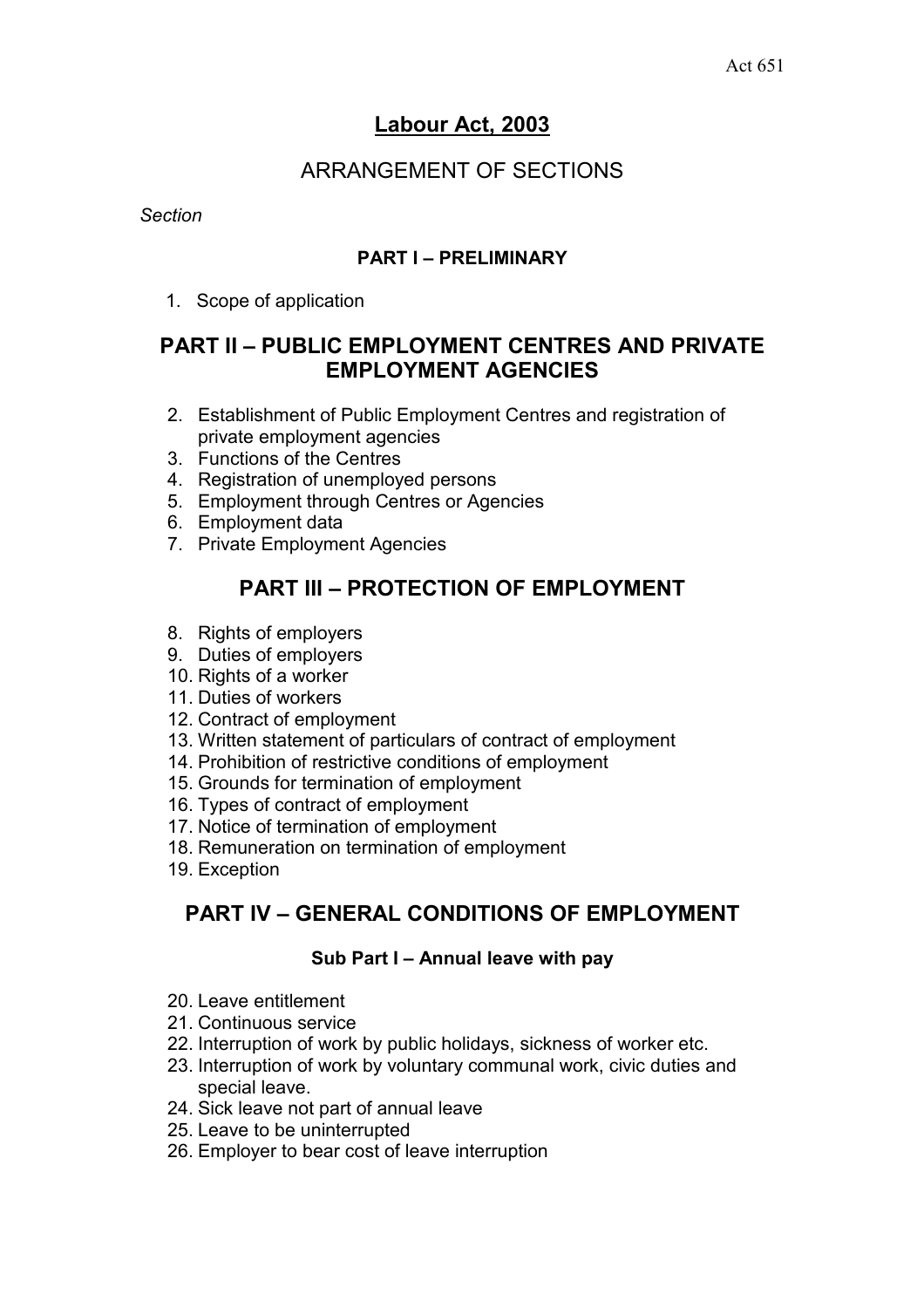Act 651

# Labour Act, 2003

## ARRANGEMENT OF SECTIONS

*Section*

### PART I – PRELIMINARY

1. Scope of application

## PART II – PUBLIC EMPLOYMENT CENTRES AND PRIVATE EMPLOYMENT AGENCIES

2. Establishment of Public Employment Centres and registration of private employment agencies
3. Functions of the Centres
4. Registration of unemployed persons
5. Employment through Centres or Agencies
6. Employment data
7. Private Employment Agencies

## PART III – PROTECTION OF EMPLOYMENT

8. Rights of employers
9. Duties of employers
10. Rights of a worker
11. Duties of workers
12. Contract of employment
13. Written statement of particulars of contract of employment
14. Prohibition of restrictive conditions of employment
15. Grounds for termination of employment
16. Types of contract of employment
17. Notice of termination of employment
18. Remuneration on termination of employment
19. Exception

## PART IV – GENERAL CONDITIONS OF EMPLOYMENT

### Sub Part I – Annual leave with pay

20. Leave entitlement
21. Continuous service
22. Interruption of work by public holidays, sickness of worker etc.
23. Interruption of work by voluntary communal work, civic duties and special leave.
24. Sick leave not part of annual leave
25. Leave to be uninterrupted
26. Employer to bear cost of leave interruption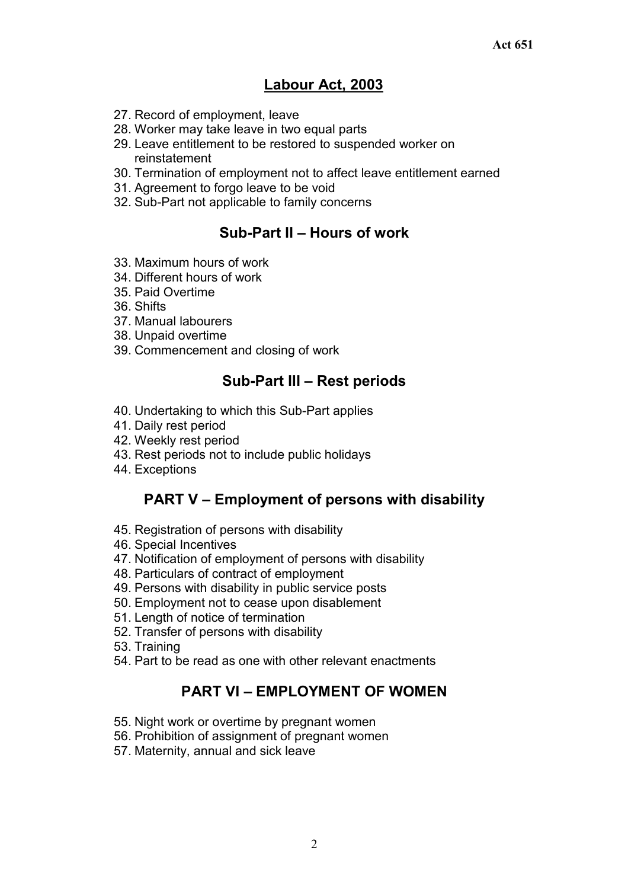# Labour Act, 2003

27. Record of employment, leave
28. Worker may take leave in two equal parts
29. Leave entitlement to be restored to suspended worker on reinstatement
30. Termination of employment not to affect leave entitlement earned
31. Agreement to forgo leave to be void
32. Sub-Part not applicable to family concerns

## Sub-Part II – Hours of work

33. Maximum hours of work
34. Different hours of work
35. Paid Overtime
36. Shifts
37. Manual labourers
38. Unpaid overtime
39. Commencement and closing of work

## Sub-Part III – Rest periods

40. Undertaking to which this Sub-Part applies
41. Daily rest period
42. Weekly rest period
43. Rest periods not to include public holidays
44. Exceptions

## PART V – Employment of persons with disability

45. Registration of persons with disability
46. Special Incentives
47. Notification of employment of persons with disability
48. Particulars of contract of employment
49. Persons with disability in public service posts
50. Employment not to cease upon disablement
51. Length of notice of termination
52. Transfer of persons with disability
53. Training
54. Part to be read as one with other relevant enactments

## PART VI – EMPLOYMENT OF WOMEN

55. Night work or overtime by pregnant women
56. Prohibition of assignment of pregnant women
57. Maternity, annual and sick leave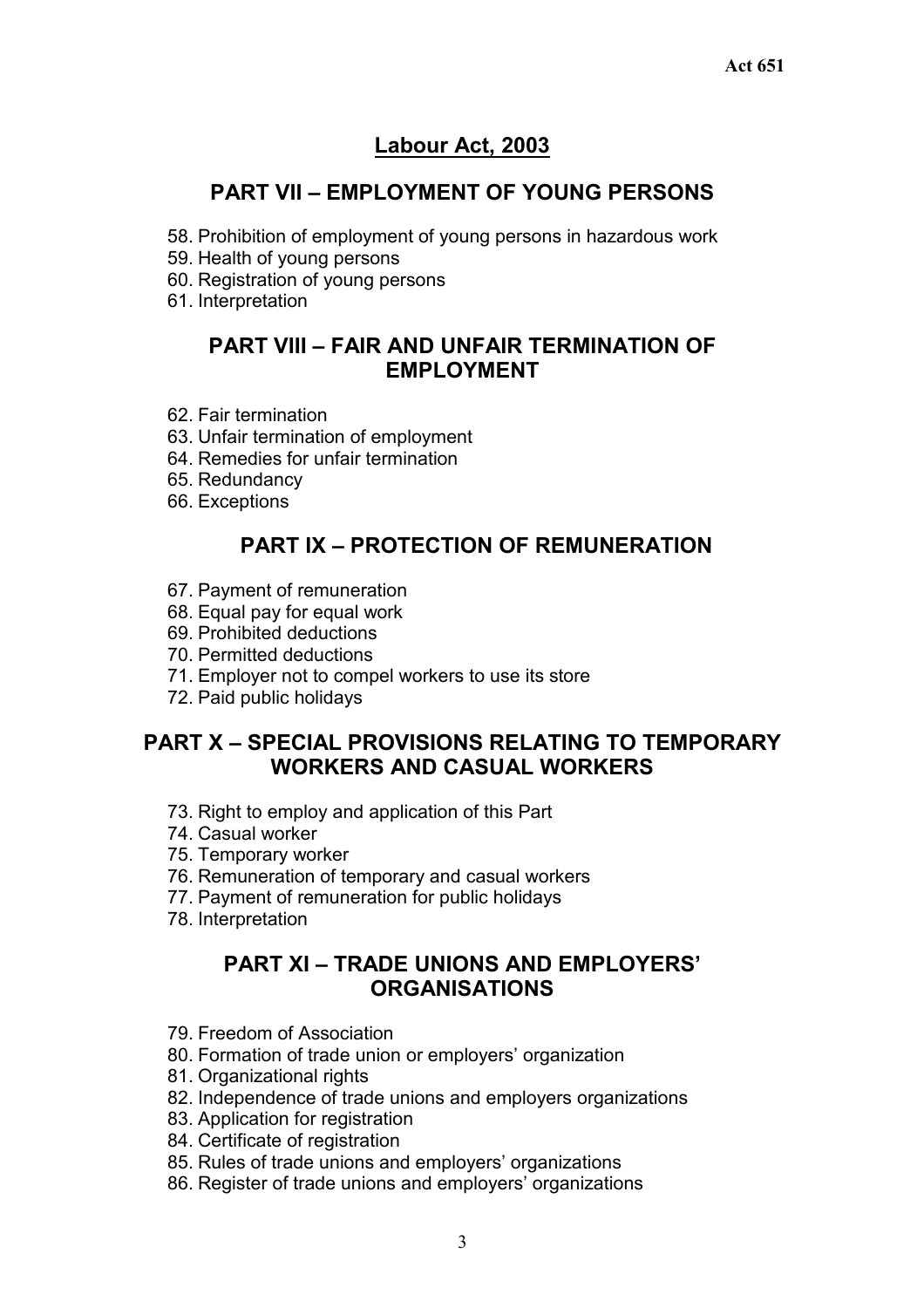## Labour Act, 2003

### PART VII – EMPLOYMENT OF YOUNG PERSONS

58. Prohibition of employment of young persons in hazardous work
59. Health of young persons
60. Registration of young persons
61. Interpretation

### PART VIII – FAIR AND UNFAIR TERMINATION OF EMPLOYMENT

62. Fair termination
63. Unfair termination of employment
64. Remedies for unfair termination
65. Redundancy
66. Exceptions

### PART IX – PROTECTION OF REMUNERATION

67. Payment of remuneration
68. Equal pay for equal work
69. Prohibited deductions
70. Permitted deductions
71. Employer not to compel workers to use its store
72. Paid public holidays

### PART X – SPECIAL PROVISIONS RELATING TO TEMPORARY WORKERS AND CASUAL WORKERS

73. Right to employ and application of this Part
74. Casual worker
75. Temporary worker
76. Remuneration of temporary and casual workers
77. Payment of remuneration for public holidays
78. Interpretation

### PART XI – TRADE UNIONS AND EMPLOYERS' ORGANISATIONS

79. Freedom of Association
80. Formation of trade union or employers' organization
81. Organizational rights
82. Independence of trade unions and employers organizations
83. Application for registration
84. Certificate of registration
85. Rules of trade unions and employers' organizations
86. Register of trade unions and employers' organizations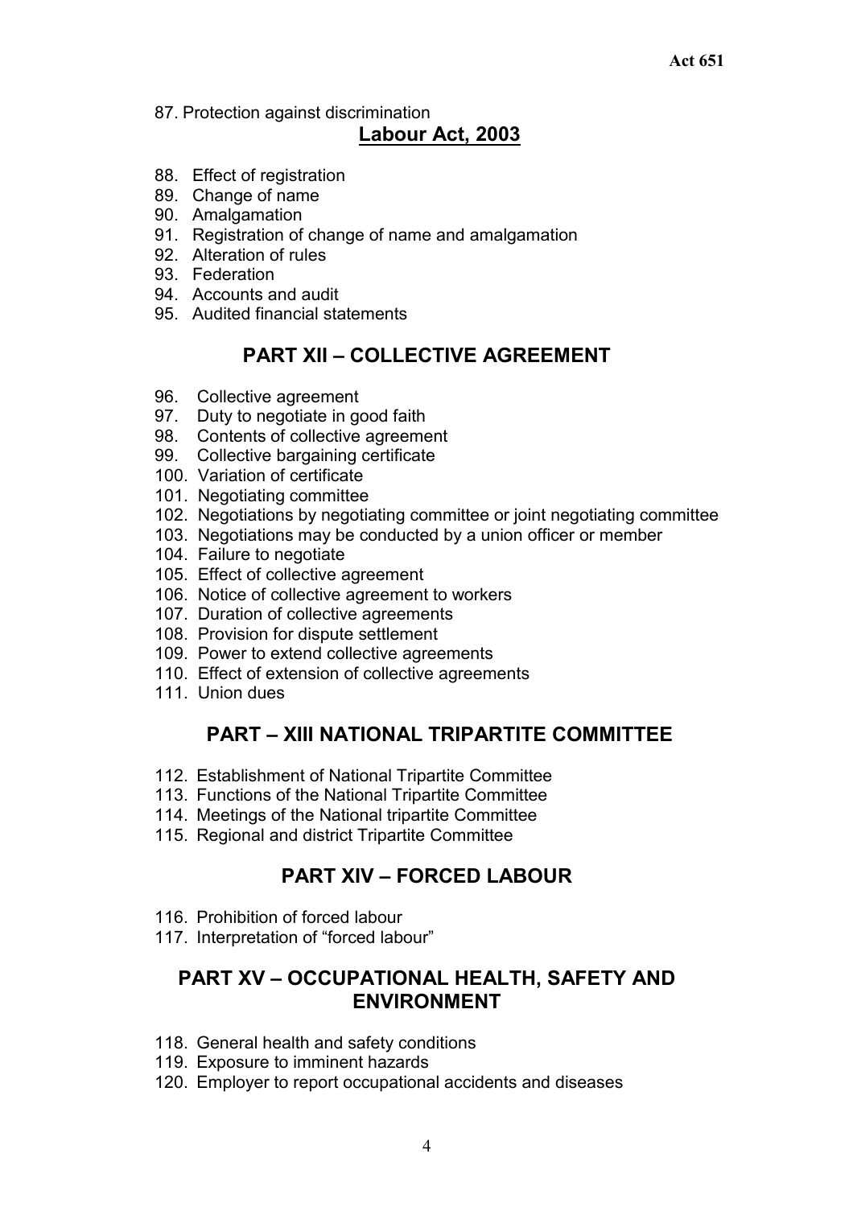87. Protection against discrimination

## Labour Act, 2003

88. Effect of registration
89. Change of name
90. Amalgamation
91. Registration of change of name and amalgamation
92. Alteration of rules
93. Federation
94. Accounts and audit
95. Audited financial statements

## PART XII – COLLECTIVE AGREEMENT

96. Collective agreement
97. Duty to negotiate in good faith
98. Contents of collective agreement
99. Collective bargaining certificate
100. Variation of certificate
101. Negotiating committee
102. Negotiations by negotiating committee or joint negotiating committee
103. Negotiations may be conducted by a union officer or member
104. Failure to negotiate
105. Effect of collective agreement
106. Notice of collective agreement to workers
107. Duration of collective agreements
108. Provision for dispute settlement
109. Power to extend collective agreements
110. Effect of extension of collective agreements
111. Union dues

## PART – XIII NATIONAL TRIPARTITE COMMITTEE

112. Establishment of National Tripartite Committee
113. Functions of the National Tripartite Committee
114. Meetings of the National tripartite Committee
115. Regional and district Tripartite Committee

## PART XIV – FORCED LABOUR

116. Prohibition of forced labour
117. Interpretation of "forced labour"

## PART XV – OCCUPATIONAL HEALTH, SAFETY AND ENVIRONMENT

118. General health and safety conditions
119. Exposure to imminent hazards
120. Employer to report occupational accidents and diseases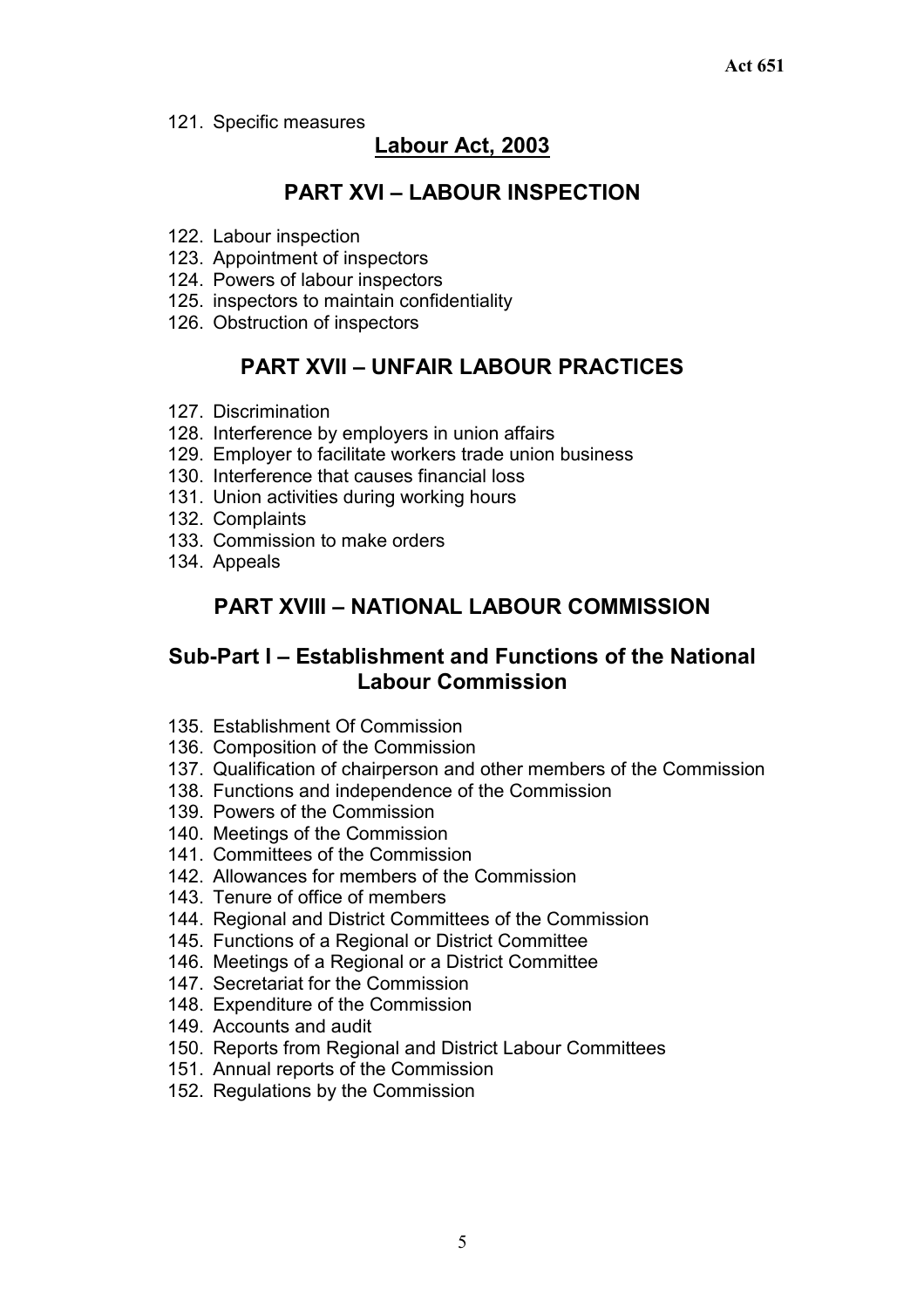121. Specific measures

## Labour Act, 2003

## PART XVI – LABOUR INSPECTION

122. Labour inspection
123. Appointment of inspectors
124. Powers of labour inspectors
125. inspectors to maintain confidentiality
126. Obstruction of inspectors

## PART XVII – UNFAIR LABOUR PRACTICES

127. Discrimination
128. Interference by employers in union affairs
129. Employer to facilitate workers trade union business
130. Interference that causes financial loss
131. Union activities during working hours
132. Complaints
133. Commission to make orders
134. Appeals

## PART XVIII – NATIONAL LABOUR COMMISSION

### Sub-Part I – Establishment and Functions of the National Labour Commission

135. Establishment Of Commission
136. Composition of the Commission
137. Qualification of chairperson and other members of the Commission
138. Functions and independence of the Commission
139. Powers of the Commission
140. Meetings of the Commission
141. Committees of the Commission
142. Allowances for members of the Commission
143. Tenure of office of members
144. Regional and District Committees of the Commission
145. Functions of a Regional or District Committee
146. Meetings of a Regional or a District Committee
147. Secretariat for the Commission
148. Expenditure of the Commission
149. Accounts and audit
150. Reports from Regional and District Labour Committees
151. Annual reports of the Commission
152. Regulations by the Commission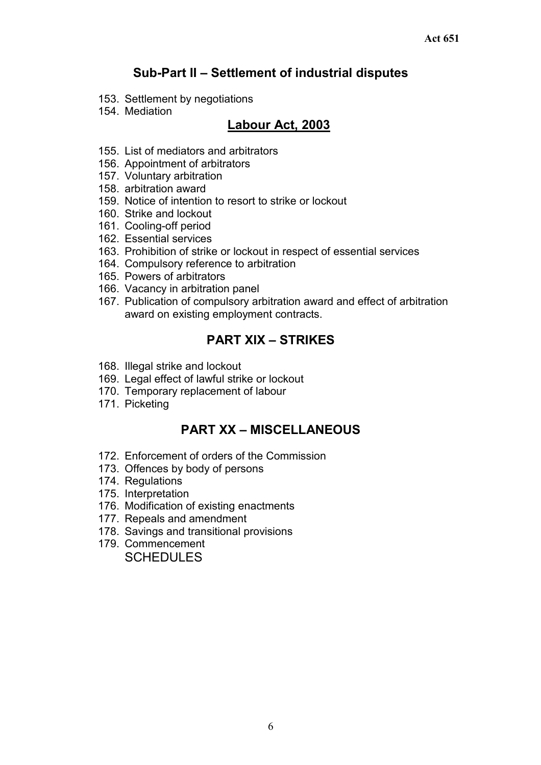## Sub-Part II – Settlement of industrial disputes

153. Settlement by negotiations
154. Mediation

## Labour Act, 2003

155. List of mediators and arbitrators
156. Appointment of arbitrators
157. Voluntary arbitration
158. arbitration award
159. Notice of intention to resort to strike or lockout
160. Strike and lockout
161. Cooling-off period
162. Essential services
163. Prohibition of strike or lockout in respect of essential services
164. Compulsory reference to arbitration
165. Powers of arbitrators
166. Vacancy in arbitration panel
167. Publication of compulsory arbitration award and effect of arbitration award on existing employment contracts.

## PART XIX – STRIKES

168. Illegal strike and lockout
169. Legal effect of lawful strike or lockout
170. Temporary replacement of labour
171. Picketing

## PART XX – MISCELLANEOUS

172. Enforcement of orders of the Commission
173. Offences by body of persons
174. Regulations
175. Interpretation
176. Modification of existing enactments
177. Repeals and amendment
178. Savings and transitional provisions
179. Commencement

SCHEDULES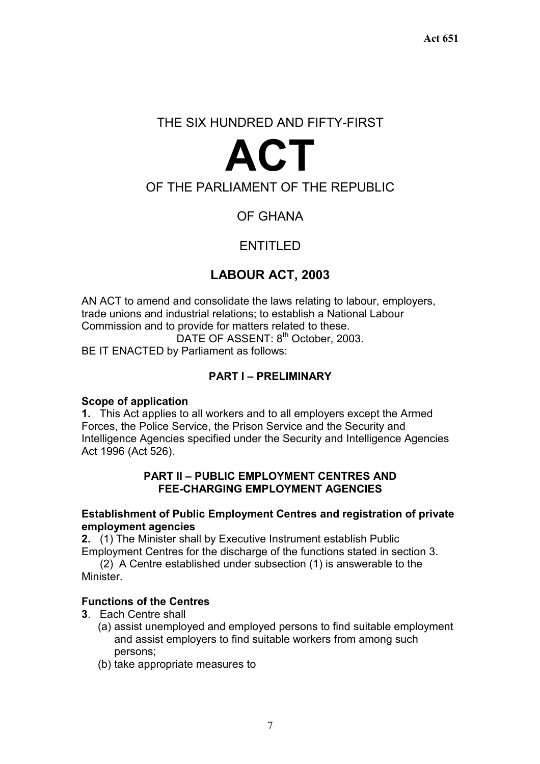THE SIX HUNDRED AND FIFTY-FIRST

# ACT

OF THE PARLIAMENT OF THE REPUBLIC

OF GHANA

ENTITLED

## LABOUR ACT, 2003

AN ACT to amend and consolidate the laws relating to labour, employers, trade unions and industrial relations; to establish a National Labour Commission and to provide for matters related to these.

DATE OF ASSENT: 8th October, 2003.

BE IT ENACTED by Parliament as follows:

### PART I – PRELIMINARY

**Scope of application**

**1.** This Act applies to all workers and to all employers except the Armed Forces, the Police Service, the Prison Service and the Security and Intelligence Agencies specified under the Security and Intelligence Agencies Act 1996 (Act 526).

### PART II – PUBLIC EMPLOYMENT CENTRES AND FEE-CHARGING EMPLOYMENT AGENCIES

**Establishment of Public Employment Centres and registration of private employment agencies**

**2.** (1) The Minister shall by Executive Instrument establish Public Employment Centres for the discharge of the functions stated in section 3.

(2) A Centre established under subsection (1) is answerable to the Minister.

**Functions of the Centres**

**3**. Each Centre shall

(a) assist unemployed and employed persons to find suitable employment and assist employers to find suitable workers from among such persons;

(b) take appropriate measures to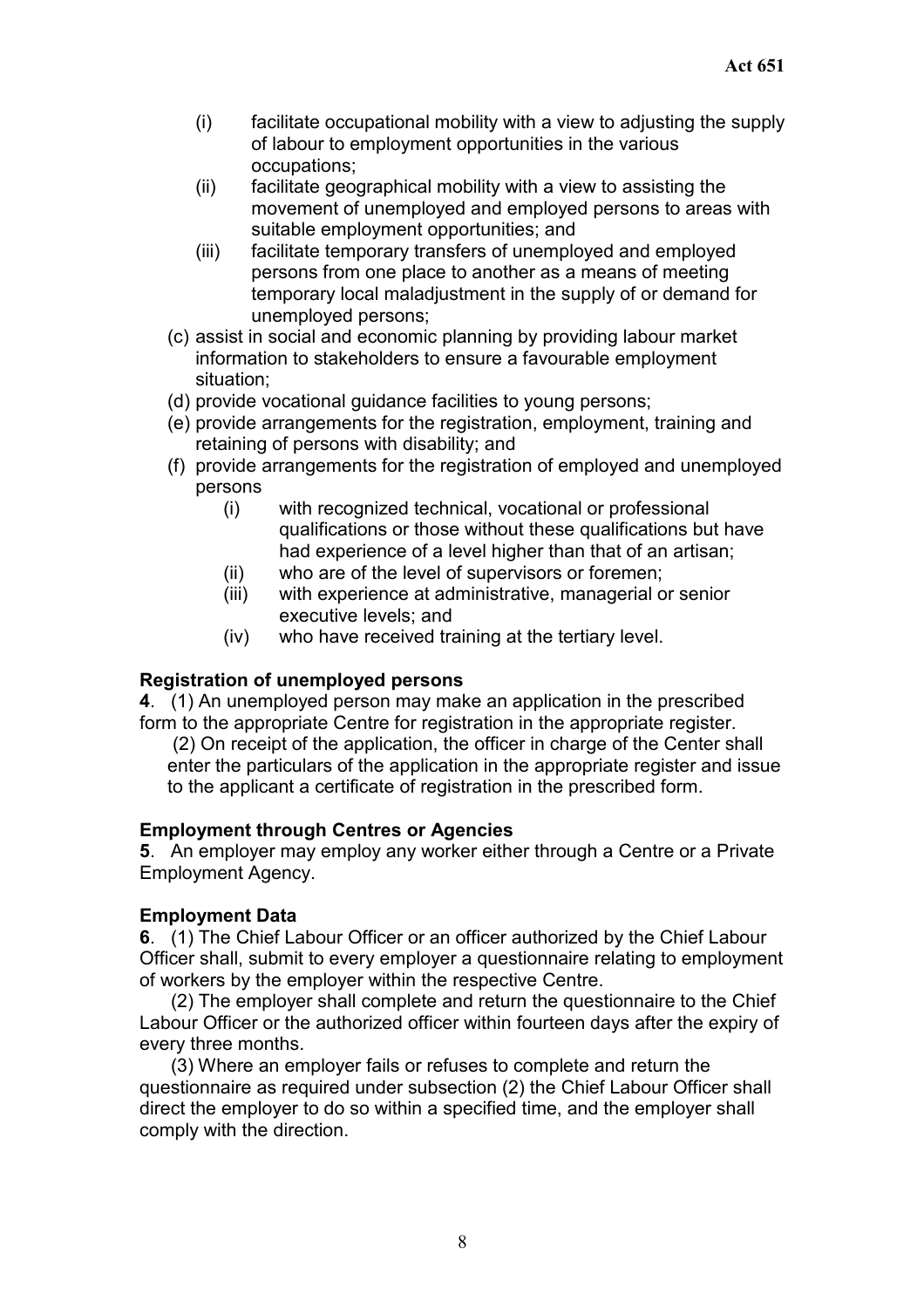(i) facilitate occupational mobility with a view to adjusting the supply of labour to employment opportunities in the various occupations;

(ii) facilitate geographical mobility with a view to assisting the movement of unemployed and employed persons to areas with suitable employment opportunities; and

(iii) facilitate temporary transfers of unemployed and employed persons from one place to another as a means of meeting temporary local maladjustment in the supply of or demand for unemployed persons;

(c) assist in social and economic planning by providing labour market information to stakeholders to ensure a favourable employment situation;

(d) provide vocational guidance facilities to young persons;

(e) provide arrangements for the registration, employment, training and retaining of persons with disability; and

(f) provide arrangements for the registration of employed and unemployed persons

(i) with recognized technical, vocational or professional qualifications or those without these qualifications but have had experience of a level higher than that of an artisan;

(ii) who are of the level of supervisors or foremen;

(iii) with experience at administrative, managerial or senior executive levels; and

(iv) who have received training at the tertiary level.

**Registration of unemployed persons**

**4**. (1) An unemployed person may make an application in the prescribed form to the appropriate Centre for registration in the appropriate register.

(2) On receipt of the application, the officer in charge of the Center shall enter the particulars of the application in the appropriate register and issue to the applicant a certificate of registration in the prescribed form.

**Employment through Centres or Agencies**

**5**. An employer may employ any worker either through a Centre or a Private Employment Agency.

**Employment Data**

**6**. (1) The Chief Labour Officer or an officer authorized by the Chief Labour Officer shall, submit to every employer a questionnaire relating to employment of workers by the employer within the respective Centre.

(2) The employer shall complete and return the questionnaire to the Chief Labour Officer or the authorized officer within fourteen days after the expiry of every three months.

(3) Where an employer fails or refuses to complete and return the questionnaire as required under subsection (2) the Chief Labour Officer shall direct the employer to do so within a specified time, and the employer shall comply with the direction.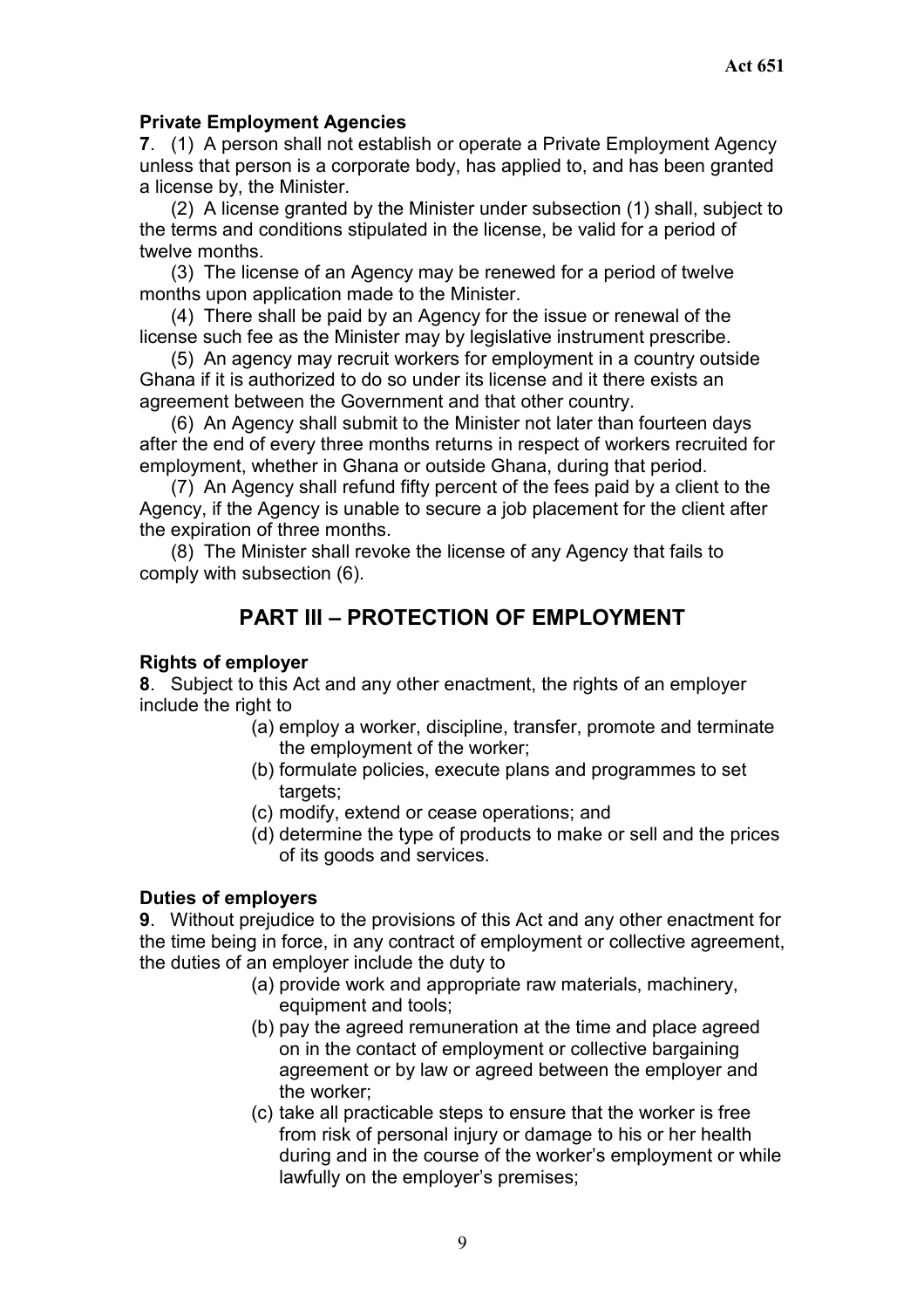**Private Employment Agencies**

**7**. (1) A person shall not establish or operate a Private Employment Agency unless that person is a corporate body, has applied to, and has been granted a license by, the Minister.

(2) A license granted by the Minister under subsection (1) shall, subject to the terms and conditions stipulated in the license, be valid for a period of twelve months.

(3) The license of an Agency may be renewed for a period of twelve months upon application made to the Minister.

(4) There shall be paid by an Agency for the issue or renewal of the license such fee as the Minister may by legislative instrument prescribe.

(5) An agency may recruit workers for employment in a country outside Ghana if it is authorized to do so under its license and it there exists an agreement between the Government and that other country.

(6) An Agency shall submit to the Minister not later than fourteen days after the end of every three months returns in respect of workers recruited for employment, whether in Ghana or outside Ghana, during that period.

(7) An Agency shall refund fifty percent of the fees paid by a client to the Agency, if the Agency is unable to secure a job placement for the client after the expiration of three months.

(8) The Minister shall revoke the license of any Agency that fails to comply with subsection (6).

## PART III – PROTECTION OF EMPLOYMENT

**Rights of employer**

**8**. Subject to this Act and any other enactment, the rights of an employer include the right to

(a) employ a worker, discipline, transfer, promote and terminate the employment of the worker;

(b) formulate policies, execute plans and programmes to set targets;

(c) modify, extend or cease operations; and

(d) determine the type of products to make or sell and the prices of its goods and services.

**Duties of employers**

**9**. Without prejudice to the provisions of this Act and any other enactment for the time being in force, in any contract of employment or collective agreement, the duties of an employer include the duty to

(a) provide work and appropriate raw materials, machinery, equipment and tools;

(b) pay the agreed remuneration at the time and place agreed on in the contact of employment or collective bargaining agreement or by law or agreed between the employer and the worker;

(c) take all practicable steps to ensure that the worker is free from risk of personal injury or damage to his or her health during and in the course of the worker's employment or while lawfully on the employer's premises;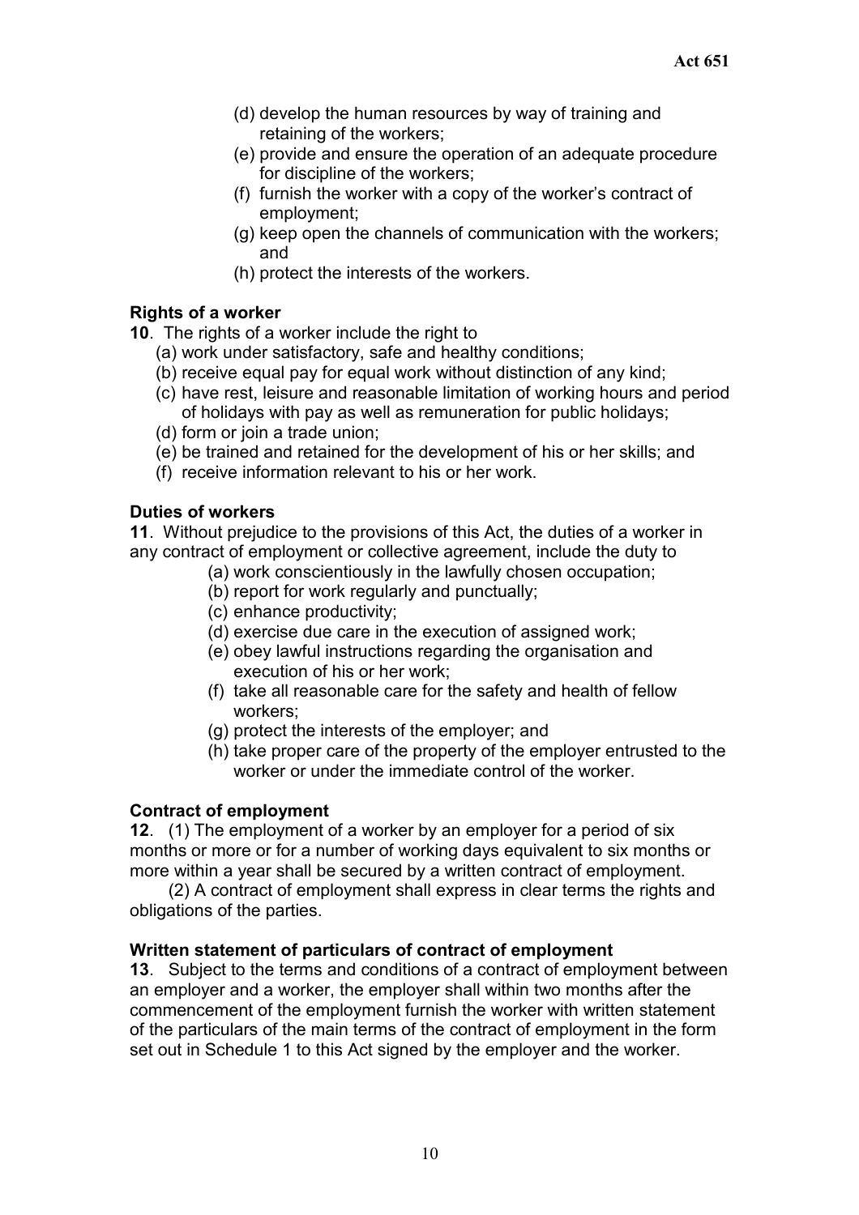(d) develop the human resources by way of training and retaining of the workers;
(e) provide and ensure the operation of an adequate procedure for discipline of the workers;
(f) furnish the worker with a copy of the worker's contract of employment;
(g) keep open the channels of communication with the workers; and
(h) protect the interests of the workers.

**Rights of a worker**

**10**. The rights of a worker include the right to

(a) work under satisfactory, safe and healthy conditions;
(b) receive equal pay for equal work without distinction of any kind;
(c) have rest, leisure and reasonable limitation of working hours and period of holidays with pay as well as remuneration for public holidays;
(d) form or join a trade union;
(e) be trained and retained for the development of his or her skills; and
(f) receive information relevant to his or her work.

**Duties of workers**

**11**. Without prejudice to the provisions of this Act, the duties of a worker in any contract of employment or collective agreement, include the duty to

(a) work conscientiously in the lawfully chosen occupation;
(b) report for work regularly and punctually;
(c) enhance productivity;
(d) exercise due care in the execution of assigned work;
(e) obey lawful instructions regarding the organisation and execution of his or her work;
(f) take all reasonable care for the safety and health of fellow workers;
(g) protect the interests of the employer; and
(h) take proper care of the property of the employer entrusted to the worker or under the immediate control of the worker.

**Contract of employment**

**12**. (1) The employment of a worker by an employer for a period of six months or more or for a number of working days equivalent to six months or more within a year shall be secured by a written contract of employment.

(2) A contract of employment shall express in clear terms the rights and obligations of the parties.

**Written statement of particulars of contract of employment**

**13**. Subject to the terms and conditions of a contract of employment between an employer and a worker, the employer shall within two months after the commencement of the employment furnish the worker with written statement of the particulars of the main terms of the contract of employment in the form set out in Schedule 1 to this Act signed by the employer and the worker.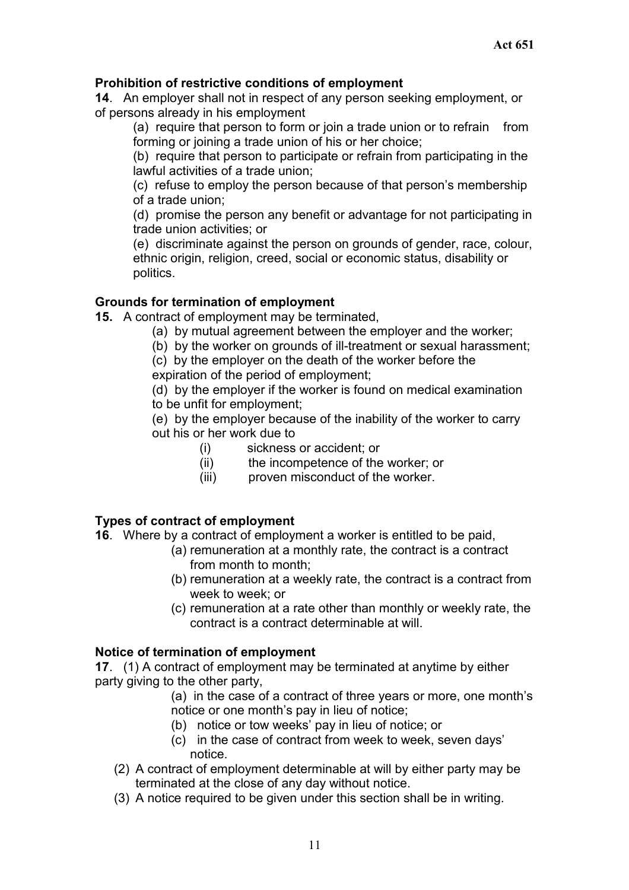**Prohibition of restrictive conditions of employment**

**14**. An employer shall not in respect of any person seeking employment, or of persons already in his employment

(a) require that person to form or join a trade union or to refrain from forming or joining a trade union of his or her choice;

(b) require that person to participate or refrain from participating in the lawful activities of a trade union;

(c) refuse to employ the person because of that person's membership of a trade union;

(d) promise the person any benefit or advantage for not participating in trade union activities; or

(e) discriminate against the person on grounds of gender, race, colour, ethnic origin, religion, creed, social or economic status, disability or politics.

**Grounds for termination of employment**

**15.** A contract of employment may be terminated,

(a) by mutual agreement between the employer and the worker;

(b) by the worker on grounds of ill-treatment or sexual harassment;

(c) by the employer on the death of the worker before the expiration of the period of employment;

(d) by the employer if the worker is found on medical examination to be unfit for employment;

(e) by the employer because of the inability of the worker to carry out his or her work due to

(i) sickness or accident; or

(ii) the incompetence of the worker; or

(iii) proven misconduct of the worker.

**Types of contract of employment**

**16**. Where by a contract of employment a worker is entitled to be paid,

(a) remuneration at a monthly rate, the contract is a contract from month to month;

(b) remuneration at a weekly rate, the contract is a contract from week to week; or

(c) remuneration at a rate other than monthly or weekly rate, the contract is a contract determinable at will.

**Notice of termination of employment**

**17**. (1) A contract of employment may be terminated at anytime by either party giving to the other party,

(a) in the case of a contract of three years or more, one month's notice or one month's pay in lieu of notice;

(b) notice or tow weeks' pay in lieu of notice; or

(c) in the case of contract from week to week, seven days' notice.

(2) A contract of employment determinable at will by either party may be terminated at the close of any day without notice.

(3) A notice required to be given under this section shall be in writing.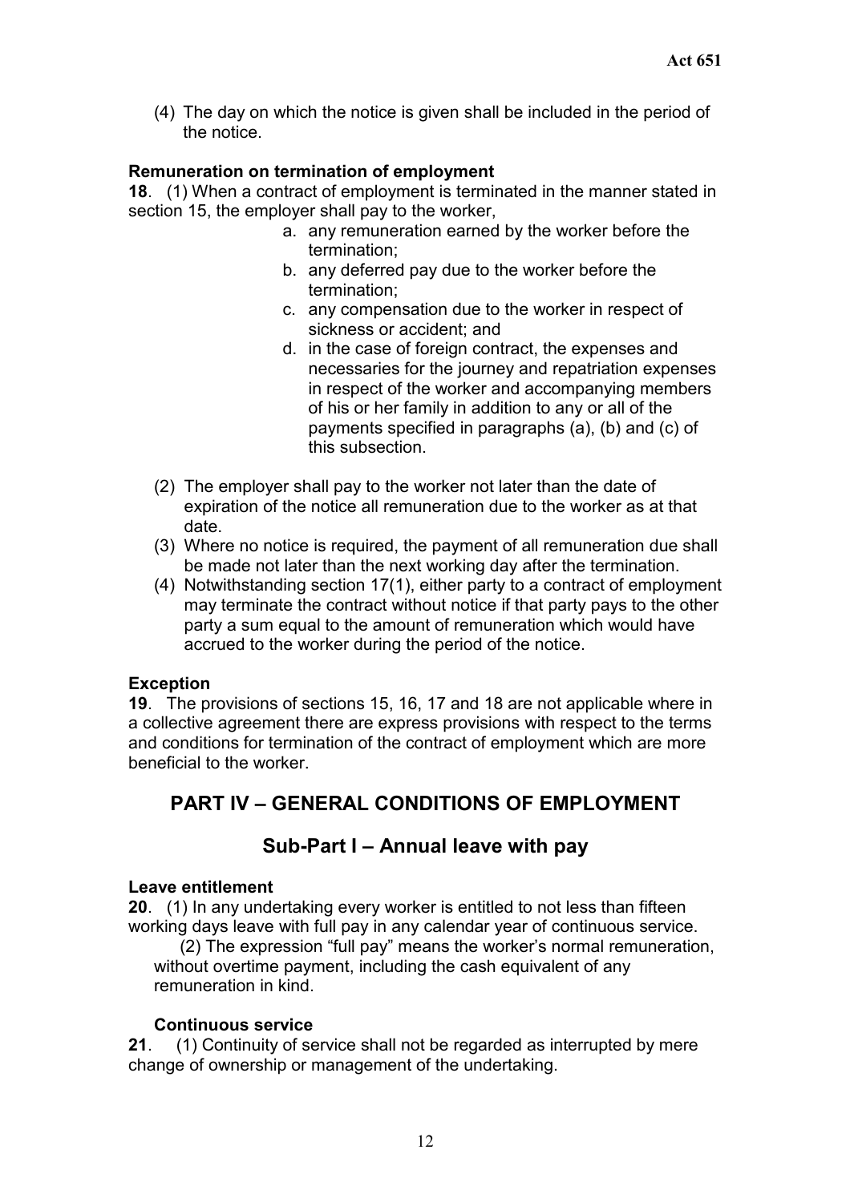(4) The day on which the notice is given shall be included in the period of the notice.

**Remuneration on termination of employment**

**18**. (1) When a contract of employment is terminated in the manner stated in section 15, the employer shall pay to the worker,

a. any remuneration earned by the worker before the termination;
b. any deferred pay due to the worker before the termination;
c. any compensation due to the worker in respect of sickness or accident; and
d. in the case of foreign contract, the expenses and necessaries for the journey and repatriation expenses in respect of the worker and accompanying members of his or her family in addition to any or all of the payments specified in paragraphs (a), (b) and (c) of this subsection.

(2) The employer shall pay to the worker not later than the date of expiration of the notice all remuneration due to the worker as at that date.

(3) Where no notice is required, the payment of all remuneration due shall be made not later than the next working day after the termination.

(4) Notwithstanding section 17(1), either party to a contract of employment may terminate the contract without notice if that party pays to the other party a sum equal to the amount of remuneration which would have accrued to the worker during the period of the notice.

**Exception**

**19**. The provisions of sections 15, 16, 17 and 18 are not applicable where in a collective agreement there are express provisions with respect to the terms and conditions for termination of the contract of employment which are more beneficial to the worker.

## PART IV – GENERAL CONDITIONS OF EMPLOYMENT

### Sub-Part I – Annual leave with pay

**Leave entitlement**

**20**. (1) In any undertaking every worker is entitled to not less than fifteen working days leave with full pay in any calendar year of continuous service.

(2) The expression "full pay" means the worker's normal remuneration, without overtime payment, including the cash equivalent of any remuneration in kind.

**Continuous service**

**21**. (1) Continuity of service shall not be regarded as interrupted by mere change of ownership or management of the undertaking.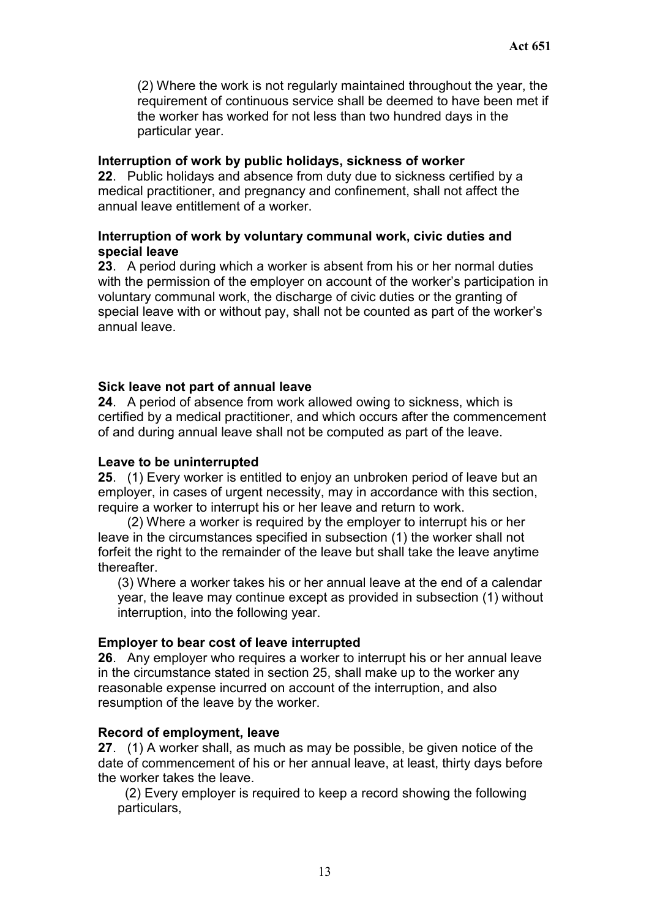(2) Where the work is not regularly maintained throughout the year, the requirement of continuous service shall be deemed to have been met if the worker has worked for not less than two hundred days in the particular year.

**Interruption of work by public holidays, sickness of worker**

**22**. Public holidays and absence from duty due to sickness certified by a medical practitioner, and pregnancy and confinement, shall not affect the annual leave entitlement of a worker.

**Interruption of work by voluntary communal work, civic duties and special leave**

**23**. A period during which a worker is absent from his or her normal duties with the permission of the employer on account of the worker's participation in voluntary communal work, the discharge of civic duties or the granting of special leave with or without pay, shall not be counted as part of the worker's annual leave.

**Sick leave not part of annual leave**

**24**. A period of absence from work allowed owing to sickness, which is certified by a medical practitioner, and which occurs after the commencement of and during annual leave shall not be computed as part of the leave.

**Leave to be uninterrupted**

**25**. (1) Every worker is entitled to enjoy an unbroken period of leave but an employer, in cases of urgent necessity, may in accordance with this section, require a worker to interrupt his or her leave and return to work.

(2) Where a worker is required by the employer to interrupt his or her leave in the circumstances specified in subsection (1) the worker shall not forfeit the right to the remainder of the leave but shall take the leave anytime thereafter.

(3) Where a worker takes his or her annual leave at the end of a calendar year, the leave may continue except as provided in subsection (1) without interruption, into the following year.

**Employer to bear cost of leave interrupted**

**26**. Any employer who requires a worker to interrupt his or her annual leave in the circumstance stated in section 25, shall make up to the worker any reasonable expense incurred on account of the interruption, and also resumption of the leave by the worker.

**Record of employment, leave**

**27**. (1) A worker shall, as much as may be possible, be given notice of the date of commencement of his or her annual leave, at least, thirty days before the worker takes the leave.

(2) Every employer is required to keep a record showing the following particulars,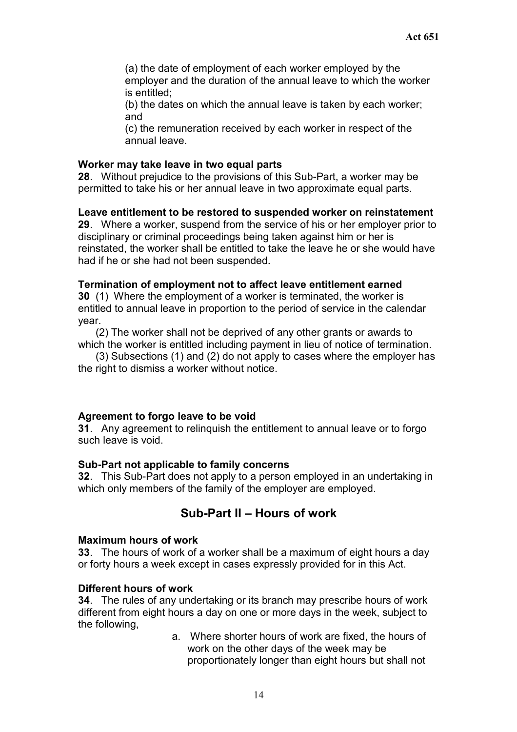(a) the date of employment of each worker employed by the employer and the duration of the annual leave to which the worker is entitled;

(b) the dates on which the annual leave is taken by each worker; and

(c) the remuneration received by each worker in respect of the annual leave.

**Worker may take leave in two equal parts**

**28**. Without prejudice to the provisions of this Sub-Part, a worker may be permitted to take his or her annual leave in two approximate equal parts.

**Leave entitlement to be restored to suspended worker on reinstatement**

**29**. Where a worker, suspend from the service of his or her employer prior to disciplinary or criminal proceedings being taken against him or her is reinstated, the worker shall be entitled to take the leave he or she would have had if he or she had not been suspended.

**Termination of employment not to affect leave entitlement earned**

**30** (1) Where the employment of a worker is terminated, the worker is entitled to annual leave in proportion to the period of service in the calendar year.

(2) The worker shall not be deprived of any other grants or awards to which the worker is entitled including payment in lieu of notice of termination.

(3) Subsections (1) and (2) do not apply to cases where the employer has the right to dismiss a worker without notice.

**Agreement to forgo leave to be void**

**31**. Any agreement to relinquish the entitlement to annual leave or to forgo such leave is void.

**Sub-Part not applicable to family concerns**

**32**. This Sub-Part does not apply to a person employed in an undertaking in which only members of the family of the employer are employed.

## Sub-Part II – Hours of work

**Maximum hours of work**

**33**. The hours of work of a worker shall be a maximum of eight hours a day or forty hours a week except in cases expressly provided for in this Act.

**Different hours of work**

**34**. The rules of any undertaking or its branch may prescribe hours of work different from eight hours a day on one or more days in the week, subject to the following,

a. Where shorter hours of work are fixed, the hours of work on the other days of the week may be proportionately longer than eight hours but shall not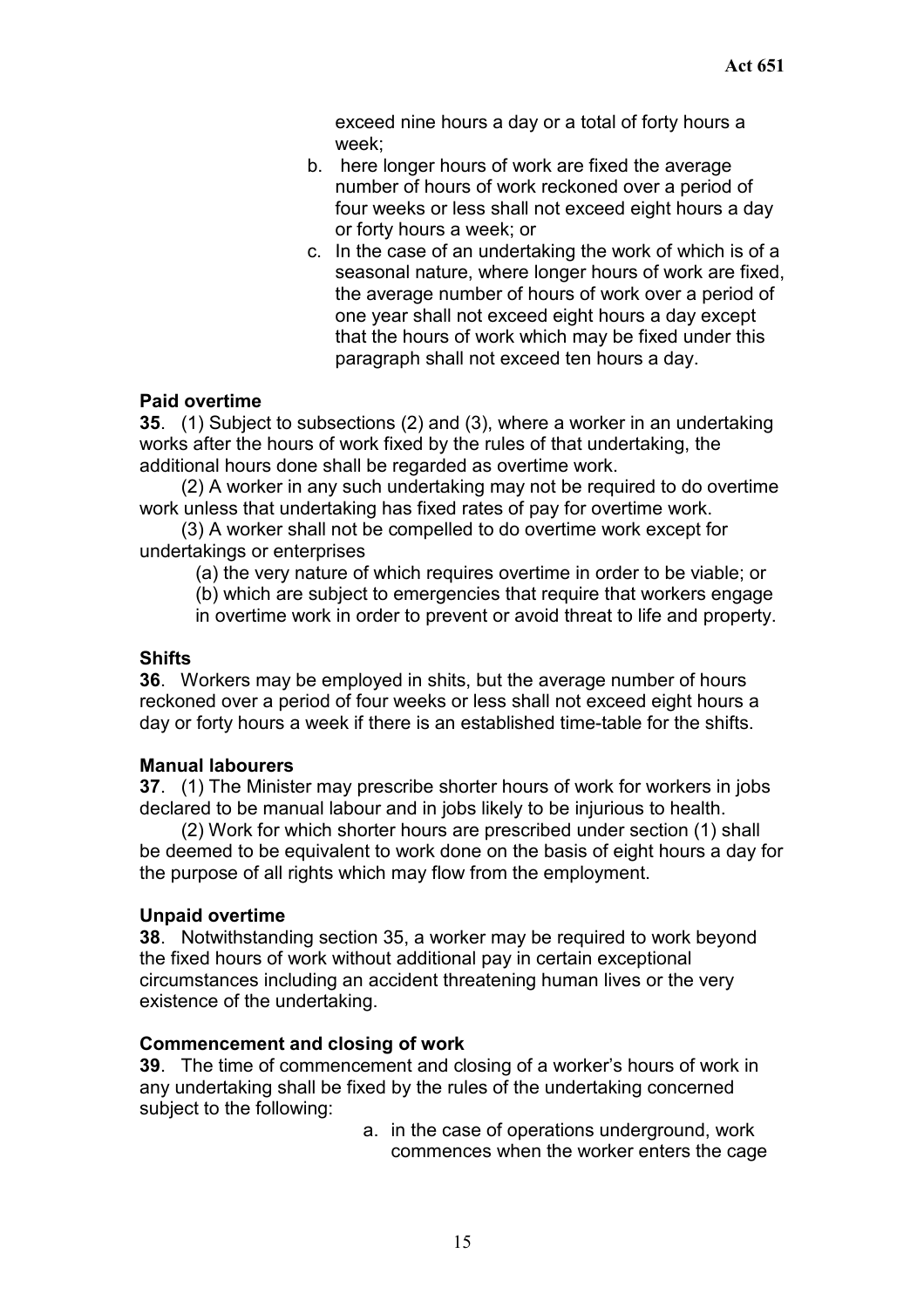exceed nine hours a day or a total of forty hours a week;

b. here longer hours of work are fixed the average number of hours of work reckoned over a period of four weeks or less shall not exceed eight hours a day or forty hours a week; or
c. In the case of an undertaking the work of which is of a seasonal nature, where longer hours of work are fixed, the average number of hours of work over a period of one year shall not exceed eight hours a day except that the hours of work which may be fixed under this paragraph shall not exceed ten hours a day.

**Paid overtime**

**35**. (1) Subject to subsections (2) and (3), where a worker in an undertaking works after the hours of work fixed by the rules of that undertaking, the additional hours done shall be regarded as overtime work.

(2) A worker in any such undertaking may not be required to do overtime work unless that undertaking has fixed rates of pay for overtime work.

(3) A worker shall not be compelled to do overtime work except for undertakings or enterprises

(a) the very nature of which requires overtime in order to be viable; or

(b) which are subject to emergencies that require that workers engage in overtime work in order to prevent or avoid threat to life and property.

**Shifts**

**36**. Workers may be employed in shits, but the average number of hours reckoned over a period of four weeks or less shall not exceed eight hours a day or forty hours a week if there is an established time-table for the shifts.

**Manual labourers**

**37**. (1) The Minister may prescribe shorter hours of work for workers in jobs declared to be manual labour and in jobs likely to be injurious to health.

(2) Work for which shorter hours are prescribed under section (1) shall be deemed to be equivalent to work done on the basis of eight hours a day for the purpose of all rights which may flow from the employment.

**Unpaid overtime**

**38**. Notwithstanding section 35, a worker may be required to work beyond the fixed hours of work without additional pay in certain exceptional circumstances including an accident threatening human lives or the very existence of the undertaking.

**Commencement and closing of work**

**39**. The time of commencement and closing of a worker's hours of work in any undertaking shall be fixed by the rules of the undertaking concerned subject to the following:

a. in the case of operations underground, work commences when the worker enters the cage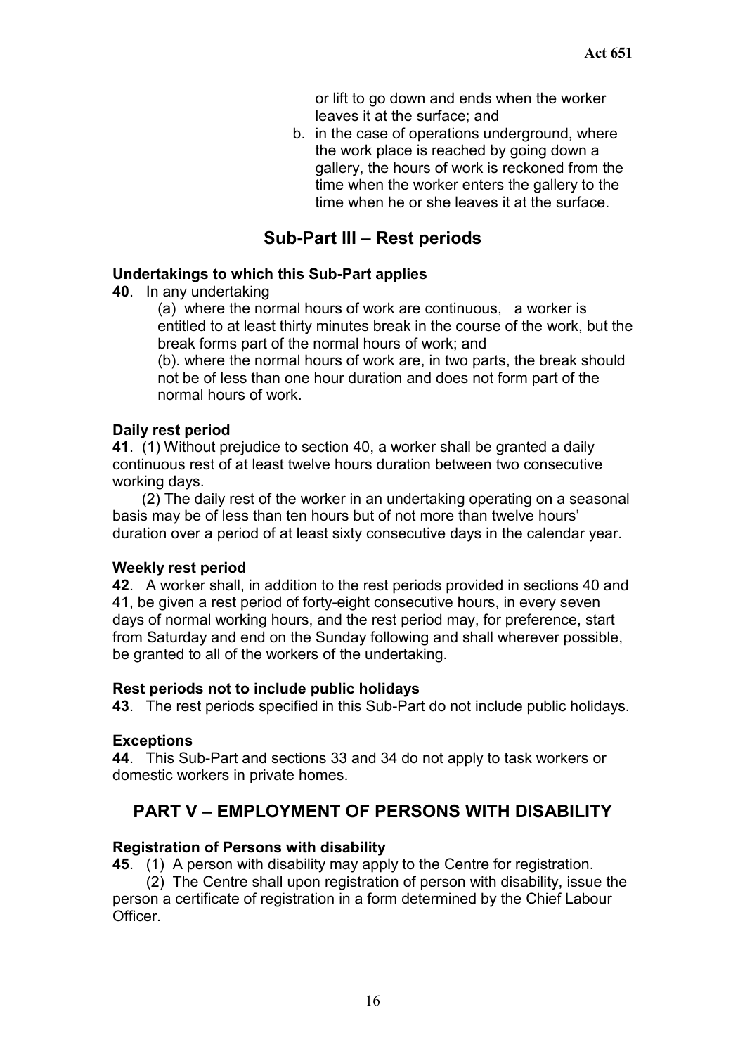or lift to go down and ends when the worker leaves it at the surface; and

b. in the case of operations underground, where the work place is reached by going down a gallery, the hours of work is reckoned from the time when the worker enters the gallery to the time when he or she leaves it at the surface.

## Sub-Part III – Rest periods

**Undertakings to which this Sub-Part applies**

**40**. In any undertaking

(a) where the normal hours of work are continuous, a worker is entitled to at least thirty minutes break in the course of the work, but the break forms part of the normal hours of work; and

(b). where the normal hours of work are, in two parts, the break should not be of less than one hour duration and does not form part of the normal hours of work.

**Daily rest period**

**41**. (1) Without prejudice to section 40, a worker shall be granted a daily continuous rest of at least twelve hours duration between two consecutive working days.

(2) The daily rest of the worker in an undertaking operating on a seasonal basis may be of less than ten hours but of not more than twelve hours' duration over a period of at least sixty consecutive days in the calendar year.

**Weekly rest period**

**42**. A worker shall, in addition to the rest periods provided in sections 40 and 41, be given a rest period of forty-eight consecutive hours, in every seven days of normal working hours, and the rest period may, for preference, start from Saturday and end on the Sunday following and shall wherever possible, be granted to all of the workers of the undertaking.

**Rest periods not to include public holidays**

**43**. The rest periods specified in this Sub-Part do not include public holidays.

**Exceptions**

**44**. This Sub-Part and sections 33 and 34 do not apply to task workers or domestic workers in private homes.

# PART V – EMPLOYMENT OF PERSONS WITH DISABILITY

**Registration of Persons with disability**

**45**. (1) A person with disability may apply to the Centre for registration.

(2) The Centre shall upon registration of person with disability, issue the person a certificate of registration in a form determined by the Chief Labour Officer.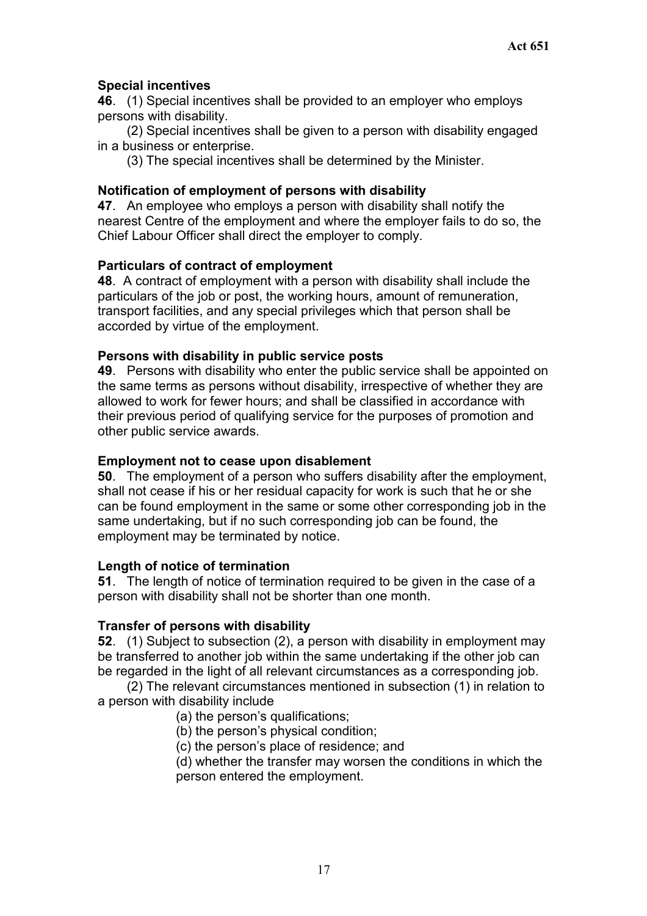**Special incentives**

**46**. (1) Special incentives shall be provided to an employer who employs persons with disability.

(2) Special incentives shall be given to a person with disability engaged in a business or enterprise.

(3) The special incentives shall be determined by the Minister.

**Notification of employment of persons with disability**

**47**. An employee who employs a person with disability shall notify the nearest Centre of the employment and where the employer fails to do so, the Chief Labour Officer shall direct the employer to comply.

**Particulars of contract of employment**

**48**. A contract of employment with a person with disability shall include the particulars of the job or post, the working hours, amount of remuneration, transport facilities, and any special privileges which that person shall be accorded by virtue of the employment.

**Persons with disability in public service posts**

**49**. Persons with disability who enter the public service shall be appointed on the same terms as persons without disability, irrespective of whether they are allowed to work for fewer hours; and shall be classified in accordance with their previous period of qualifying service for the purposes of promotion and other public service awards.

**Employment not to cease upon disablement**

**50**. The employment of a person who suffers disability after the employment, shall not cease if his or her residual capacity for work is such that he or she can be found employment in the same or some other corresponding job in the same undertaking, but if no such corresponding job can be found, the employment may be terminated by notice.

**Length of notice of termination**

**51**. The length of notice of termination required to be given in the case of a person with disability shall not be shorter than one month.

**Transfer of persons with disability**

**52**. (1) Subject to subsection (2), a person with disability in employment may be transferred to another job within the same undertaking if the other job can be regarded in the light of all relevant circumstances as a corresponding job.

(2) The relevant circumstances mentioned in subsection (1) in relation to a person with disability include

(a) the person's qualifications;

(b) the person's physical condition;

(c) the person's place of residence; and

(d) whether the transfer may worsen the conditions in which the person entered the employment.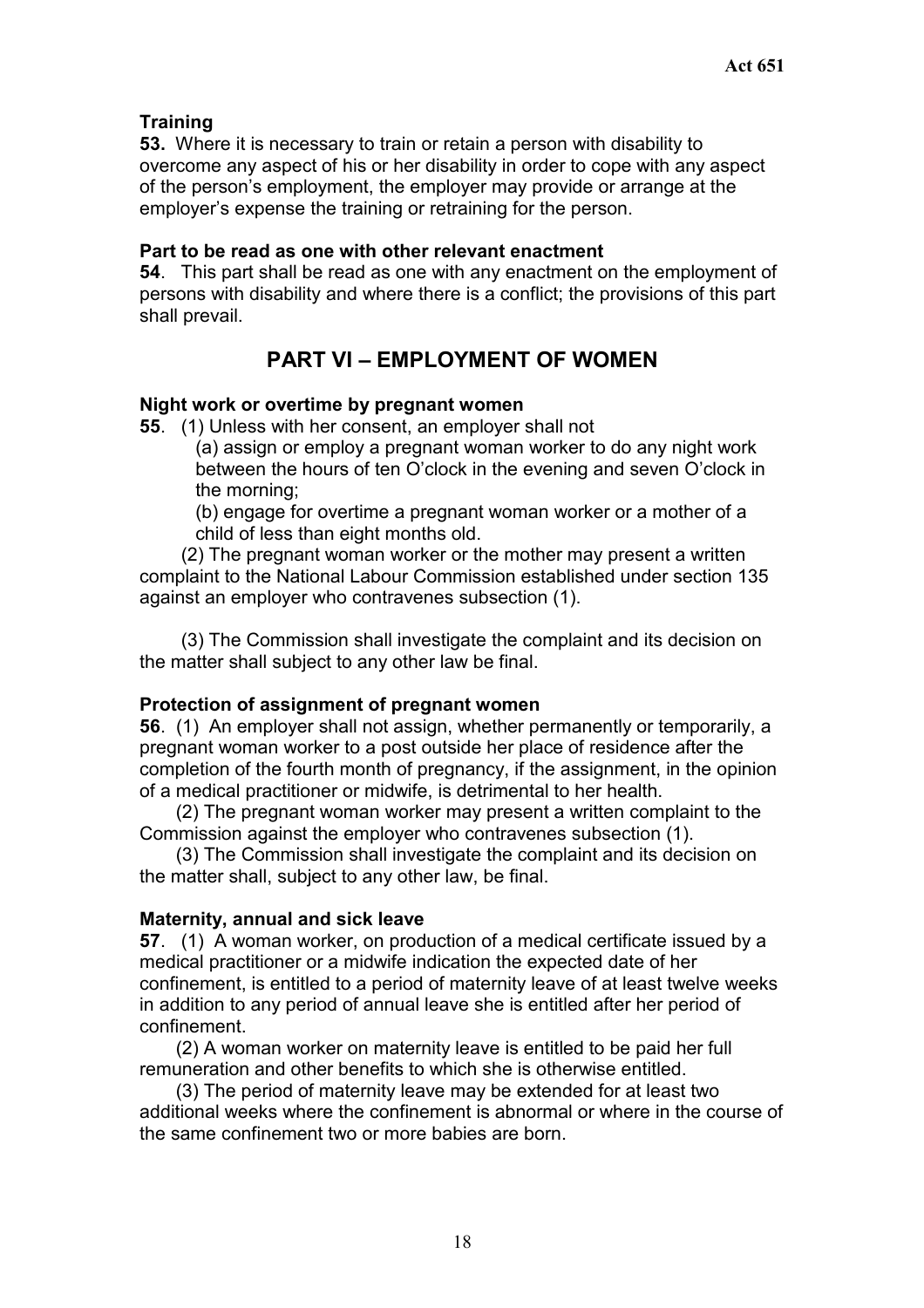**Training**

**53.** Where it is necessary to train or retain a person with disability to overcome any aspect of his or her disability in order to cope with any aspect of the person's employment, the employer may provide or arrange at the employer's expense the training or retraining for the person.

**Part to be read as one with other relevant enactment**

**54**. This part shall be read as one with any enactment on the employment of persons with disability and where there is a conflict; the provisions of this part shall prevail.

## PART VI – EMPLOYMENT OF WOMEN

**Night work or overtime by pregnant women**

**55**. (1) Unless with her consent, an employer shall not

(a) assign or employ a pregnant woman worker to do any night work between the hours of ten O'clock in the evening and seven O'clock in the morning;

(b) engage for overtime a pregnant woman worker or a mother of a child of less than eight months old.

(2) The pregnant woman worker or the mother may present a written complaint to the National Labour Commission established under section 135 against an employer who contravenes subsection (1).

(3) The Commission shall investigate the complaint and its decision on the matter shall subject to any other law be final.

**Protection of assignment of pregnant women**

**56**. (1) An employer shall not assign, whether permanently or temporarily, a pregnant woman worker to a post outside her place of residence after the completion of the fourth month of pregnancy, if the assignment, in the opinion of a medical practitioner or midwife, is detrimental to her health.

(2) The pregnant woman worker may present a written complaint to the Commission against the employer who contravenes subsection (1).

(3) The Commission shall investigate the complaint and its decision on the matter shall, subject to any other law, be final.

**Maternity, annual and sick leave**

**57**. (1) A woman worker, on production of a medical certificate issued by a medical practitioner or a midwife indication the expected date of her confinement, is entitled to a period of maternity leave of at least twelve weeks in addition to any period of annual leave she is entitled after her period of confinement.

(2) A woman worker on maternity leave is entitled to be paid her full remuneration and other benefits to which she is otherwise entitled.

(3) The period of maternity leave may be extended for at least two additional weeks where the confinement is abnormal or where in the course of the same confinement two or more babies are born.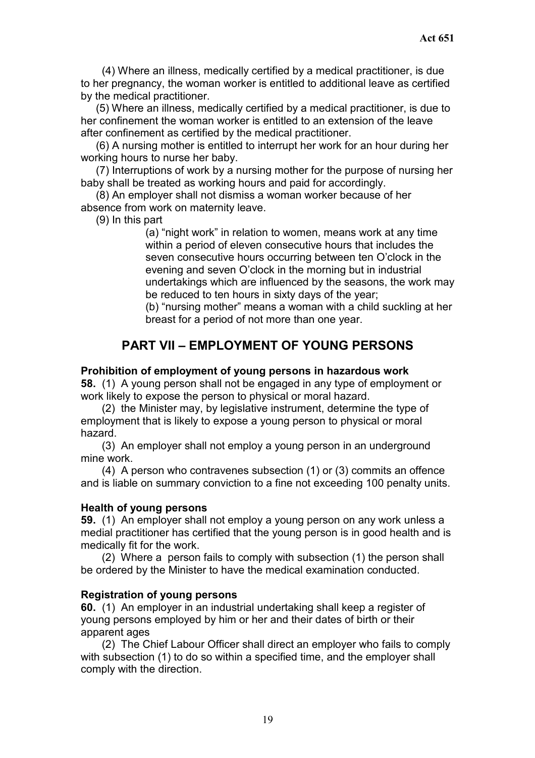(4) Where an illness, medically certified by a medical practitioner, is due to her pregnancy, the woman worker is entitled to additional leave as certified by the medical practitioner.

(5) Where an illness, medically certified by a medical practitioner, is due to her confinement the woman worker is entitled to an extension of the leave after confinement as certified by the medical practitioner.

(6) A nursing mother is entitled to interrupt her work for an hour during her working hours to nurse her baby.

(7) Interruptions of work by a nursing mother for the purpose of nursing her baby shall be treated as working hours and paid for accordingly.

(8) An employer shall not dismiss a woman worker because of her absence from work on maternity leave.

(9) In this part

(a) "night work" in relation to women, means work at any time within a period of eleven consecutive hours that includes the seven consecutive hours occurring between ten O'clock in the evening and seven O'clock in the morning but in industrial undertakings which are influenced by the seasons, the work may be reduced to ten hours in sixty days of the year;

(b) "nursing mother" means a woman with a child suckling at her breast for a period of not more than one year.

## PART VII – EMPLOYMENT OF YOUNG PERSONS

**Prohibition of employment of young persons in hazardous work**

**58.** (1) A young person shall not be engaged in any type of employment or work likely to expose the person to physical or moral hazard.

(2) the Minister may, by legislative instrument, determine the type of employment that is likely to expose a young person to physical or moral hazard.

(3) An employer shall not employ a young person in an underground mine work.

(4) A person who contravenes subsection (1) or (3) commits an offence and is liable on summary conviction to a fine not exceeding 100 penalty units.

**Health of young persons**

**59.** (1) An employer shall not employ a young person on any work unless a medial practitioner has certified that the young person is in good health and is medically fit for the work.

(2) Where a person fails to comply with subsection (1) the person shall be ordered by the Minister to have the medical examination conducted.

**Registration of young persons**

**60.** (1) An employer in an industrial undertaking shall keep a register of young persons employed by him or her and their dates of birth or their apparent ages

(2) The Chief Labour Officer shall direct an employer who fails to comply with subsection (1) to do so within a specified time, and the employer shall comply with the direction.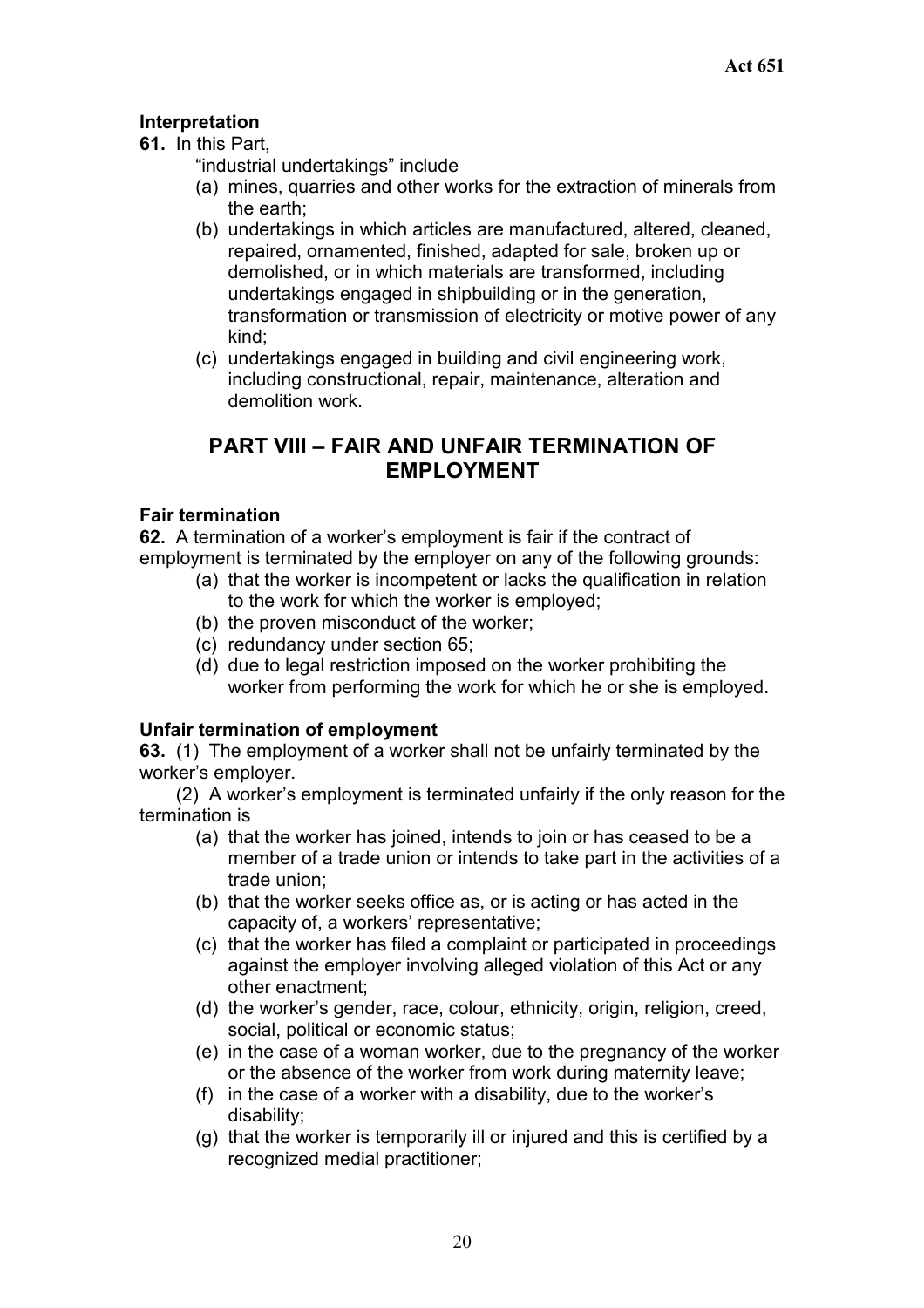**Interpretation**

**61.** In this Part,

"industrial undertakings" include

(a) mines, quarries and other works for the extraction of minerals from the earth;

(b) undertakings in which articles are manufactured, altered, cleaned, repaired, ornamented, finished, adapted for sale, broken up or demolished, or in which materials are transformed, including undertakings engaged in shipbuilding or in the generation, transformation or transmission of electricity or motive power of any kind;

(c) undertakings engaged in building and civil engineering work, including constructional, repair, maintenance, alteration and demolition work.

## PART VIII – FAIR AND UNFAIR TERMINATION OF EMPLOYMENT

**Fair termination**

**62.** A termination of a worker's employment is fair if the contract of employment is terminated by the employer on any of the following grounds:

(a) that the worker is incompetent or lacks the qualification in relation to the work for which the worker is employed;

(b) the proven misconduct of the worker;

(c) redundancy under section 65;

(d) due to legal restriction imposed on the worker prohibiting the worker from performing the work for which he or she is employed.

**Unfair termination of employment**

**63.** (1) The employment of a worker shall not be unfairly terminated by the worker's employer.

(2) A worker's employment is terminated unfairly if the only reason for the termination is

(a) that the worker has joined, intends to join or has ceased to be a member of a trade union or intends to take part in the activities of a trade union;

(b) that the worker seeks office as, or is acting or has acted in the capacity of, a workers' representative;

(c) that the worker has filed a complaint or participated in proceedings against the employer involving alleged violation of this Act or any other enactment;

(d) the worker's gender, race, colour, ethnicity, origin, religion, creed, social, political or economic status;

(e) in the case of a woman worker, due to the pregnancy of the worker or the absence of the worker from work during maternity leave;

(f) in the case of a worker with a disability, due to the worker's disability;

(g) that the worker is temporarily ill or injured and this is certified by a recognized medial practitioner;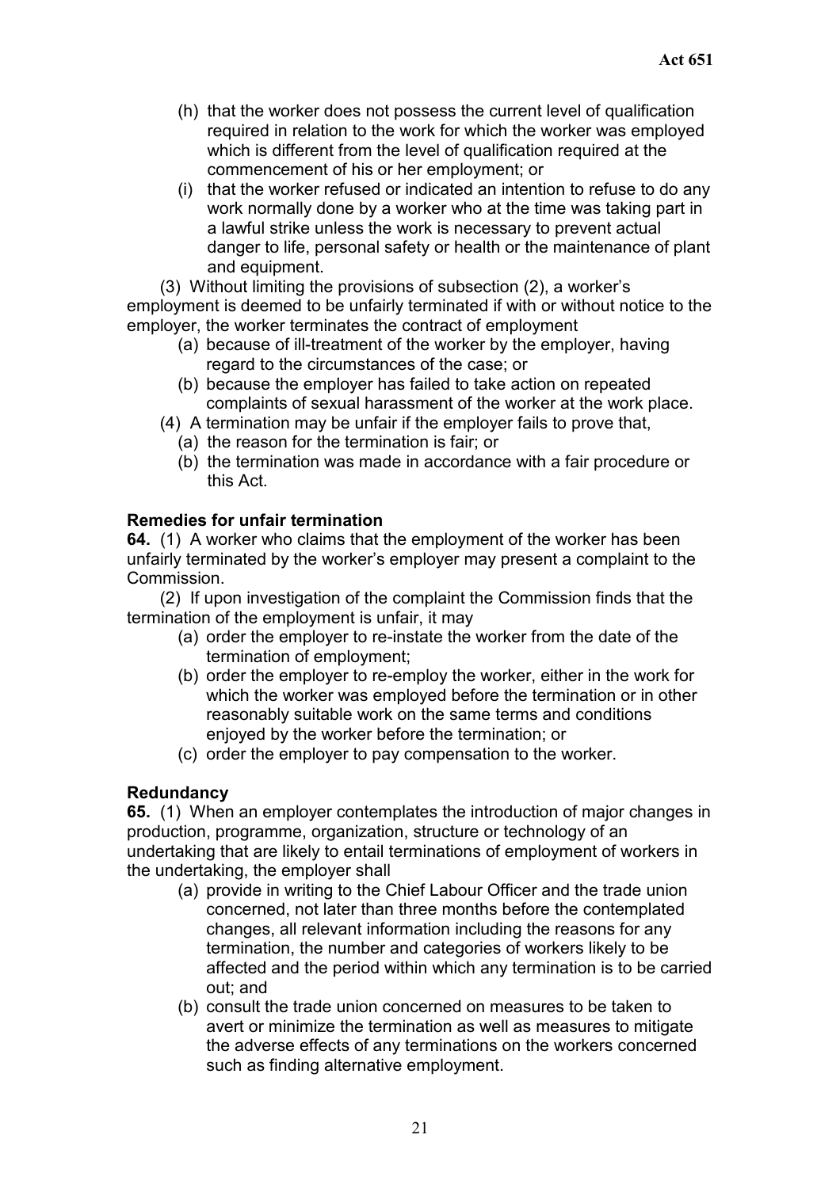(h) that the worker does not possess the current level of qualification required in relation to the work for which the worker was employed which is different from the level of qualification required at the commencement of his or her employment; or

(i) that the worker refused or indicated an intention to refuse to do any work normally done by a worker who at the time was taking part in a lawful strike unless the work is necessary to prevent actual danger to life, personal safety or health or the maintenance of plant and equipment.

(3) Without limiting the provisions of subsection (2), a worker's employment is deemed to be unfairly terminated if with or without notice to the employer, the worker terminates the contract of employment

(a) because of ill-treatment of the worker by the employer, having regard to the circumstances of the case; or

(b) because the employer has failed to take action on repeated complaints of sexual harassment of the worker at the work place.

(4) A termination may be unfair if the employer fails to prove that,

(a) the reason for the termination is fair; or

(b) the termination was made in accordance with a fair procedure or this Act.

**Remedies for unfair termination**

**64.** (1) A worker who claims that the employment of the worker has been unfairly terminated by the worker's employer may present a complaint to the Commission.

(2) If upon investigation of the complaint the Commission finds that the termination of the employment is unfair, it may

(a) order the employer to re-instate the worker from the date of the termination of employment;

(b) order the employer to re-employ the worker, either in the work for which the worker was employed before the termination or in other reasonably suitable work on the same terms and conditions enjoyed by the worker before the termination; or

(c) order the employer to pay compensation to the worker.

**Redundancy**

**65.** (1) When an employer contemplates the introduction of major changes in production, programme, organization, structure or technology of an undertaking that are likely to entail terminations of employment of workers in the undertaking, the employer shall

(a) provide in writing to the Chief Labour Officer and the trade union concerned, not later than three months before the contemplated changes, all relevant information including the reasons for any termination, the number and categories of workers likely to be affected and the period within which any termination is to be carried out; and

(b) consult the trade union concerned on measures to be taken to avert or minimize the termination as well as measures to mitigate the adverse effects of any terminations on the workers concerned such as finding alternative employment.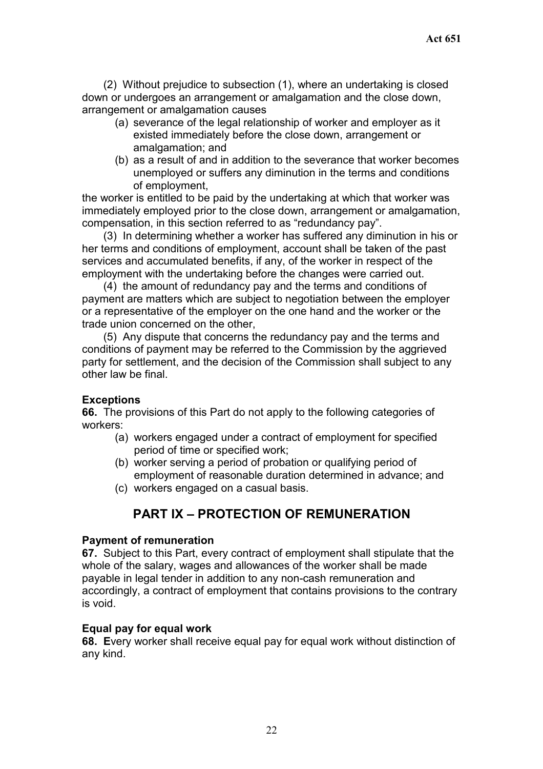(2) Without prejudice to subsection (1), where an undertaking is closed down or undergoes an arrangement or amalgamation and the close down, arrangement or amalgamation causes

(a) severance of the legal relationship of worker and employer as it existed immediately before the close down, arrangement or amalgamation; and

(b) as a result of and in addition to the severance that worker becomes unemployed or suffers any diminution in the terms and conditions of employment,

the worker is entitled to be paid by the undertaking at which that worker was immediately employed prior to the close down, arrangement or amalgamation, compensation, in this section referred to as "redundancy pay".

(3) In determining whether a worker has suffered any diminution in his or her terms and conditions of employment, account shall be taken of the past services and accumulated benefits, if any, of the worker in respect of the employment with the undertaking before the changes were carried out.

(4) the amount of redundancy pay and the terms and conditions of payment are matters which are subject to negotiation between the employer or a representative of the employer on the one hand and the worker or the trade union concerned on the other,

(5) Any dispute that concerns the redundancy pay and the terms and conditions of payment may be referred to the Commission by the aggrieved party for settlement, and the decision of the Commission shall subject to any other law be final.

**Exceptions**

**66.** The provisions of this Part do not apply to the following categories of workers:

(a) workers engaged under a contract of employment for specified period of time or specified work;

(b) worker serving a period of probation or qualifying period of employment of reasonable duration determined in advance; and

(c) workers engaged on a casual basis.

## PART IX – PROTECTION OF REMUNERATION

**Payment of remuneration**

**67.** Subject to this Part, every contract of employment shall stipulate that the whole of the salary, wages and allowances of the worker shall be made payable in legal tender in addition to any non-cash remuneration and accordingly, a contract of employment that contains provisions to the contrary is void.

**Equal pay for equal work**

**68.** **E**very worker shall receive equal pay for equal work without distinction of any kind.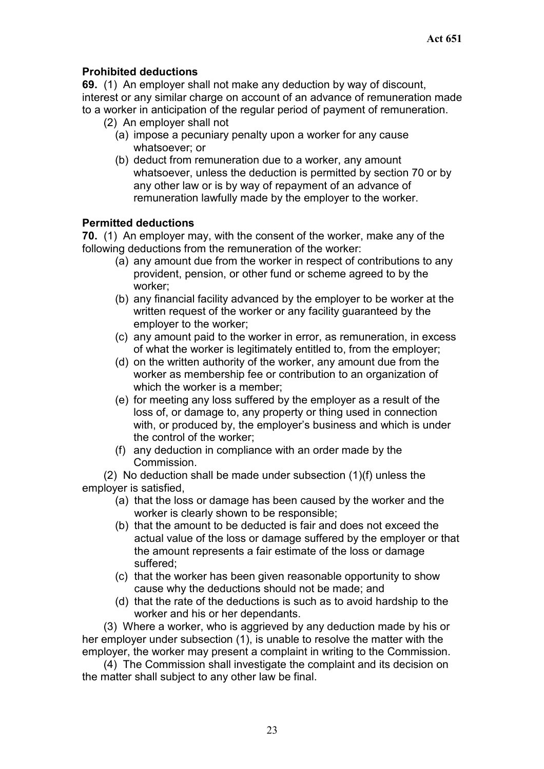### Prohibited deductions

**69.** (1) An employer shall not make any deduction by way of discount, interest or any similar charge on account of an advance of remuneration made to a worker in anticipation of the regular period of payment of remuneration.

(2) An employer shall not

(a) impose a pecuniary penalty upon a worker for any cause whatsoever; or

(b) deduct from remuneration due to a worker, any amount whatsoever, unless the deduction is permitted by section 70 or by any other law or is by way of repayment of an advance of remuneration lawfully made by the employer to the worker.

### Permitted deductions

**70.** (1) An employer may, with the consent of the worker, make any of the following deductions from the remuneration of the worker:

(a) any amount due from the worker in respect of contributions to any provident, pension, or other fund or scheme agreed to by the worker;

(b) any financial facility advanced by the employer to be worker at the written request of the worker or any facility guaranteed by the employer to the worker;

(c) any amount paid to the worker in error, as remuneration, in excess of what the worker is legitimately entitled to, from the employer;

(d) on the written authority of the worker, any amount due from the worker as membership fee or contribution to an organization of which the worker is a member;

(e) for meeting any loss suffered by the employer as a result of the loss of, or damage to, any property or thing used in connection with, or produced by, the employer's business and which is under the control of the worker;

(f) any deduction in compliance with an order made by the Commission.

(2) No deduction shall be made under subsection (1)(f) unless the employer is satisfied,

(a) that the loss or damage has been caused by the worker and the worker is clearly shown to be responsible;

(b) that the amount to be deducted is fair and does not exceed the actual value of the loss or damage suffered by the employer or that the amount represents a fair estimate of the loss or damage suffered;

(c) that the worker has been given reasonable opportunity to show cause why the deductions should not be made; and

(d) that the rate of the deductions is such as to avoid hardship to the worker and his or her dependants.

(3) Where a worker, who is aggrieved by any deduction made by his or her employer under subsection (1), is unable to resolve the matter with the employer, the worker may present a complaint in writing to the Commission.

(4) The Commission shall investigate the complaint and its decision on the matter shall subject to any other law be final.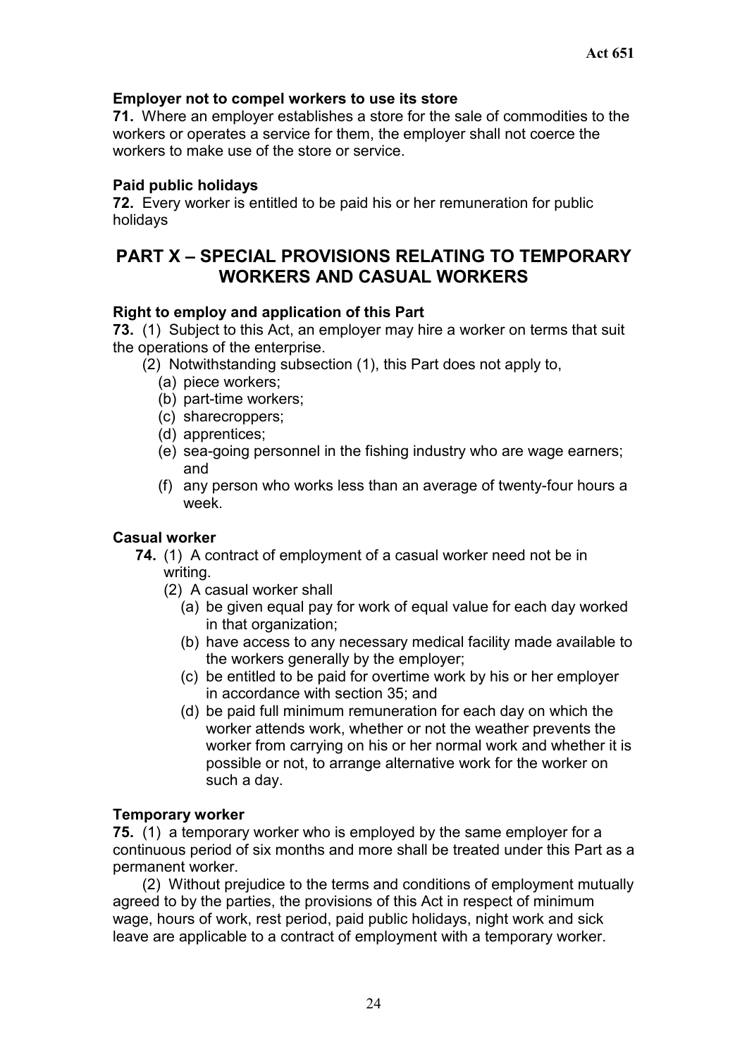### Employer not to compel workers to use its store

**71.** Where an employer establishes a store for the sale of commodities to the workers or operates a service for them, the employer shall not coerce the workers to make use of the store or service.

### Paid public holidays

**72.** Every worker is entitled to be paid his or her remuneration for public holidays

## PART X – SPECIAL PROVISIONS RELATING TO TEMPORARY WORKERS AND CASUAL WORKERS

### Right to employ and application of this Part

**73.** (1) Subject to this Act, an employer may hire a worker on terms that suit the operations of the enterprise.

(2) Notwithstanding subsection (1), this Part does not apply to,

- (a) piece workers;
- (b) part-time workers;
- (c) sharecroppers;
- (d) apprentices;
- (e) sea-going personnel in the fishing industry who are wage earners; and
- (f) any person who works less than an average of twenty-four hours a week.

### Casual worker

**74.** (1) A contract of employment of a casual worker need not be in writing.

(2) A casual worker shall

- (a) be given equal pay for work of equal value for each day worked in that organization;
- (b) have access to any necessary medical facility made available to the workers generally by the employer;
- (c) be entitled to be paid for overtime work by his or her employer in accordance with section 35; and
- (d) be paid full minimum remuneration for each day on which the worker attends work, whether or not the weather prevents the worker from carrying on his or her normal work and whether it is possible or not, to arrange alternative work for the worker on such a day.

### Temporary worker

**75.** (1) a temporary worker who is employed by the same employer for a continuous period of six months and more shall be treated under this Part as a permanent worker.

(2) Without prejudice to the terms and conditions of employment mutually agreed to by the parties, the provisions of this Act in respect of minimum wage, hours of work, rest period, paid public holidays, night work and sick leave are applicable to a contract of employment with a temporary worker.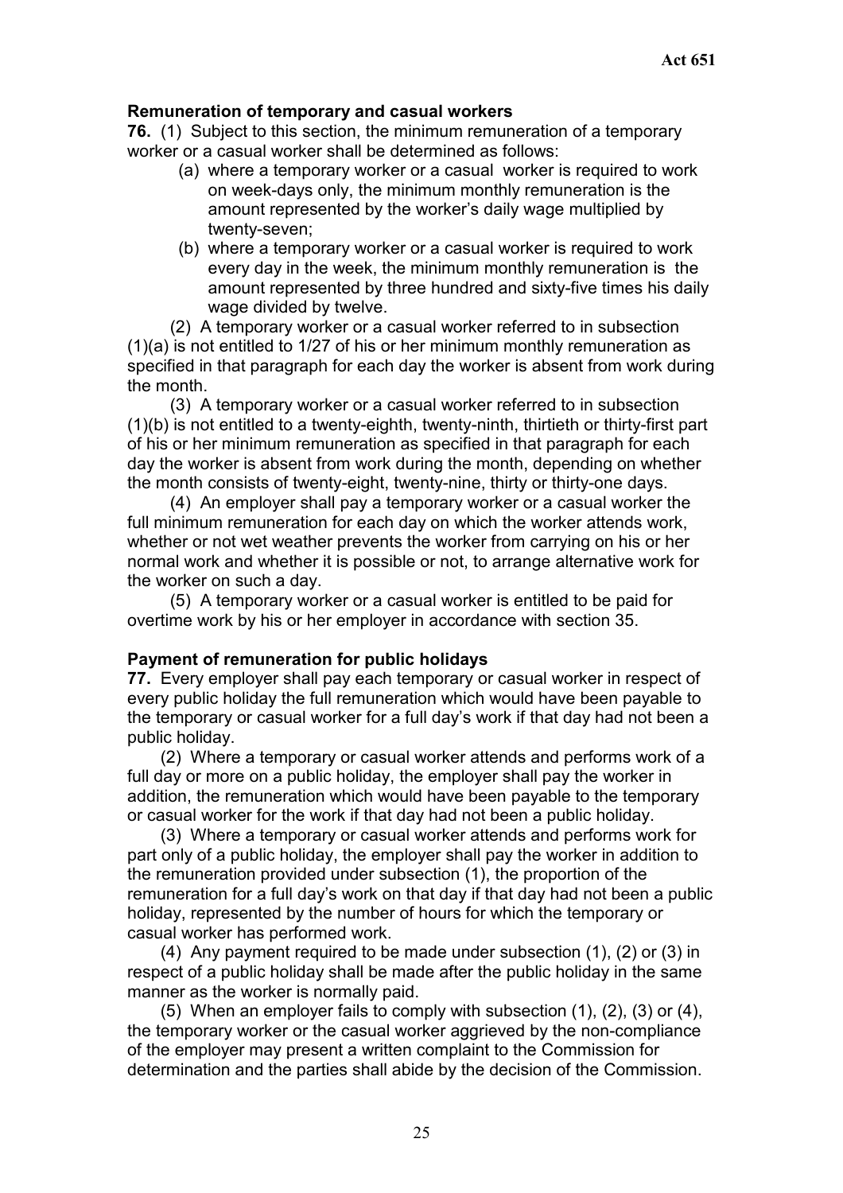**Remuneration of temporary and casual workers**

**76.** (1) Subject to this section, the minimum remuneration of a temporary worker or a casual worker shall be determined as follows:

(a) where a temporary worker or a casual worker is required to work on week-days only, the minimum monthly remuneration is the amount represented by the worker's daily wage multiplied by twenty-seven;

(b) where a temporary worker or a casual worker is required to work every day in the week, the minimum monthly remuneration is the amount represented by three hundred and sixty-five times his daily wage divided by twelve.

(2) A temporary worker or a casual worker referred to in subsection (1)(a) is not entitled to 1/27 of his or her minimum monthly remuneration as specified in that paragraph for each day the worker is absent from work during the month.

(3) A temporary worker or a casual worker referred to in subsection (1)(b) is not entitled to a twenty-eighth, twenty-ninth, thirtieth or thirty-first part of his or her minimum remuneration as specified in that paragraph for each day the worker is absent from work during the month, depending on whether the month consists of twenty-eight, twenty-nine, thirty or thirty-one days.

(4) An employer shall pay a temporary worker or a casual worker the full minimum remuneration for each day on which the worker attends work, whether or not wet weather prevents the worker from carrying on his or her normal work and whether it is possible or not, to arrange alternative work for the worker on such a day.

(5) A temporary worker or a casual worker is entitled to be paid for overtime work by his or her employer in accordance with section 35.

**Payment of remuneration for public holidays**

**77.** Every employer shall pay each temporary or casual worker in respect of every public holiday the full remuneration which would have been payable to the temporary or casual worker for a full day's work if that day had not been a public holiday.

(2) Where a temporary or casual worker attends and performs work of a full day or more on a public holiday, the employer shall pay the worker in addition, the remuneration which would have been payable to the temporary or casual worker for the work if that day had not been a public holiday.

(3) Where a temporary or casual worker attends and performs work for part only of a public holiday, the employer shall pay the worker in addition to the remuneration provided under subsection (1), the proportion of the remuneration for a full day's work on that day if that day had not been a public holiday, represented by the number of hours for which the temporary or casual worker has performed work.

(4) Any payment required to be made under subsection (1), (2) or (3) in respect of a public holiday shall be made after the public holiday in the same manner as the worker is normally paid.

(5) When an employer fails to comply with subsection (1), (2), (3) or (4), the temporary worker or the casual worker aggrieved by the non-compliance of the employer may present a written complaint to the Commission for determination and the parties shall abide by the decision of the Commission.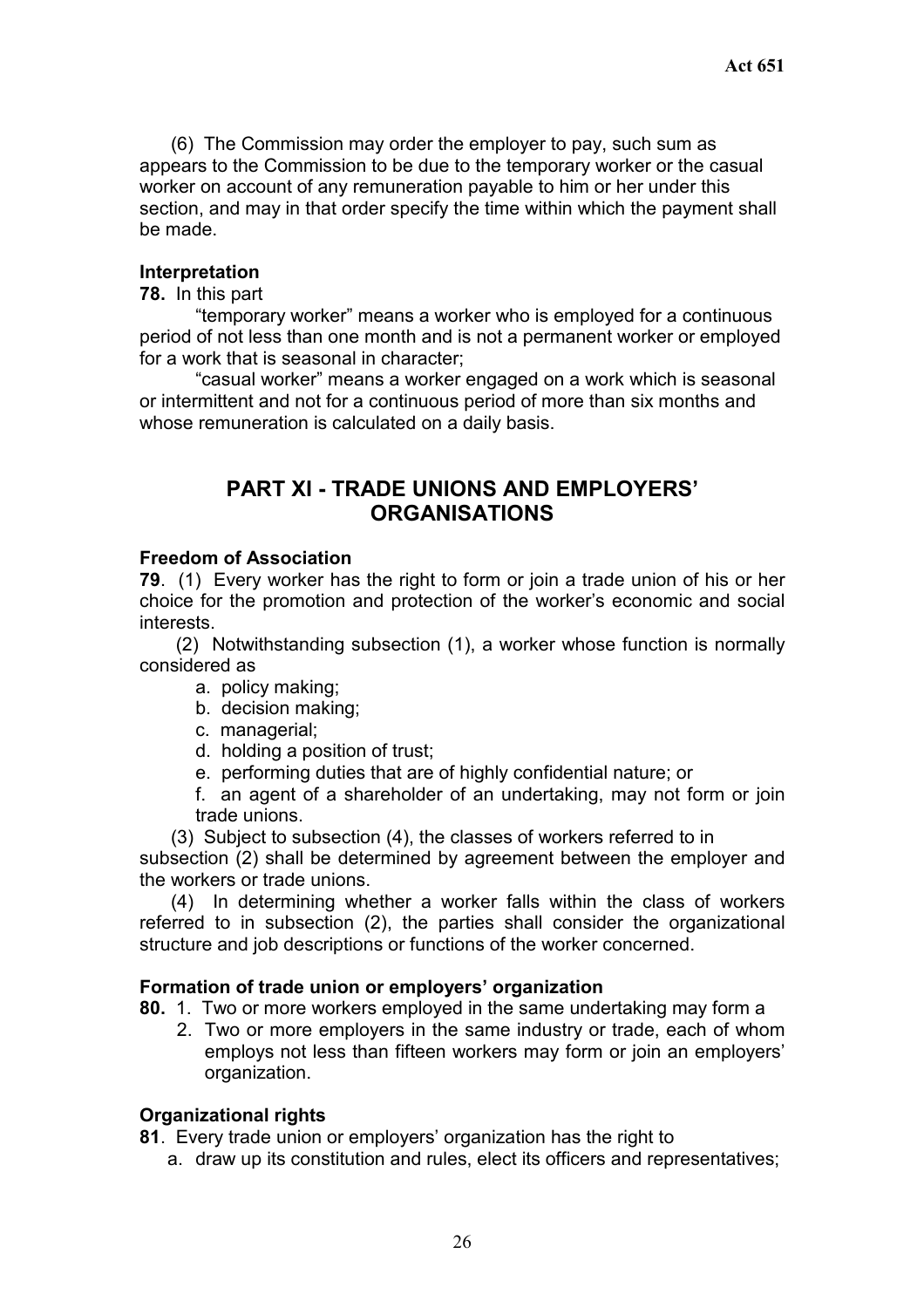(6) The Commission may order the employer to pay, such sum as appears to the Commission to be due to the temporary worker or the casual worker on account of any remuneration payable to him or her under this section, and may in that order specify the time within which the payment shall be made.

**Interpretation**

**78.** In this part

"temporary worker" means a worker who is employed for a continuous period of not less than one month and is not a permanent worker or employed for a work that is seasonal in character;

"casual worker" means a worker engaged on a work which is seasonal or intermittent and not for a continuous period of more than six months and whose remuneration is calculated on a daily basis.

## PART XI - TRADE UNIONS AND EMPLOYERS' ORGANISATIONS

**Freedom of Association**

**79**. (1) Every worker has the right to form or join a trade union of his or her choice for the promotion and protection of the worker's economic and social interests.

(2) Notwithstanding subsection (1), a worker whose function is normally considered as

a. policy making;
b. decision making;
c. managerial;
d. holding a position of trust;
e. performing duties that are of highly confidential nature; or
f. an agent of a shareholder of an undertaking, may not form or join trade unions.

(3) Subject to subsection (4), the classes of workers referred to in subsection (2) shall be determined by agreement between the employer and the workers or trade unions.

(4) In determining whether a worker falls within the class of workers referred to in subsection (2), the parties shall consider the organizational structure and job descriptions or functions of the worker concerned.

**Formation of trade union or employers' organization**

**80.** 1. Two or more workers employed in the same undertaking may form a

2. Two or more employers in the same industry or trade, each of whom employs not less than fifteen workers may form or join an employers' organization.

**Organizational rights**

**81**. Every trade union or employers' organization has the right to

a. draw up its constitution and rules, elect its officers and representatives;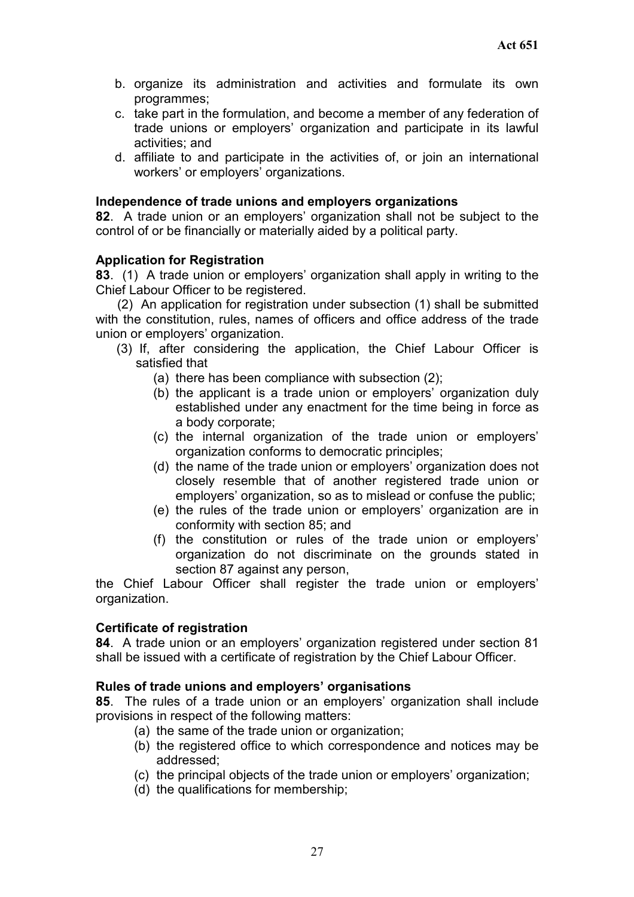b. organize its administration and activities and formulate its own programmes;
c. take part in the formulation, and become a member of any federation of trade unions or employers' organization and participate in its lawful activities; and
d. affiliate to and participate in the activities of, or join an international workers' or employers' organizations.

**Independence of trade unions and employers organizations**

**82**. A trade union or an employers' organization shall not be subject to the control of or be financially or materially aided by a political party.

**Application for Registration**

**83**. (1) A trade union or employers' organization shall apply in writing to the Chief Labour Officer to be registered.

(2) An application for registration under subsection (1) shall be submitted with the constitution, rules, names of officers and office address of the trade union or employers' organization.

(3) If, after considering the application, the Chief Labour Officer is satisfied that

(a) there has been compliance with subsection (2);
(b) the applicant is a trade union or employers' organization duly established under any enactment for the time being in force as a body corporate;
(c) the internal organization of the trade union or employers' organization conforms to democratic principles;
(d) the name of the trade union or employers' organization does not closely resemble that of another registered trade union or employers' organization, so as to mislead or confuse the public;
(e) the rules of the trade union or employers' organization are in conformity with section 85; and
(f) the constitution or rules of the trade union or employers' organization do not discriminate on the grounds stated in section 87 against any person,

the Chief Labour Officer shall register the trade union or employers' organization.

**Certificate of registration**

**84**. A trade union or an employers' organization registered under section 81 shall be issued with a certificate of registration by the Chief Labour Officer.

**Rules of trade unions and employers' organisations**

**85**. The rules of a trade union or an employers' organization shall include provisions in respect of the following matters:

(a) the same of the trade union or organization;
(b) the registered office to which correspondence and notices may be addressed;
(c) the principal objects of the trade union or employers' organization;
(d) the qualifications for membership;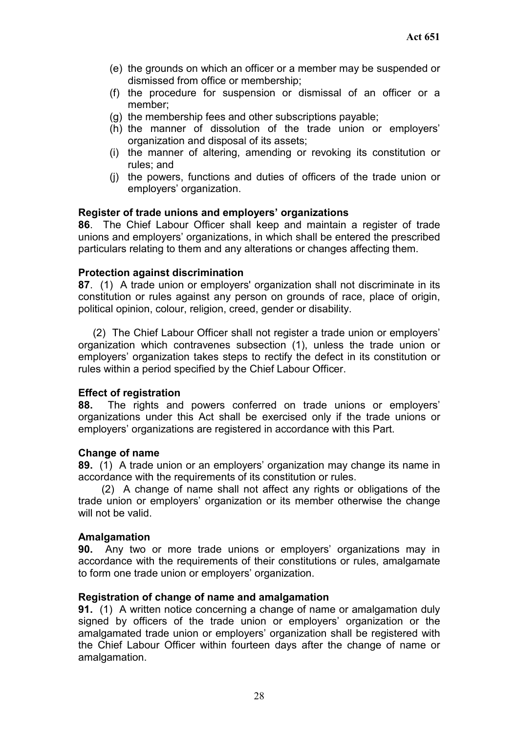(e) the grounds on which an officer or a member may be suspended or dismissed from office or membership;

(f) the procedure for suspension or dismissal of an officer or a member;

(g) the membership fees and other subscriptions payable;

(h) the manner of dissolution of the trade union or employers' organization and disposal of its assets;

(i) the manner of altering, amending or revoking its constitution or rules; and

(j) the powers, functions and duties of officers of the trade union or employers' organization.

**Register of trade unions and employers' organizations**

**86**. The Chief Labour Officer shall keep and maintain a register of trade unions and employers' organizations, in which shall be entered the prescribed particulars relating to them and any alterations or changes affecting them.

**Protection against discrimination**

**87**. (1) A trade union or employers' organization shall not discriminate in its constitution or rules against any person on grounds of race, place of origin, political opinion, colour, religion, creed, gender or disability.

(2) The Chief Labour Officer shall not register a trade union or employers' organization which contravenes subsection (1), unless the trade union or employers' organization takes steps to rectify the defect in its constitution or rules within a period specified by the Chief Labour Officer.

**Effect of registration**

**88.** The rights and powers conferred on trade unions or employers' organizations under this Act shall be exercised only if the trade unions or employers' organizations are registered in accordance with this Part.

**Change of name**

**89.** (1) A trade union or an employers' organization may change its name in accordance with the requirements of its constitution or rules.

(2) A change of name shall not affect any rights or obligations of the trade union or employers' organization or its member otherwise the change will not be valid.

**Amalgamation**

**90.** Any two or more trade unions or employers' organizations may in accordance with the requirements of their constitutions or rules, amalgamate to form one trade union or employers' organization.

**Registration of change of name and amalgamation**

**91.** (1) A written notice concerning a change of name or amalgamation duly signed by officers of the trade union or employers' organization or the amalgamated trade union or employers' organization shall be registered with the Chief Labour Officer within fourteen days after the change of name or amalgamation.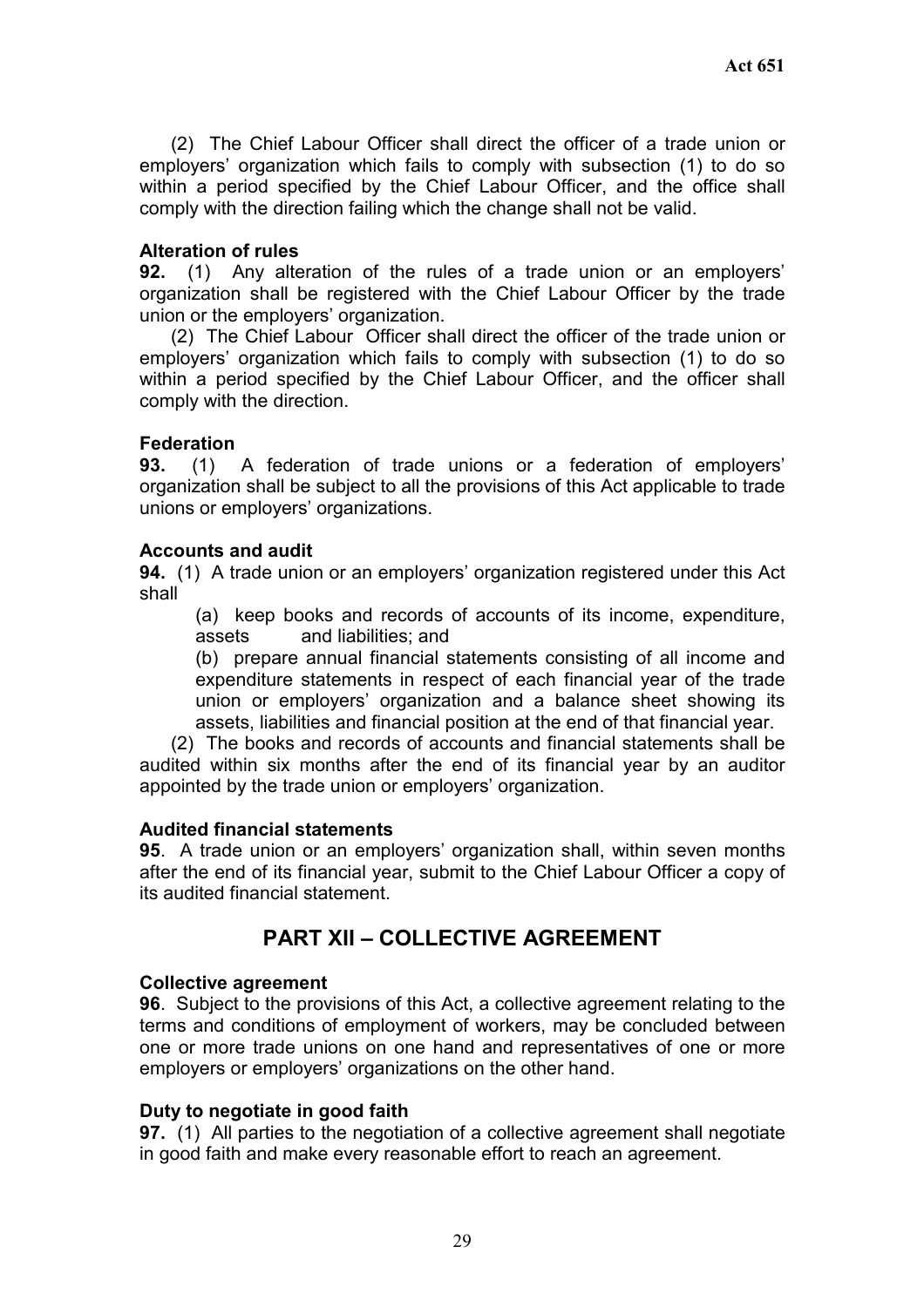(2) The Chief Labour Officer shall direct the officer of a trade union or employers' organization which fails to comply with subsection (1) to do so within a period specified by the Chief Labour Officer, and the office shall comply with the direction failing which the change shall not be valid.

**Alteration of rules**

**92.** (1) Any alteration of the rules of a trade union or an employers' organization shall be registered with the Chief Labour Officer by the trade union or the employers' organization.

(2) The Chief Labour Officer shall direct the officer of the trade union or employers' organization which fails to comply with subsection (1) to do so within a period specified by the Chief Labour Officer, and the officer shall comply with the direction.

**Federation**

**93.** (1) A federation of trade unions or a federation of employers' organization shall be subject to all the provisions of this Act applicable to trade unions or employers' organizations.

**Accounts and audit**

**94.** (1) A trade union or an employers' organization registered under this Act shall

(a) keep books and records of accounts of its income, expenditure, assets and liabilities; and

(b) prepare annual financial statements consisting of all income and expenditure statements in respect of each financial year of the trade union or employers' organization and a balance sheet showing its assets, liabilities and financial position at the end of that financial year.

(2) The books and records of accounts and financial statements shall be audited within six months after the end of its financial year by an auditor appointed by the trade union or employers' organization.

**Audited financial statements**

**95**. A trade union or an employers' organization shall, within seven months after the end of its financial year, submit to the Chief Labour Officer a copy of its audited financial statement.

## PART XII – COLLECTIVE AGREEMENT

**Collective agreement**

**96**. Subject to the provisions of this Act, a collective agreement relating to the terms and conditions of employment of workers, may be concluded between one or more trade unions on one hand and representatives of one or more employers or employers' organizations on the other hand.

**Duty to negotiate in good faith**

**97.** (1) All parties to the negotiation of a collective agreement shall negotiate in good faith and make every reasonable effort to reach an agreement.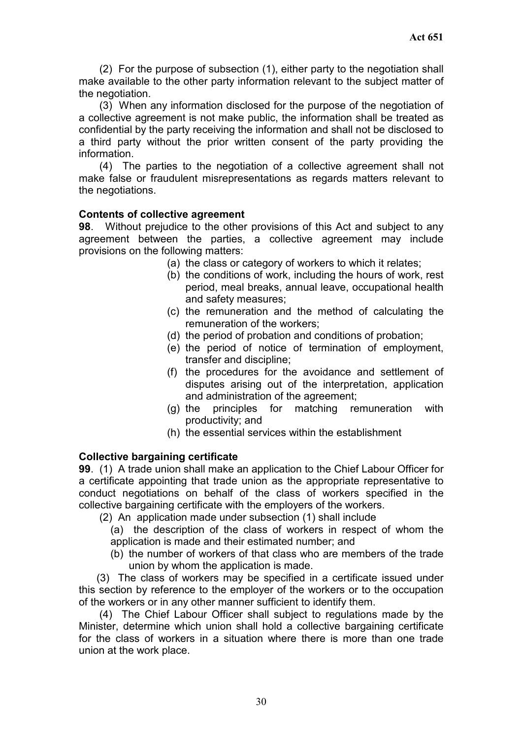(2) For the purpose of subsection (1), either party to the negotiation shall make available to the other party information relevant to the subject matter of the negotiation.

(3) When any information disclosed for the purpose of the negotiation of a collective agreement is not make public, the information shall be treated as confidential by the party receiving the information and shall not be disclosed to a third party without the prior written consent of the party providing the information.

(4) The parties to the negotiation of a collective agreement shall not make false or fraudulent misrepresentations as regards matters relevant to the negotiations.

**Contents of collective agreement**

**98**. Without prejudice to the other provisions of this Act and subject to any agreement between the parties, a collective agreement may include provisions on the following matters:

(a) the class or category of workers to which it relates;

(b) the conditions of work, including the hours of work, rest period, meal breaks, annual leave, occupational health and safety measures;

(c) the remuneration and the method of calculating the remuneration of the workers;

(d) the period of probation and conditions of probation;

(e) the period of notice of termination of employment, transfer and discipline;

(f) the procedures for the avoidance and settlement of disputes arising out of the interpretation, application and administration of the agreement;

(g) the principles for matching remuneration with productivity; and

(h) the essential services within the establishment

**Collective bargaining certificate**

**99**. (1) A trade union shall make an application to the Chief Labour Officer for a certificate appointing that trade union as the appropriate representative to conduct negotiations on behalf of the class of workers specified in the collective bargaining certificate with the employers of the workers.

(2) An application made under subsection (1) shall include

(a) the description of the class of workers in respect of whom the application is made and their estimated number; and

(b) the number of workers of that class who are members of the trade union by whom the application is made.

(3) The class of workers may be specified in a certificate issued under this section by reference to the employer of the workers or to the occupation of the workers or in any other manner sufficient to identify them.

(4) The Chief Labour Officer shall subject to regulations made by the Minister, determine which union shall hold a collective bargaining certificate for the class of workers in a situation where there is more than one trade union at the work place.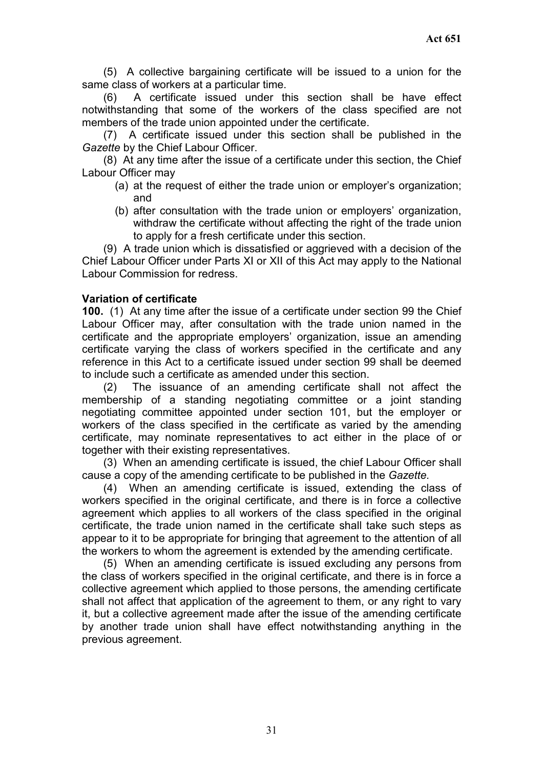(5) A collective bargaining certificate will be issued to a union for the same class of workers at a particular time.

(6) A certificate issued under this section shall be have effect notwithstanding that some of the workers of the class specified are not members of the trade union appointed under the certificate.

(7) A certificate issued under this section shall be published in the *Gazette* by the Chief Labour Officer.

(8) At any time after the issue of a certificate under this section, the Chief Labour Officer may

- (a) at the request of either the trade union or employer's organization; and
- (b) after consultation with the trade union or employers' organization, withdraw the certificate without affecting the right of the trade union to apply for a fresh certificate under this section.

(9) A trade union which is dissatisfied or aggrieved with a decision of the Chief Labour Officer under Parts XI or XII of this Act may apply to the National Labour Commission for redress.

**Variation of certificate**

**100.** (1) At any time after the issue of a certificate under section 99 the Chief Labour Officer may, after consultation with the trade union named in the certificate and the appropriate employers' organization, issue an amending certificate varying the class of workers specified in the certificate and any reference in this Act to a certificate issued under section 99 shall be deemed to include such a certificate as amended under this section.

(2) The issuance of an amending certificate shall not affect the membership of a standing negotiating committee or a joint standing negotiating committee appointed under section 101, but the employer or workers of the class specified in the certificate as varied by the amending certificate, may nominate representatives to act either in the place of or together with their existing representatives.

(3) When an amending certificate is issued, the chief Labour Officer shall cause a copy of the amending certificate to be published in the *Gazette*.

(4) When an amending certificate is issued, extending the class of workers specified in the original certificate, and there is in force a collective agreement which applies to all workers of the class specified in the original certificate, the trade union named in the certificate shall take such steps as appear to it to be appropriate for bringing that agreement to the attention of all the workers to whom the agreement is extended by the amending certificate.

(5) When an amending certificate is issued excluding any persons from the class of workers specified in the original certificate, and there is in force a collective agreement which applied to those persons, the amending certificate shall not affect that application of the agreement to them, or any right to vary it, but a collective agreement made after the issue of the amending certificate by another trade union shall have effect notwithstanding anything in the previous agreement.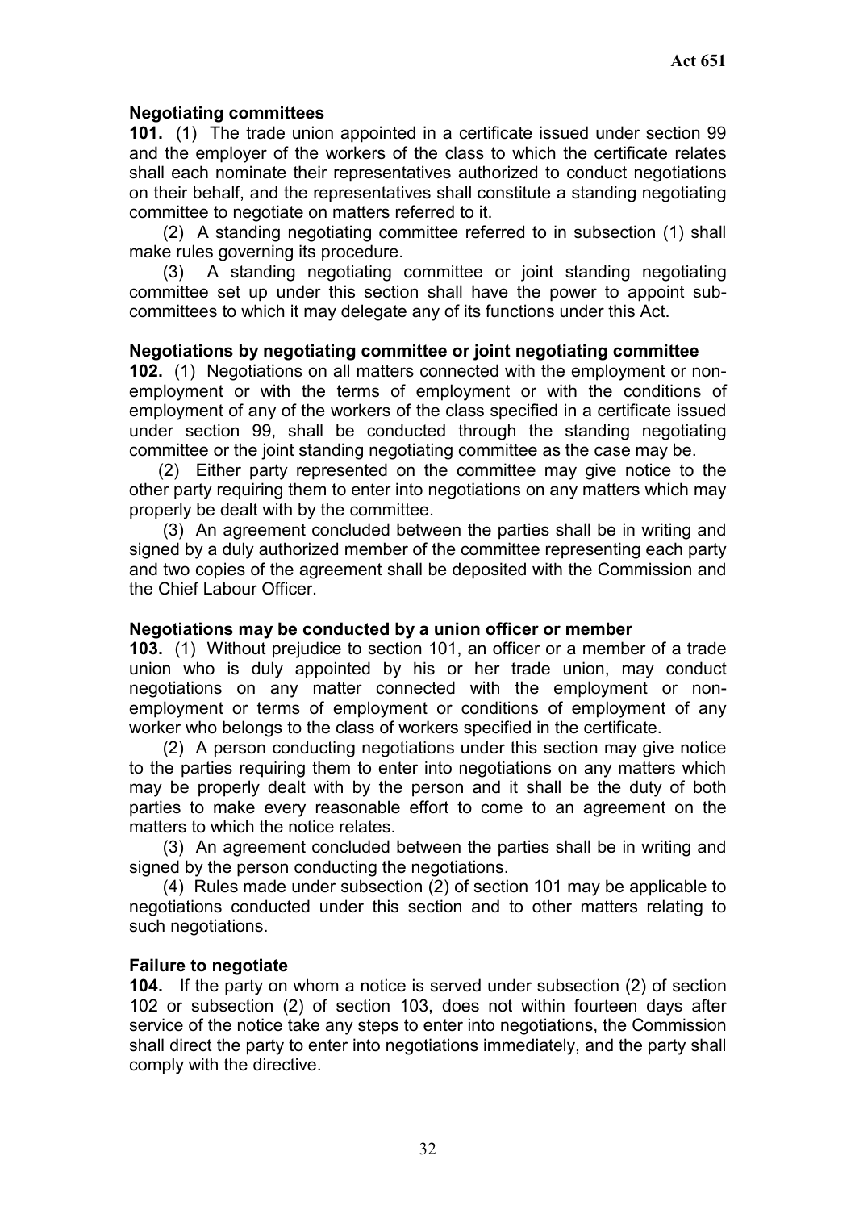**Negotiating committees**

**101.** (1) The trade union appointed in a certificate issued under section 99 and the employer of the workers of the class to which the certificate relates shall each nominate their representatives authorized to conduct negotiations on their behalf, and the representatives shall constitute a standing negotiating committee to negotiate on matters referred to it.

(2) A standing negotiating committee referred to in subsection (1) shall make rules governing its procedure.

(3) A standing negotiating committee or joint standing negotiating committee set up under this section shall have the power to appoint sub-committees to which it may delegate any of its functions under this Act.

**Negotiations by negotiating committee or joint negotiating committee**

**102.** (1) Negotiations on all matters connected with the employment or non-employment or with the terms of employment or with the conditions of employment of any of the workers of the class specified in a certificate issued under section 99, shall be conducted through the standing negotiating committee or the joint standing negotiating committee as the case may be.

(2) Either party represented on the committee may give notice to the other party requiring them to enter into negotiations on any matters which may properly be dealt with by the committee.

(3) An agreement concluded between the parties shall be in writing and signed by a duly authorized member of the committee representing each party and two copies of the agreement shall be deposited with the Commission and the Chief Labour Officer.

**Negotiations may be conducted by a union officer or member**

**103.** (1) Without prejudice to section 101, an officer or a member of a trade union who is duly appointed by his or her trade union, may conduct negotiations on any matter connected with the employment or non-employment or terms of employment or conditions of employment of any worker who belongs to the class of workers specified in the certificate.

(2) A person conducting negotiations under this section may give notice to the parties requiring them to enter into negotiations on any matters which may be properly dealt with by the person and it shall be the duty of both parties to make every reasonable effort to come to an agreement on the matters to which the notice relates.

(3) An agreement concluded between the parties shall be in writing and signed by the person conducting the negotiations.

(4) Rules made under subsection (2) of section 101 may be applicable to negotiations conducted under this section and to other matters relating to such negotiations.

**Failure to negotiate**

**104.** If the party on whom a notice is served under subsection (2) of section 102 or subsection (2) of section 103, does not within fourteen days after service of the notice take any steps to enter into negotiations, the Commission shall direct the party to enter into negotiations immediately, and the party shall comply with the directive.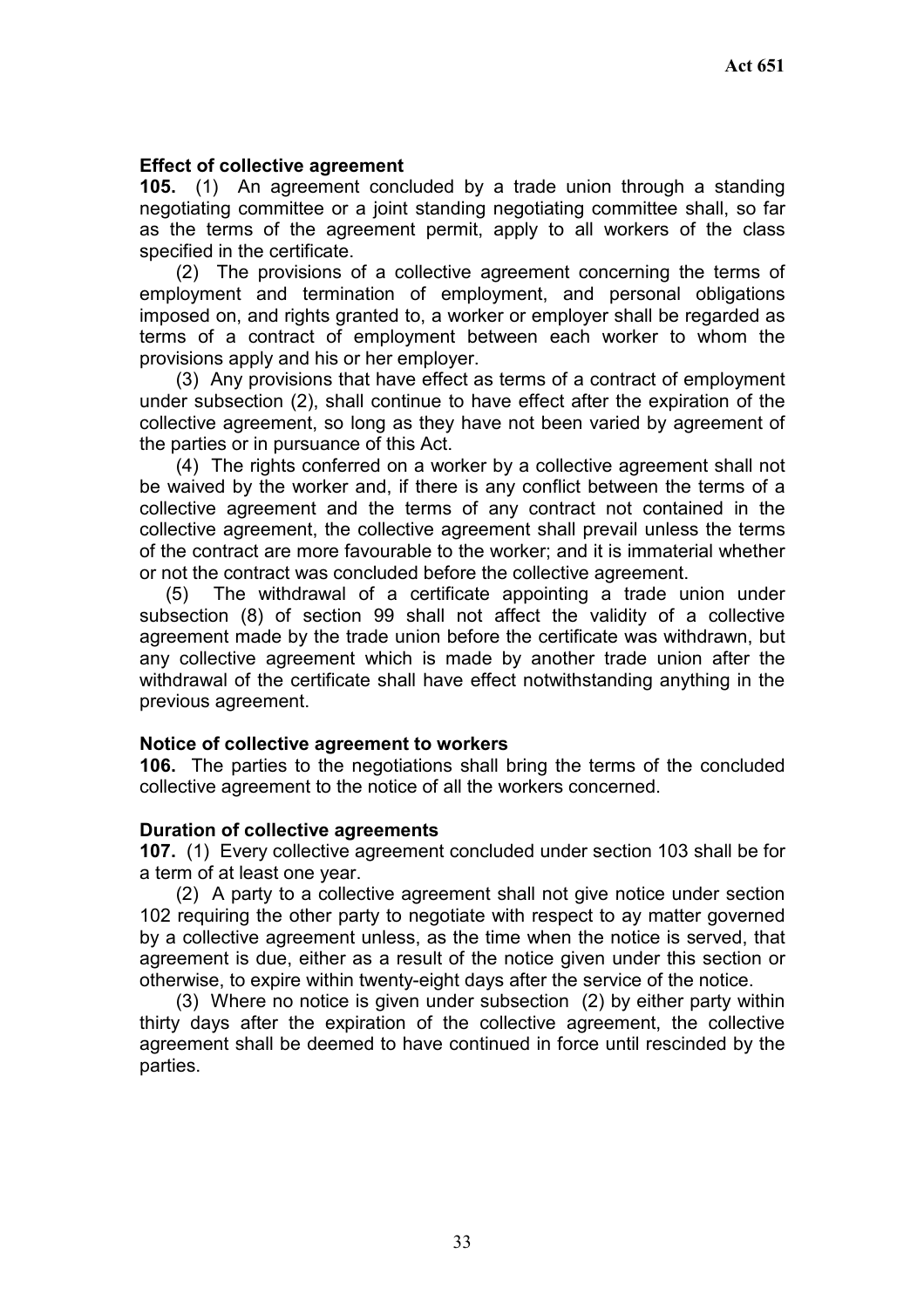**Effect of collective agreement**

**105.** (1) An agreement concluded by a trade union through a standing negotiating committee or a joint standing negotiating committee shall, so far as the terms of the agreement permit, apply to all workers of the class specified in the certificate.

(2) The provisions of a collective agreement concerning the terms of employment and termination of employment, and personal obligations imposed on, and rights granted to, a worker or employer shall be regarded as terms of a contract of employment between each worker to whom the provisions apply and his or her employer.

(3) Any provisions that have effect as terms of a contract of employment under subsection (2), shall continue to have effect after the expiration of the collective agreement, so long as they have not been varied by agreement of the parties or in pursuance of this Act.

(4) The rights conferred on a worker by a collective agreement shall not be waived by the worker and, if there is any conflict between the terms of a collective agreement and the terms of any contract not contained in the collective agreement, the collective agreement shall prevail unless the terms of the contract are more favourable to the worker; and it is immaterial whether or not the contract was concluded before the collective agreement.

(5) The withdrawal of a certificate appointing a trade union under subsection (8) of section 99 shall not affect the validity of a collective agreement made by the trade union before the certificate was withdrawn, but any collective agreement which is made by another trade union after the withdrawal of the certificate shall have effect notwithstanding anything in the previous agreement.

**Notice of collective agreement to workers**

**106.** The parties to the negotiations shall bring the terms of the concluded collective agreement to the notice of all the workers concerned.

**Duration of collective agreements**

**107.** (1) Every collective agreement concluded under section 103 shall be for a term of at least one year.

(2) A party to a collective agreement shall not give notice under section 102 requiring the other party to negotiate with respect to ay matter governed by a collective agreement unless, as the time when the notice is served, that agreement is due, either as a result of the notice given under this section or otherwise, to expire within twenty-eight days after the service of the notice.

(3) Where no notice is given under subsection (2) by either party within thirty days after the expiration of the collective agreement, the collective agreement shall be deemed to have continued in force until rescinded by the parties.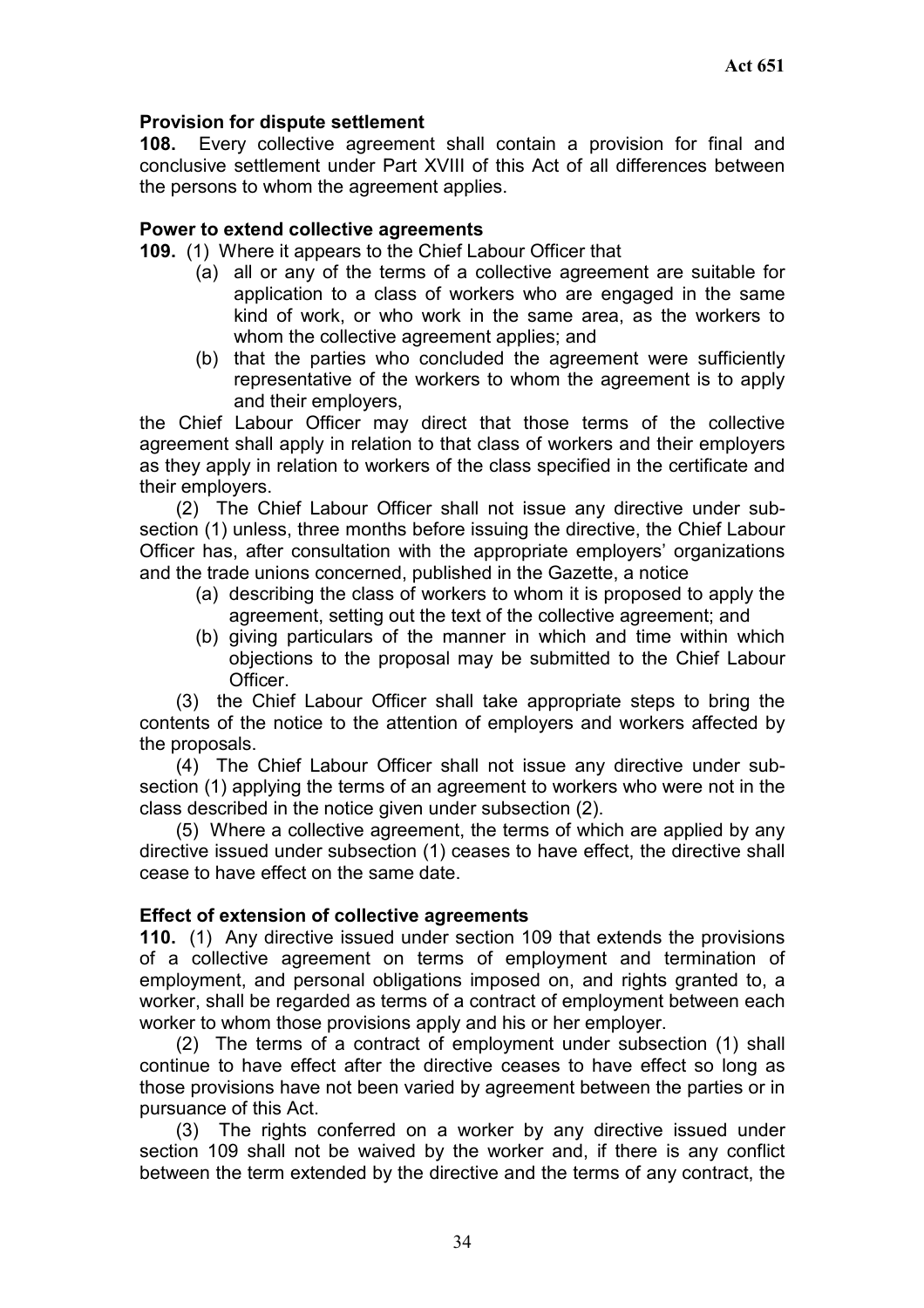**Provision for dispute settlement**

**108.** Every collective agreement shall contain a provision for final and conclusive settlement under Part XVIII of this Act of all differences between the persons to whom the agreement applies.

**Power to extend collective agreements**

**109.** (1) Where it appears to the Chief Labour Officer that

(a) all or any of the terms of a collective agreement are suitable for application to a class of workers who are engaged in the same kind of work, or who work in the same area, as the workers to whom the collective agreement applies; and

(b) that the parties who concluded the agreement were sufficiently representative of the workers to whom the agreement is to apply and their employers,

the Chief Labour Officer may direct that those terms of the collective agreement shall apply in relation to that class of workers and their employers as they apply in relation to workers of the class specified in the certificate and their employers.

(2) The Chief Labour Officer shall not issue any directive under sub-section (1) unless, three months before issuing the directive, the Chief Labour Officer has, after consultation with the appropriate employers' organizations and the trade unions concerned, published in the Gazette, a notice

(a) describing the class of workers to whom it is proposed to apply the agreement, setting out the text of the collective agreement; and

(b) giving particulars of the manner in which and time within which objections to the proposal may be submitted to the Chief Labour Officer.

(3) the Chief Labour Officer shall take appropriate steps to bring the contents of the notice to the attention of employers and workers affected by the proposals.

(4) The Chief Labour Officer shall not issue any directive under sub-section (1) applying the terms of an agreement to workers who were not in the class described in the notice given under subsection (2).

(5) Where a collective agreement, the terms of which are applied by any directive issued under subsection (1) ceases to have effect, the directive shall cease to have effect on the same date.

**Effect of extension of collective agreements**

**110.** (1) Any directive issued under section 109 that extends the provisions of a collective agreement on terms of employment and termination of employment, and personal obligations imposed on, and rights granted to, a worker, shall be regarded as terms of a contract of employment between each worker to whom those provisions apply and his or her employer.

(2) The terms of a contract of employment under subsection (1) shall continue to have effect after the directive ceases to have effect so long as those provisions have not been varied by agreement between the parties or in pursuance of this Act.

(3) The rights conferred on a worker by any directive issued under section 109 shall not be waived by the worker and, if there is any conflict between the term extended by the directive and the terms of any contract, the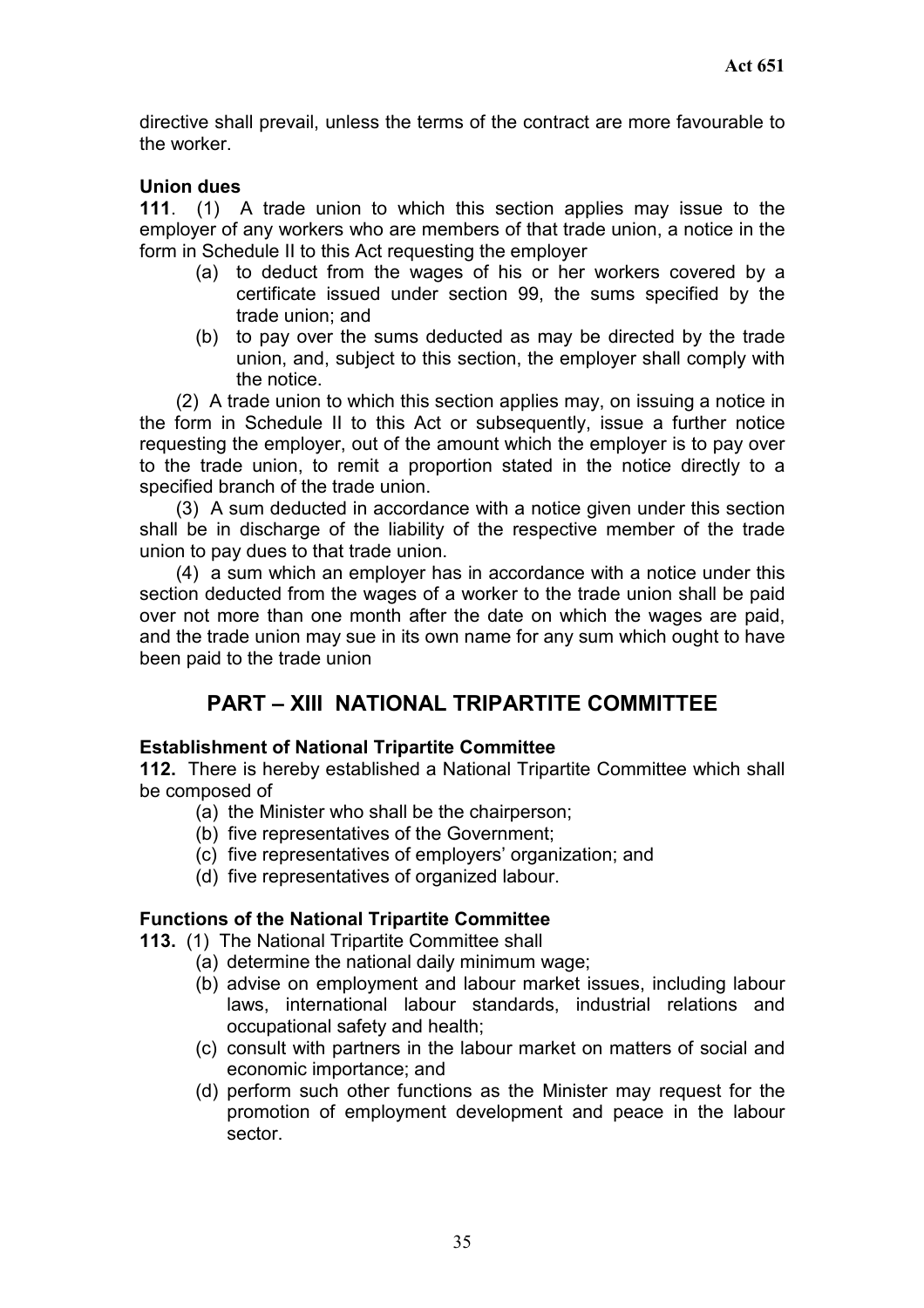directive shall prevail, unless the terms of the contract are more favourable to the worker.

**Union dues**

**111**. (1) A trade union to which this section applies may issue to the employer of any workers who are members of that trade union, a notice in the form in Schedule II to this Act requesting the employer

- (a) to deduct from the wages of his or her workers covered by a certificate issued under section 99, the sums specified by the trade union; and
- (b) to pay over the sums deducted as may be directed by the trade union, and, subject to this section, the employer shall comply with the notice.

(2) A trade union to which this section applies may, on issuing a notice in the form in Schedule II to this Act or subsequently, issue a further notice requesting the employer, out of the amount which the employer is to pay over to the trade union, to remit a proportion stated in the notice directly to a specified branch of the trade union.

(3) A sum deducted in accordance with a notice given under this section shall be in discharge of the liability of the respective member of the trade union to pay dues to that trade union.

(4) a sum which an employer has in accordance with a notice under this section deducted from the wages of a worker to the trade union shall be paid over not more than one month after the date on which the wages are paid, and the trade union may sue in its own name for any sum which ought to have been paid to the trade union

## PART – XIII NATIONAL TRIPARTITE COMMITTEE

**Establishment of National Tripartite Committee**

**112.** There is hereby established a National Tripartite Committee which shall be composed of

- (a) the Minister who shall be the chairperson;
- (b) five representatives of the Government;
- (c) five representatives of employers' organization; and
- (d) five representatives of organized labour.

**Functions of the National Tripartite Committee**

**113.** (1) The National Tripartite Committee shall

- (a) determine the national daily minimum wage;
- (b) advise on employment and labour market issues, including labour laws, international labour standards, industrial relations and occupational safety and health;
- (c) consult with partners in the labour market on matters of social and economic importance; and
- (d) perform such other functions as the Minister may request for the promotion of employment development and peace in the labour sector.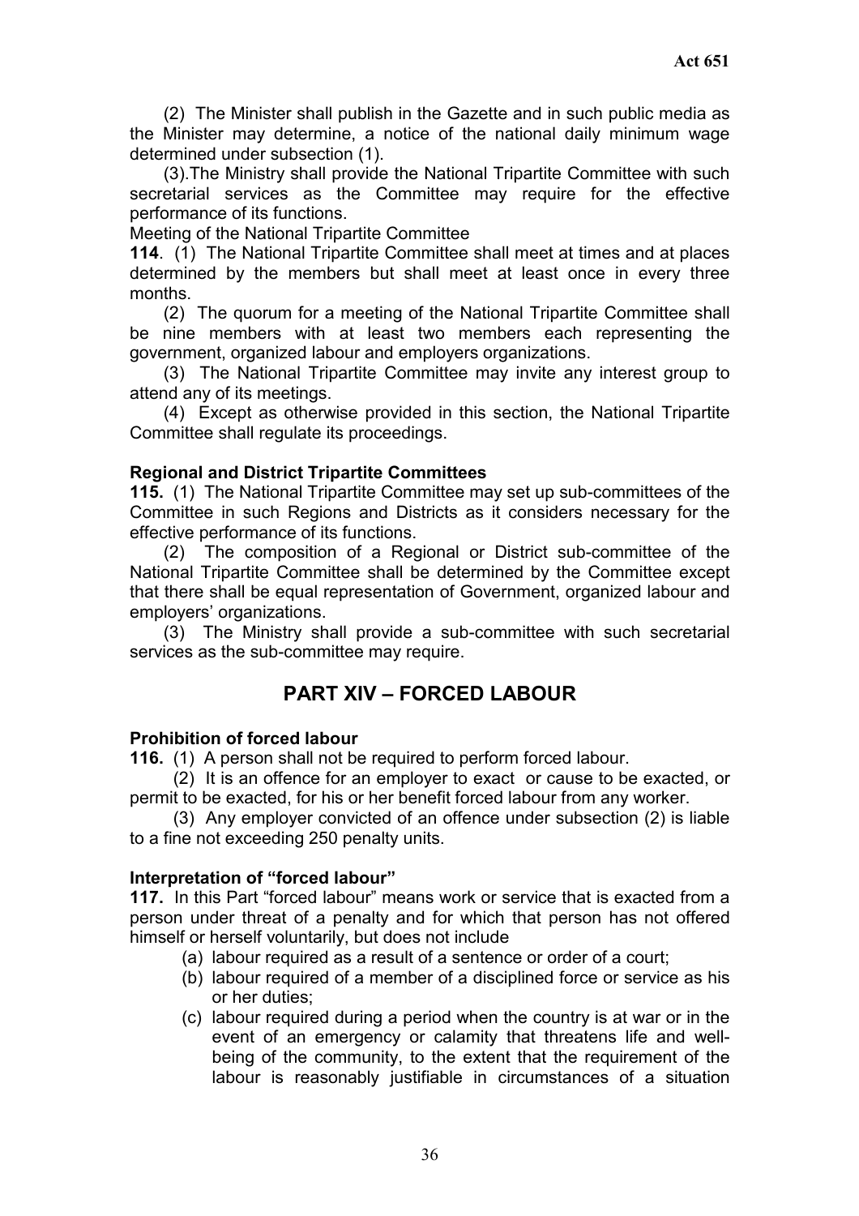(2) The Minister shall publish in the Gazette and in such public media as the Minister may determine, a notice of the national daily minimum wage determined under subsection (1).

(3).The Ministry shall provide the National Tripartite Committee with such secretarial services as the Committee may require for the effective performance of its functions.

Meeting of the National Tripartite Committee

**114**. (1) The National Tripartite Committee shall meet at times and at places determined by the members but shall meet at least once in every three months.

(2) The quorum for a meeting of the National Tripartite Committee shall be nine members with at least two members each representing the government, organized labour and employers organizations.

(3) The National Tripartite Committee may invite any interest group to attend any of its meetings.

(4) Except as otherwise provided in this section, the National Tripartite Committee shall regulate its proceedings.

**Regional and District Tripartite Committees**

**115.** (1) The National Tripartite Committee may set up sub-committees of the Committee in such Regions and Districts as it considers necessary for the effective performance of its functions.

(2) The composition of a Regional or District sub-committee of the National Tripartite Committee shall be determined by the Committee except that there shall be equal representation of Government, organized labour and employers' organizations.

(3) The Ministry shall provide a sub-committee with such secretarial services as the sub-committee may require.

## PART XIV – FORCED LABOUR

**Prohibition of forced labour**

**116.** (1) A person shall not be required to perform forced labour.

(2) It is an offence for an employer to exact or cause to be exacted, or permit to be exacted, for his or her benefit forced labour from any worker.

(3) Any employer convicted of an offence under subsection (2) is liable to a fine not exceeding 250 penalty units.

**Interpretation of "forced labour"**

**117.** In this Part "forced labour" means work or service that is exacted from a person under threat of a penalty and for which that person has not offered himself or herself voluntarily, but does not include

(a) labour required as a result of a sentence or order of a court;

(b) labour required of a member of a disciplined force or service as his or her duties;

(c) labour required during a period when the country is at war or in the event of an emergency or calamity that threatens life and well-being of the community, to the extent that the requirement of the labour is reasonably justifiable in circumstances of a situation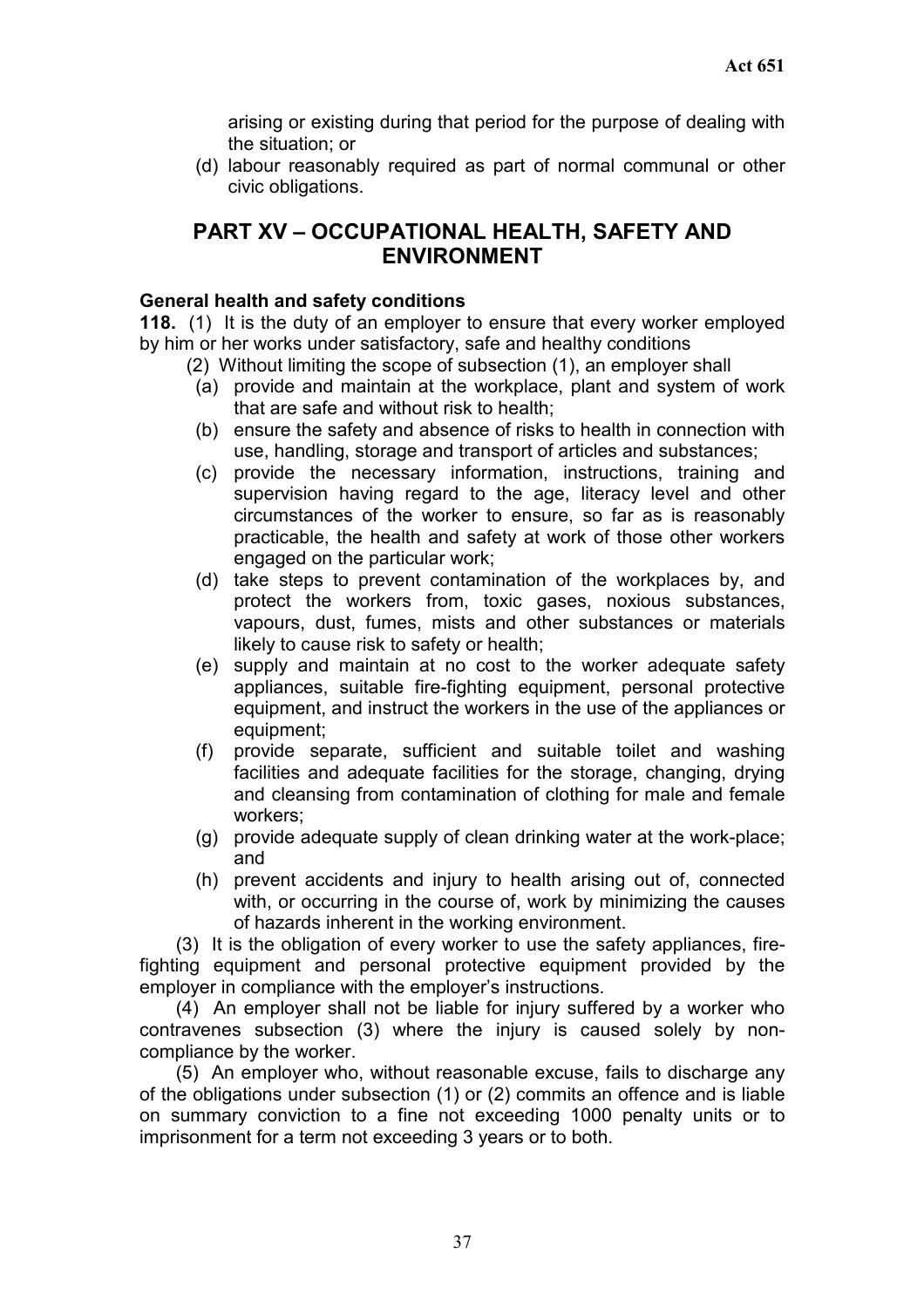arising or existing during that period for the purpose of dealing with the situation; or

(d) labour reasonably required as part of normal communal or other civic obligations.

## PART XV – OCCUPATIONAL HEALTH, SAFETY AND ENVIRONMENT

**General health and safety conditions**

**118.** (1) It is the duty of an employer to ensure that every worker employed by him or her works under satisfactory, safe and healthy conditions

(2) Without limiting the scope of subsection (1), an employer shall

(a) provide and maintain at the workplace, plant and system of work that are safe and without risk to health;

(b) ensure the safety and absence of risks to health in connection with use, handling, storage and transport of articles and substances;

(c) provide the necessary information, instructions, training and supervision having regard to the age, literacy level and other circumstances of the worker to ensure, so far as is reasonably practicable, the health and safety at work of those other workers engaged on the particular work;

(d) take steps to prevent contamination of the workplaces by, and protect the workers from, toxic gases, noxious substances, vapours, dust, fumes, mists and other substances or materials likely to cause risk to safety or health;

(e) supply and maintain at no cost to the worker adequate safety appliances, suitable fire-fighting equipment, personal protective equipment, and instruct the workers in the use of the appliances or equipment;

(f) provide separate, sufficient and suitable toilet and washing facilities and adequate facilities for the storage, changing, drying and cleansing from contamination of clothing for male and female workers;

(g) provide adequate supply of clean drinking water at the work-place; and

(h) prevent accidents and injury to health arising out of, connected with, or occurring in the course of, work by minimizing the causes of hazards inherent in the working environment.

(3) It is the obligation of every worker to use the safety appliances, fire-fighting equipment and personal protective equipment provided by the employer in compliance with the employer's instructions.

(4) An employer shall not be liable for injury suffered by a worker who contravenes subsection (3) where the injury is caused solely by non-compliance by the worker.

(5) An employer who, without reasonable excuse, fails to discharge any of the obligations under subsection (1) or (2) commits an offence and is liable on summary conviction to a fine not exceeding 1000 penalty units or to imprisonment for a term not exceeding 3 years or to both.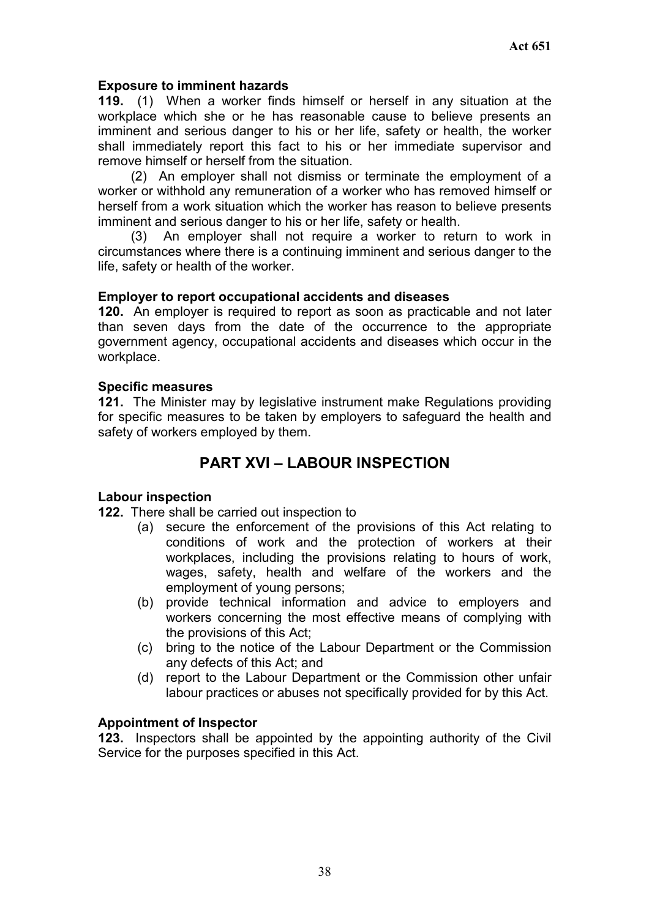**Exposure to imminent hazards**

**119.** (1) When a worker finds himself or herself in any situation at the workplace which she or he has reasonable cause to believe presents an imminent and serious danger to his or her life, safety or health, the worker shall immediately report this fact to his or her immediate supervisor and remove himself or herself from the situation.

(2) An employer shall not dismiss or terminate the employment of a worker or withhold any remuneration of a worker who has removed himself or herself from a work situation which the worker has reason to believe presents imminent and serious danger to his or her life, safety or health.

(3) An employer shall not require a worker to return to work in circumstances where there is a continuing imminent and serious danger to the life, safety or health of the worker.

**Employer to report occupational accidents and diseases**

**120.** An employer is required to report as soon as practicable and not later than seven days from the date of the occurrence to the appropriate government agency, occupational accidents and diseases which occur in the workplace.

**Specific measures**

**121.** The Minister may by legislative instrument make Regulations providing for specific measures to be taken by employers to safeguard the health and safety of workers employed by them.

## PART XVI – LABOUR INSPECTION

**Labour inspection**

**122.** There shall be carried out inspection to

(a) secure the enforcement of the provisions of this Act relating to conditions of work and the protection of workers at their workplaces, including the provisions relating to hours of work, wages, safety, health and welfare of the workers and the employment of young persons;

(b) provide technical information and advice to employers and workers concerning the most effective means of complying with the provisions of this Act;

(c) bring to the notice of the Labour Department or the Commission any defects of this Act; and

(d) report to the Labour Department or the Commission other unfair labour practices or abuses not specifically provided for by this Act.

**Appointment of Inspector**

**123.** Inspectors shall be appointed by the appointing authority of the Civil Service for the purposes specified in this Act.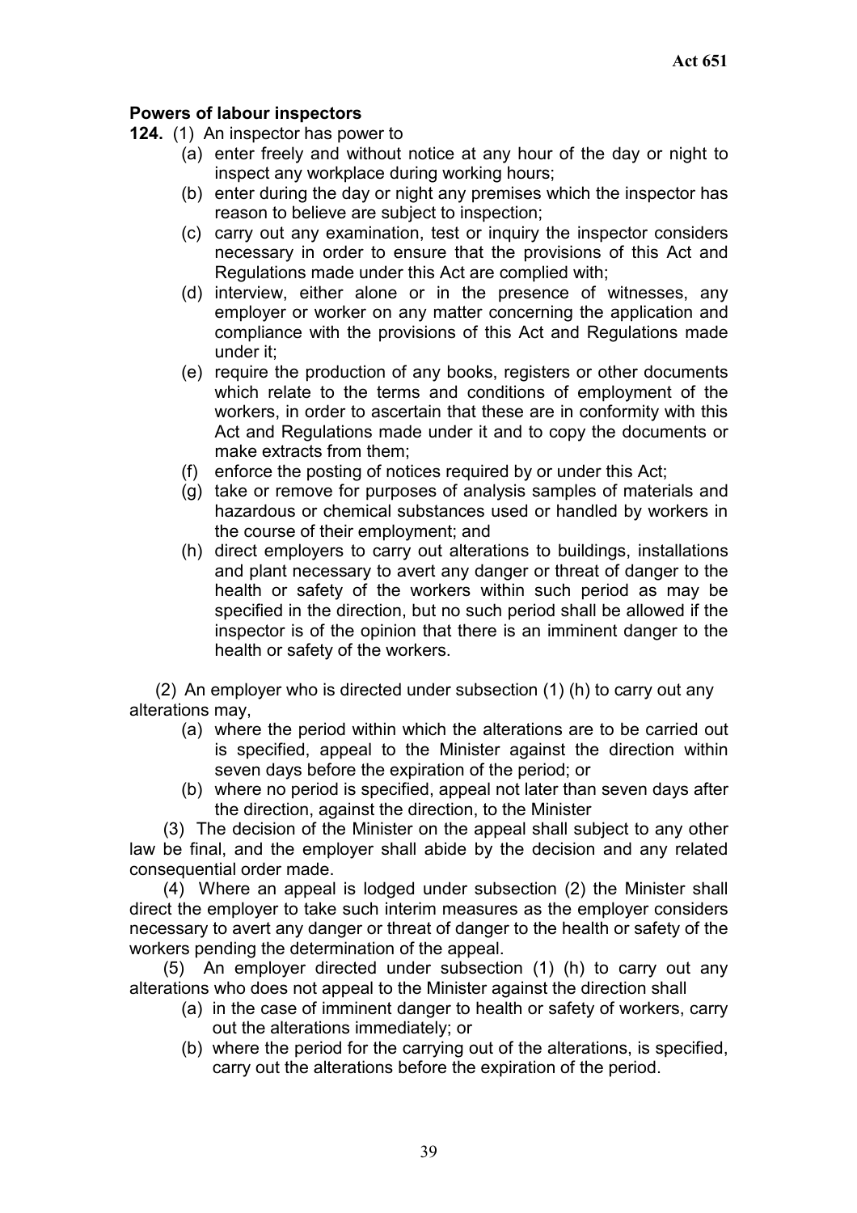**Powers of labour inspectors**

**124.** (1) An inspector has power to

- (a) enter freely and without notice at any hour of the day or night to inspect any workplace during working hours;
- (b) enter during the day or night any premises which the inspector has reason to believe are subject to inspection;
- (c) carry out any examination, test or inquiry the inspector considers necessary in order to ensure that the provisions of this Act and Regulations made under this Act are complied with;
- (d) interview, either alone or in the presence of witnesses, any employer or worker on any matter concerning the application and compliance with the provisions of this Act and Regulations made under it;
- (e) require the production of any books, registers or other documents which relate to the terms and conditions of employment of the workers, in order to ascertain that these are in conformity with this Act and Regulations made under it and to copy the documents or make extracts from them;
- (f) enforce the posting of notices required by or under this Act;
- (g) take or remove for purposes of analysis samples of materials and hazardous or chemical substances used or handled by workers in the course of their employment; and
- (h) direct employers to carry out alterations to buildings, installations and plant necessary to avert any danger or threat of danger to the health or safety of the workers within such period as may be specified in the direction, but no such period shall be allowed if the inspector is of the opinion that there is an imminent danger to the health or safety of the workers.

(2) An employer who is directed under subsection (1) (h) to carry out any alterations may,

- (a) where the period within which the alterations are to be carried out is specified, appeal to the Minister against the direction within seven days before the expiration of the period; or
- (b) where no period is specified, appeal not later than seven days after the direction, against the direction, to the Minister

(3) The decision of the Minister on the appeal shall subject to any other law be final, and the employer shall abide by the decision and any related consequential order made.

(4) Where an appeal is lodged under subsection (2) the Minister shall direct the employer to take such interim measures as the employer considers necessary to avert any danger or threat of danger to the health or safety of the workers pending the determination of the appeal.

(5) An employer directed under subsection (1) (h) to carry out any alterations who does not appeal to the Minister against the direction shall

- (a) in the case of imminent danger to health or safety of workers, carry out the alterations immediately; or
- (b) where the period for the carrying out of the alterations, is specified, carry out the alterations before the expiration of the period.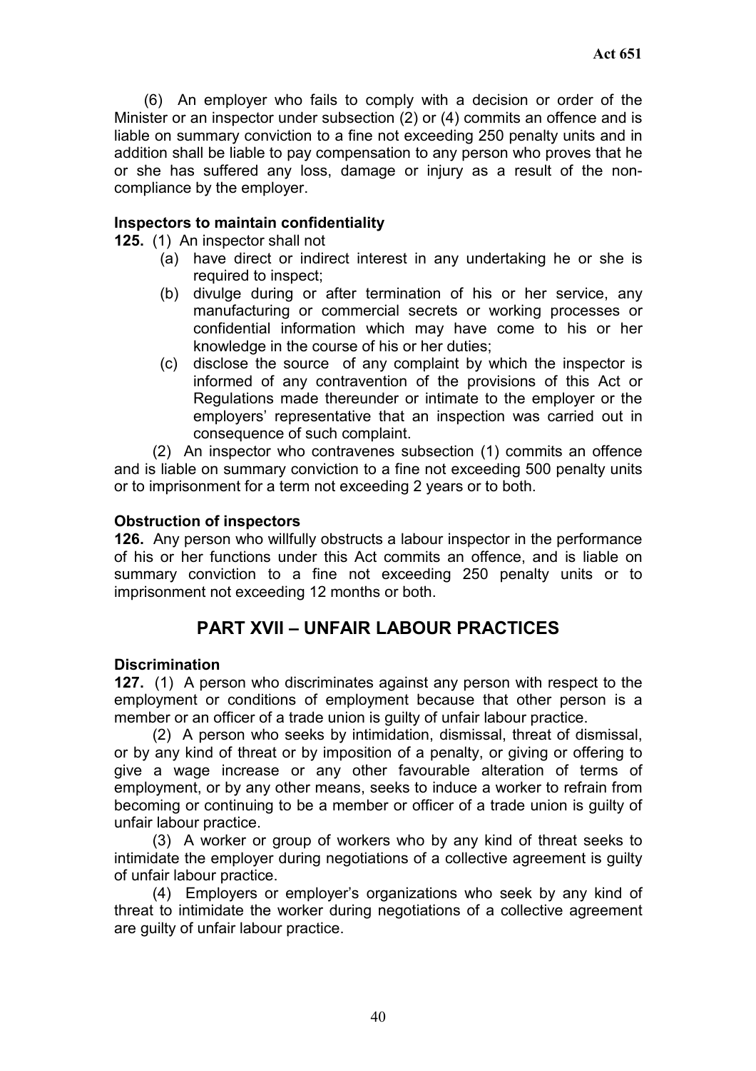(6) An employer who fails to comply with a decision or order of the Minister or an inspector under subsection (2) or (4) commits an offence and is liable on summary conviction to a fine not exceeding 250 penalty units and in addition shall be liable to pay compensation to any person who proves that he or she has suffered any loss, damage or injury as a result of the non-compliance by the employer.

**Inspectors to maintain confidentiality**

**125.** (1) An inspector shall not

(a) have direct or indirect interest in any undertaking he or she is required to inspect;

(b) divulge during or after termination of his or her service, any manufacturing or commercial secrets or working processes or confidential information which may have come to his or her knowledge in the course of his or her duties;

(c) disclose the source of any complaint by which the inspector is informed of any contravention of the provisions of this Act or Regulations made thereunder or intimate to the employer or the employers' representative that an inspection was carried out in consequence of such complaint.

(2) An inspector who contravenes subsection (1) commits an offence and is liable on summary conviction to a fine not exceeding 500 penalty units or to imprisonment for a term not exceeding 2 years or to both.

**Obstruction of inspectors**

**126.** Any person who willfully obstructs a labour inspector in the performance of his or her functions under this Act commits an offence, and is liable on summary conviction to a fine not exceeding 250 penalty units or to imprisonment not exceeding 12 months or both.

## PART XVII – UNFAIR LABOUR PRACTICES

**Discrimination**

**127.** (1) A person who discriminates against any person with respect to the employment or conditions of employment because that other person is a member or an officer of a trade union is guilty of unfair labour practice.

(2) A person who seeks by intimidation, dismissal, threat of dismissal, or by any kind of threat or by imposition of a penalty, or giving or offering to give a wage increase or any other favourable alteration of terms of employment, or by any other means, seeks to induce a worker to refrain from becoming or continuing to be a member or officer of a trade union is guilty of unfair labour practice.

(3) A worker or group of workers who by any kind of threat seeks to intimidate the employer during negotiations of a collective agreement is guilty of unfair labour practice.

(4) Employers or employer's organizations who seek by any kind of threat to intimidate the worker during negotiations of a collective agreement are guilty of unfair labour practice.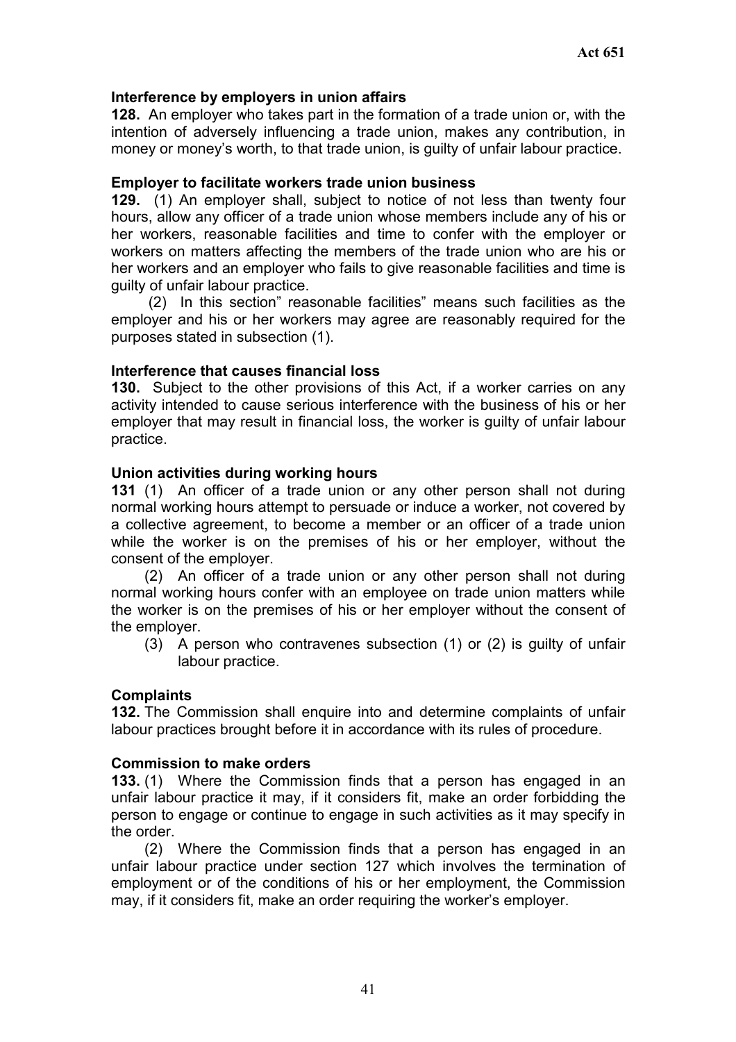**Interference by employers in union affairs**

**128.** An employer who takes part in the formation of a trade union or, with the intention of adversely influencing a trade union, makes any contribution, in money or money's worth, to that trade union, is guilty of unfair labour practice.

**Employer to facilitate workers trade union business**

**129.** (1) An employer shall, subject to notice of not less than twenty four hours, allow any officer of a trade union whose members include any of his or her workers, reasonable facilities and time to confer with the employer or workers on matters affecting the members of the trade union who are his or her workers and an employer who fails to give reasonable facilities and time is guilty of unfair labour practice.

(2) In this section" reasonable facilities" means such facilities as the employer and his or her workers may agree are reasonably required for the purposes stated in subsection (1).

**Interference that causes financial loss**

**130.** Subject to the other provisions of this Act, if a worker carries on any activity intended to cause serious interference with the business of his or her employer that may result in financial loss, the worker is guilty of unfair labour practice.

**Union activities during working hours**

**131** (1) An officer of a trade union or any other person shall not during normal working hours attempt to persuade or induce a worker, not covered by a collective agreement, to become a member or an officer of a trade union while the worker is on the premises of his or her employer, without the consent of the employer.

(2) An officer of a trade union or any other person shall not during normal working hours confer with an employee on trade union matters while the worker is on the premises of his or her employer without the consent of the employer.

(3) A person who contravenes subsection (1) or (2) is guilty of unfair labour practice.

**Complaints**

**132.** The Commission shall enquire into and determine complaints of unfair labour practices brought before it in accordance with its rules of procedure.

**Commission to make orders**

**133.** (1) Where the Commission finds that a person has engaged in an unfair labour practice it may, if it considers fit, make an order forbidding the person to engage or continue to engage in such activities as it may specify in the order.

(2) Where the Commission finds that a person has engaged in an unfair labour practice under section 127 which involves the termination of employment or of the conditions of his or her employment, the Commission may, if it considers fit, make an order requiring the worker's employer.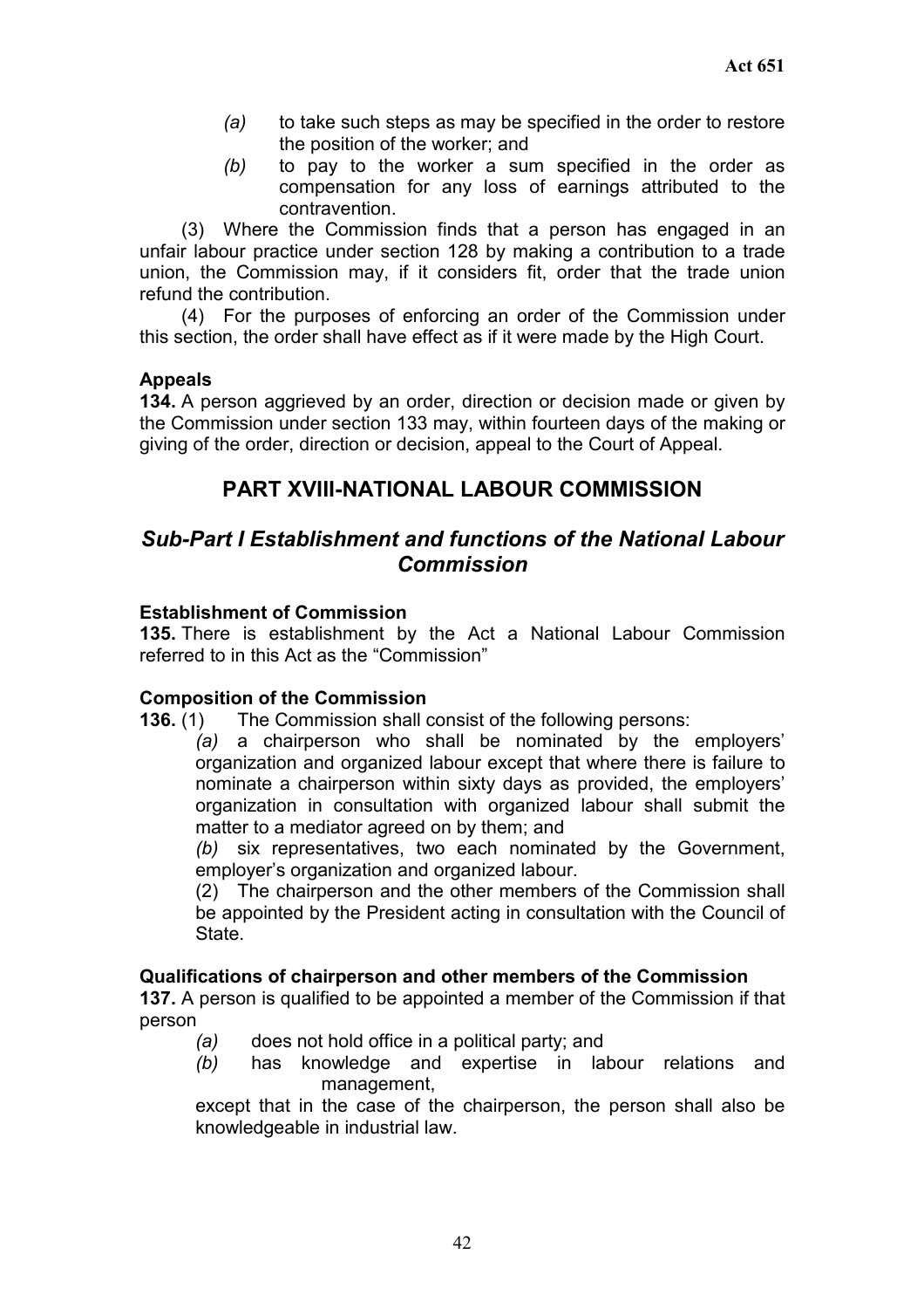(a) to take such steps as may be specified in the order to restore the position of the worker; and

(b) to pay to the worker a sum specified in the order as compensation for any loss of earnings attributed to the contravention.

(3) Where the Commission finds that a person has engaged in an unfair labour practice under section 128 by making a contribution to a trade union, the Commission may, if it considers fit, order that the trade union refund the contribution.

(4) For the purposes of enforcing an order of the Commission under this section, the order shall have effect as if it were made by the High Court.

**Appeals**

**134.** A person aggrieved by an order, direction or decision made or given by the Commission under section 133 may, within fourteen days of the making or giving of the order, direction or decision, appeal to the Court of Appeal.

## PART XVIII-NATIONAL LABOUR COMMISSION

### *Sub-Part I Establishment and functions of the National Labour Commission*

**Establishment of Commission**

**135.** There is establishment by the Act a National Labour Commission referred to in this Act as the "Commission"

**Composition of the Commission**

**136.** (1) The Commission shall consist of the following persons:

*(a)* a chairperson who shall be nominated by the employers' organization and organized labour except that where there is failure to nominate a chairperson within sixty days as provided, the employers' organization in consultation with organized labour shall submit the matter to a mediator agreed on by them; and

*(b)* six representatives, two each nominated by the Government, employer's organization and organized labour.

(2) The chairperson and the other members of the Commission shall be appointed by the President acting in consultation with the Council of State.

**Qualifications of chairperson and other members of the Commission**

**137.** A person is qualified to be appointed a member of the Commission if that person

*(a)* does not hold office in a political party; and

*(b)* has knowledge and expertise in labour relations and management,

except that in the case of the chairperson, the person shall also be knowledgeable in industrial law.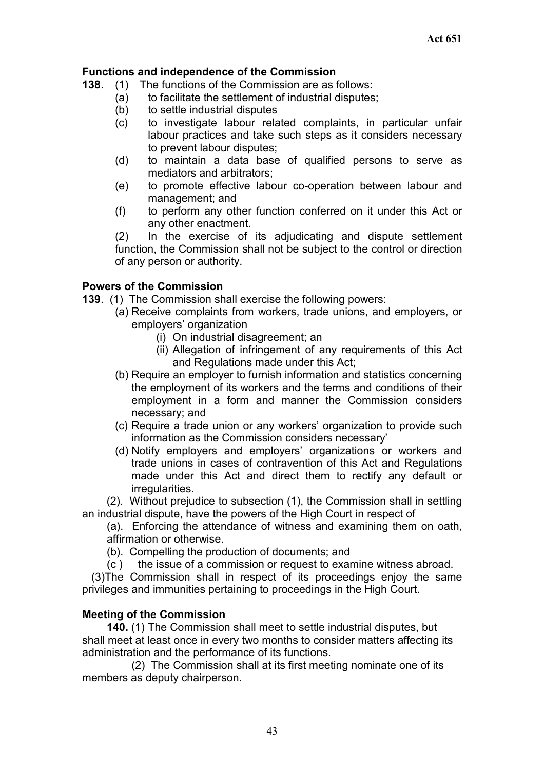**Functions and independence of the Commission**

**138**. (1) The functions of the Commission are as follows:

(a) to facilitate the settlement of industrial disputes;

(b) to settle industrial disputes

(c) to investigate labour related complaints, in particular unfair labour practices and take such steps as it considers necessary to prevent labour disputes;

(d) to maintain a data base of qualified persons to serve as mediators and arbitrators;

(e) to promote effective labour co-operation between labour and management; and

(f) to perform any other function conferred on it under this Act or any other enactment.

(2) In the exercise of its adjudicating and dispute settlement function, the Commission shall not be subject to the control or direction of any person or authority.

**Powers of the Commission**

**139**. (1) The Commission shall exercise the following powers:

(a) Receive complaints from workers, trade unions, and employers, or employers' organization

(i) On industrial disagreement; an

(ii) Allegation of infringement of any requirements of this Act and Regulations made under this Act;

(b) Require an employer to furnish information and statistics concerning the employment of its workers and the terms and conditions of their employment in a form and manner the Commission considers necessary; and

(c) Require a trade union or any workers' organization to provide such information as the Commission considers necessary'

(d) Notify employers and employers' organizations or workers and trade unions in cases of contravention of this Act and Regulations made under this Act and direct them to rectify any default or irregularities.

(2). Without prejudice to subsection (1), the Commission shall in settling an industrial dispute, have the powers of the High Court in respect of

(a). Enforcing the attendance of witness and examining them on oath, affirmation or otherwise.

(b). Compelling the production of documents; and

(c ) the issue of a commission or request to examine witness abroad.

(3)The Commission shall in respect of its proceedings enjoy the same privileges and immunities pertaining to proceedings in the High Court.

**Meeting of the Commission**

**140.** (1) The Commission shall meet to settle industrial disputes, but shall meet at least once in every two months to consider matters affecting its administration and the performance of its functions.

(2) The Commission shall at its first meeting nominate one of its members as deputy chairperson.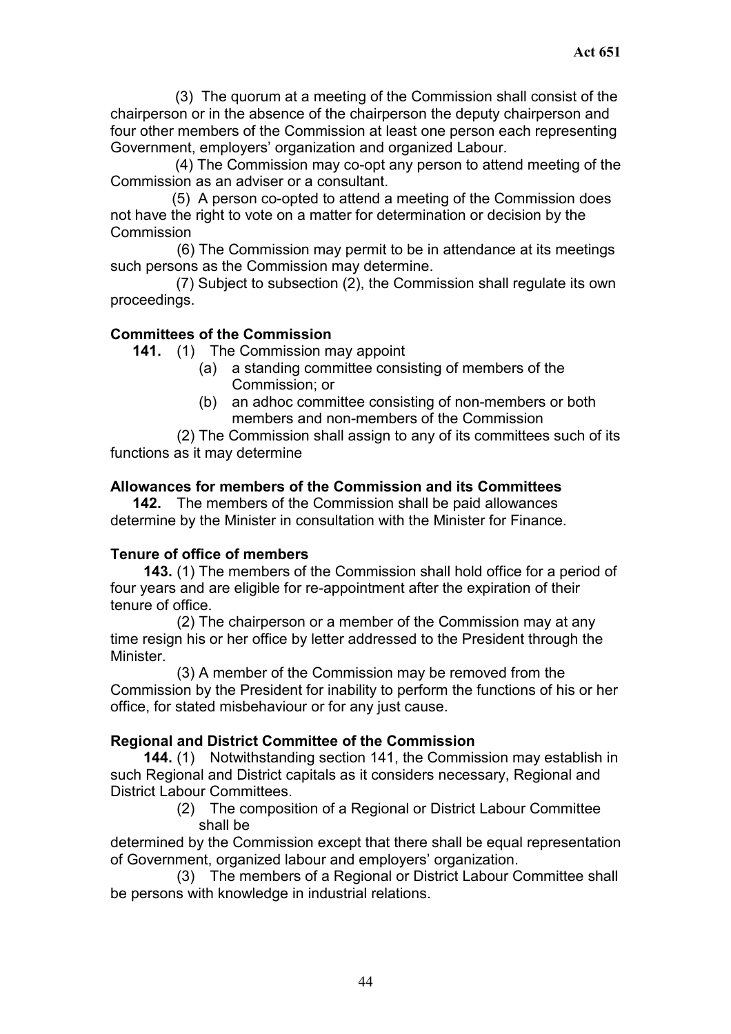(3) The quorum at a meeting of the Commission shall consist of the chairperson or in the absence of the chairperson the deputy chairperson and four other members of the Commission at least one person each representing Government, employers' organization and organized Labour.

(4) The Commission may co-opt any person to attend meeting of the Commission as an adviser or a consultant.

(5) A person co-opted to attend a meeting of the Commission does not have the right to vote on a matter for determination or decision by the Commission

(6) The Commission may permit to be in attendance at its meetings such persons as the Commission may determine.

(7) Subject to subsection (2), the Commission shall regulate its own proceedings.

**Committees of the Commission**

**141.** (1) The Commission may appoint

- (a) a standing committee consisting of members of the Commission; or
- (b) an adhoc committee consisting of non-members or both members and non-members of the Commission

(2) The Commission shall assign to any of its committees such of its functions as it may determine

**Allowances for members of the Commission and its Committees**

**142.** The members of the Commission shall be paid allowances determine by the Minister in consultation with the Minister for Finance.

**Tenure of office of members**

**143.** (1) The members of the Commission shall hold office for a period of four years and are eligible for re-appointment after the expiration of their tenure of office.

(2) The chairperson or a member of the Commission may at any time resign his or her office by letter addressed to the President through the Minister.

(3) A member of the Commission may be removed from the Commission by the President for inability to perform the functions of his or her office, for stated misbehaviour or for any just cause.

**Regional and District Committee of the Commission**

**144.** (1) Notwithstanding section 141, the Commission may establish in such Regional and District capitals as it considers necessary, Regional and District Labour Committees.

(2) The composition of a Regional or District Labour Committee shall be determined by the Commission except that there shall be equal representation of Government, organized labour and employers' organization.

(3) The members of a Regional or District Labour Committee shall be persons with knowledge in industrial relations.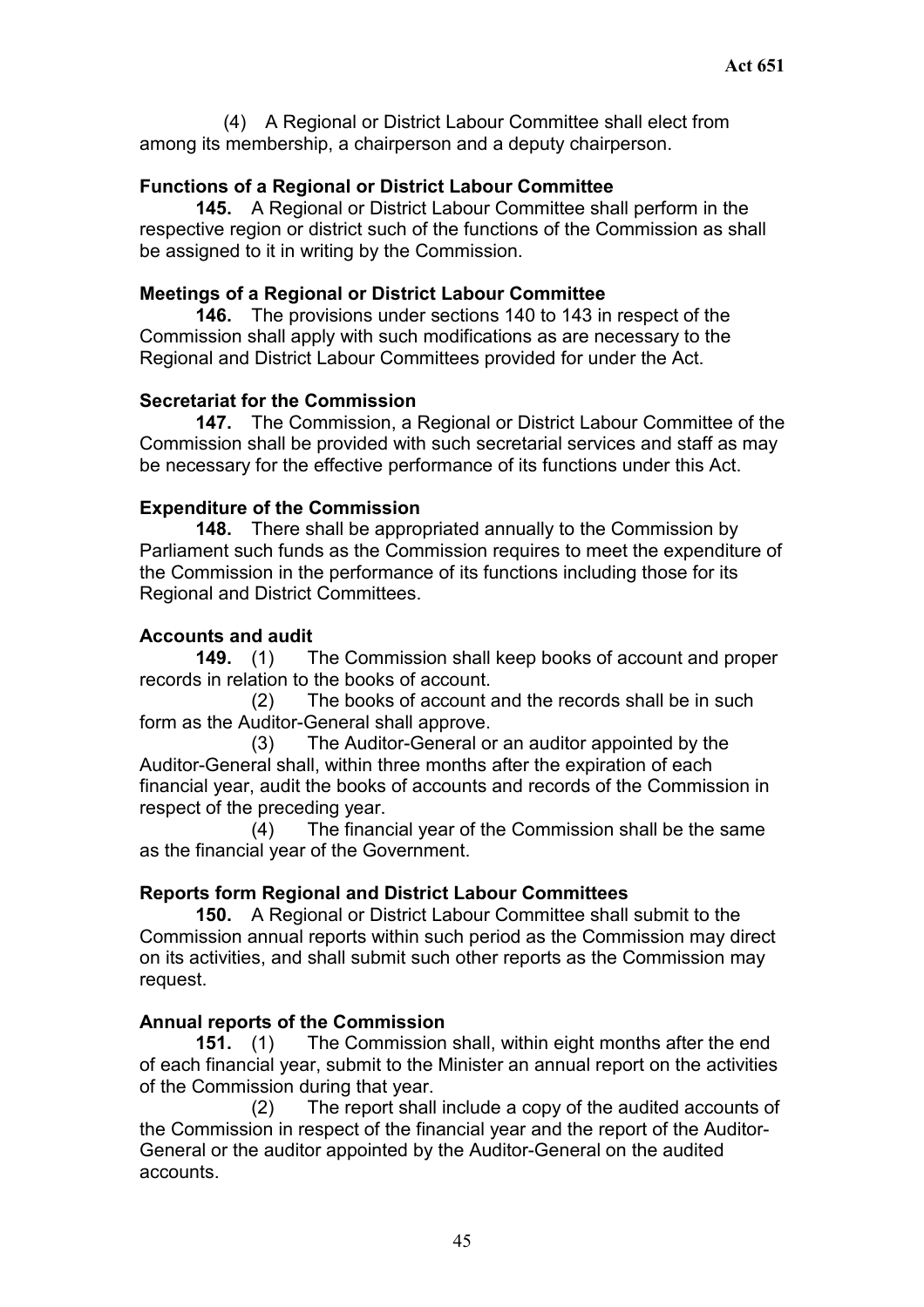(4) A Regional or District Labour Committee shall elect from among its membership, a chairperson and a deputy chairperson.

**Functions of a Regional or District Labour Committee**

**145.** A Regional or District Labour Committee shall perform in the respective region or district such of the functions of the Commission as shall be assigned to it in writing by the Commission.

**Meetings of a Regional or District Labour Committee**

**146.** The provisions under sections 140 to 143 in respect of the Commission shall apply with such modifications as are necessary to the Regional and District Labour Committees provided for under the Act.

**Secretariat for the Commission**

**147.** The Commission, a Regional or District Labour Committee of the Commission shall be provided with such secretarial services and staff as may be necessary for the effective performance of its functions under this Act.

**Expenditure of the Commission**

**148.** There shall be appropriated annually to the Commission by Parliament such funds as the Commission requires to meet the expenditure of the Commission in the performance of its functions including those for its Regional and District Committees.

**Accounts and audit**

**149.** (1) The Commission shall keep books of account and proper records in relation to the books of account.

(2) The books of account and the records shall be in such form as the Auditor-General shall approve.

(3) The Auditor-General or an auditor appointed by the Auditor-General shall, within three months after the expiration of each financial year, audit the books of accounts and records of the Commission in respect of the preceding year.

(4) The financial year of the Commission shall be the same as the financial year of the Government.

**Reports form Regional and District Labour Committees**

**150.** A Regional or District Labour Committee shall submit to the Commission annual reports within such period as the Commission may direct on its activities, and shall submit such other reports as the Commission may request.

**Annual reports of the Commission**

**151.** (1) The Commission shall, within eight months after the end of each financial year, submit to the Minister an annual report on the activities of the Commission during that year.

(2) The report shall include a copy of the audited accounts of the Commission in respect of the financial year and the report of the Auditor-General or the auditor appointed by the Auditor-General on the audited accounts.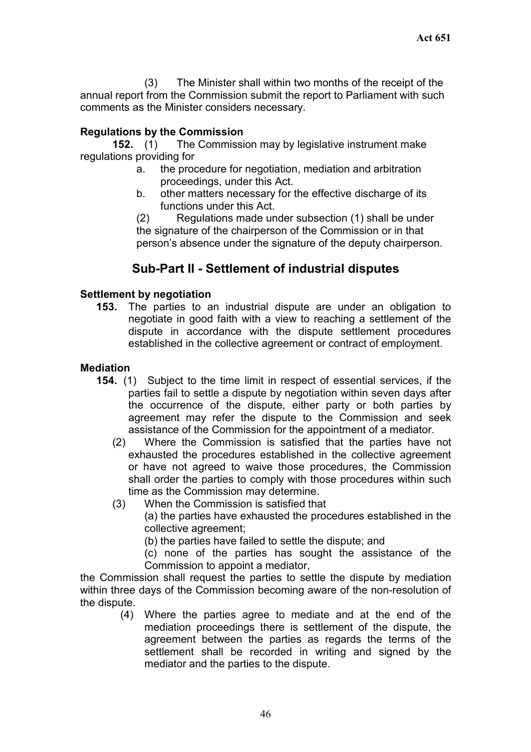(3) The Minister shall within two months of the receipt of the annual report from the Commission submit the report to Parliament with such comments as the Minister considers necessary.

**Regulations by the Commission**

**152.** (1) The Commission may by legislative instrument make regulations providing for

a. the procedure for negotiation, mediation and arbitration proceedings, under this Act.
b. other matters necessary for the effective discharge of its functions under this Act.

(2) Regulations made under subsection (1) shall be under the signature of the chairperson of the Commission or in that person's absence under the signature of the deputy chairperson.

## Sub-Part II - Settlement of industrial disputes

**Settlement by negotiation**

**153.** The parties to an industrial dispute are under an obligation to negotiate in good faith with a view to reaching a settlement of the dispute in accordance with the dispute settlement procedures established in the collective agreement or contract of employment.

**Mediation**

**154.** (1) Subject to the time limit in respect of essential services, if the parties fail to settle a dispute by negotiation within seven days after the occurrence of the dispute, either party or both parties by agreement may refer the dispute to the Commission and seek assistance of the Commission for the appointment of a mediator.

(2) Where the Commission is satisfied that the parties have not exhausted the procedures established in the collective agreement or have not agreed to waive those procedures, the Commission shall order the parties to comply with those procedures within such time as the Commission may determine.

(3) When the Commission is satisfied that

(a) the parties have exhausted the procedures established in the collective agreement;

(b) the parties have failed to settle the dispute; and

(c) none of the parties has sought the assistance of the Commission to appoint a mediator,

the Commission shall request the parties to settle the dispute by mediation within three days of the Commission becoming aware of the non-resolution of the dispute.

(4) Where the parties agree to mediate and at the end of the mediation proceedings there is settlement of the dispute, the agreement between the parties as regards the terms of the settlement shall be recorded in writing and signed by the mediator and the parties to the dispute.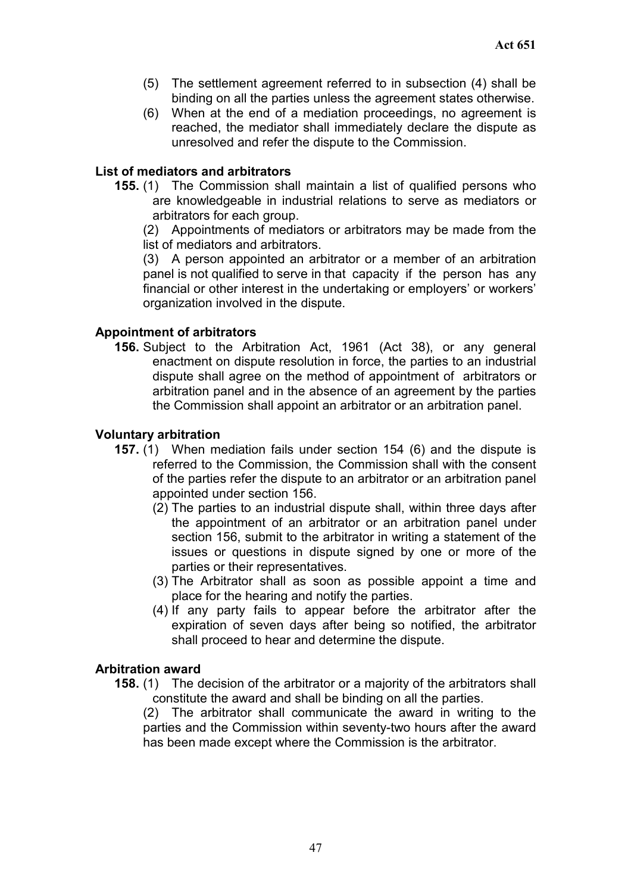(5) The settlement agreement referred to in subsection (4) shall be binding on all the parties unless the agreement states otherwise.

(6) When at the end of a mediation proceedings, no agreement is reached, the mediator shall immediately declare the dispute as unresolved and refer the dispute to the Commission.

**List of mediators and arbitrators**

**155.** (1) The Commission shall maintain a list of qualified persons who are knowledgeable in industrial relations to serve as mediators or arbitrators for each group.

(2) Appointments of mediators or arbitrators may be made from the list of mediators and arbitrators.

(3) A person appointed an arbitrator or a member of an arbitration panel is not qualified to serve in that capacity if the person has any financial or other interest in the undertaking or employers' or workers' organization involved in the dispute.

**Appointment of arbitrators**

**156.** Subject to the Arbitration Act, 1961 (Act 38), or any general enactment on dispute resolution in force, the parties to an industrial dispute shall agree on the method of appointment of arbitrators or arbitration panel and in the absence of an agreement by the parties the Commission shall appoint an arbitrator or an arbitration panel.

**Voluntary arbitration**

**157.** (1) When mediation fails under section 154 (6) and the dispute is referred to the Commission, the Commission shall with the consent of the parties refer the dispute to an arbitrator or an arbitration panel appointed under section 156.

(2) The parties to an industrial dispute shall, within three days after the appointment of an arbitrator or an arbitration panel under section 156, submit to the arbitrator in writing a statement of the issues or questions in dispute signed by one or more of the parties or their representatives.

(3) The Arbitrator shall as soon as possible appoint a time and place for the hearing and notify the parties.

(4) If any party fails to appear before the arbitrator after the expiration of seven days after being so notified, the arbitrator shall proceed to hear and determine the dispute.

**Arbitration award**

**158.** (1) The decision of the arbitrator or a majority of the arbitrators shall constitute the award and shall be binding on all the parties.

(2) The arbitrator shall communicate the award in writing to the parties and the Commission within seventy-two hours after the award has been made except where the Commission is the arbitrator.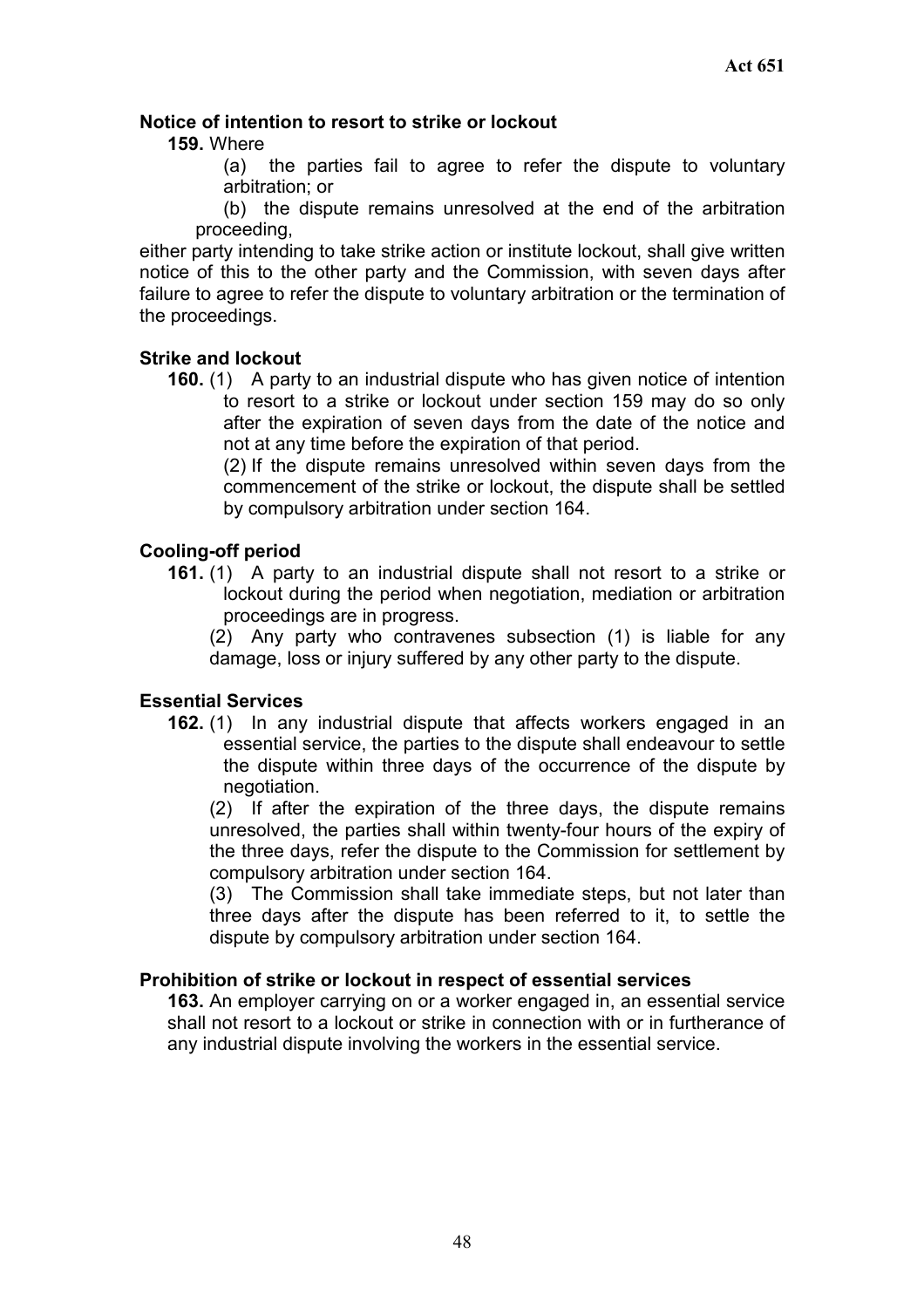**Notice of intention to resort to strike or lockout**

**159.** Where

(a) the parties fail to agree to refer the dispute to voluntary arbitration; or

(b) the dispute remains unresolved at the end of the arbitration proceeding,

either party intending to take strike action or institute lockout, shall give written notice of this to the other party and the Commission, with seven days after failure to agree to refer the dispute to voluntary arbitration or the termination of the proceedings.

**Strike and lockout**

**160.** (1) A party to an industrial dispute who has given notice of intention to resort to a strike or lockout under section 159 may do so only after the expiration of seven days from the date of the notice and not at any time before the expiration of that period.

(2) If the dispute remains unresolved within seven days from the commencement of the strike or lockout, the dispute shall be settled by compulsory arbitration under section 164.

**Cooling-off period**

**161.** (1) A party to an industrial dispute shall not resort to a strike or lockout during the period when negotiation, mediation or arbitration proceedings are in progress.

(2) Any party who contravenes subsection (1) is liable for any damage, loss or injury suffered by any other party to the dispute.

**Essential Services**

**162.** (1) In any industrial dispute that affects workers engaged in an essential service, the parties to the dispute shall endeavour to settle the dispute within three days of the occurrence of the dispute by negotiation.

(2) If after the expiration of the three days, the dispute remains unresolved, the parties shall within twenty-four hours of the expiry of the three days, refer the dispute to the Commission for settlement by compulsory arbitration under section 164.

(3) The Commission shall take immediate steps, but not later than three days after the dispute has been referred to it, to settle the dispute by compulsory arbitration under section 164.

**Prohibition of strike or lockout in respect of essential services**

**163.** An employer carrying on or a worker engaged in, an essential service shall not resort to a lockout or strike in connection with or in furtherance of any industrial dispute involving the workers in the essential service.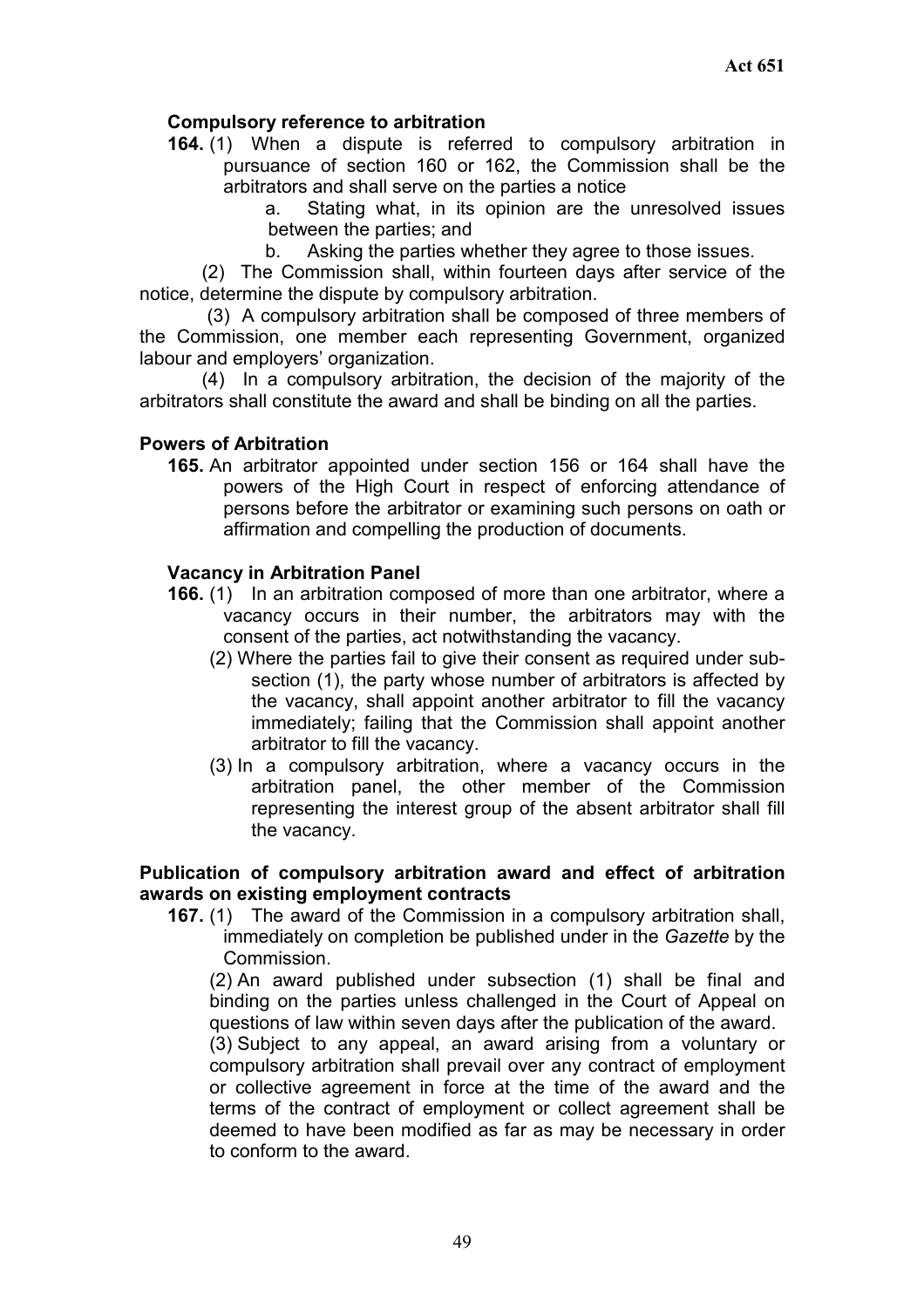**Compulsory reference to arbitration**

**164.** (1) When a dispute is referred to compulsory arbitration in pursuance of section 160 or 162, the Commission shall be the arbitrators and shall serve on the parties a notice

a. Stating what, in its opinion are the unresolved issues between the parties; and

b. Asking the parties whether they agree to those issues.

(2) The Commission shall, within fourteen days after service of the notice, determine the dispute by compulsory arbitration.

(3) A compulsory arbitration shall be composed of three members of the Commission, one member each representing Government, organized labour and employers' organization.

(4) In a compulsory arbitration, the decision of the majority of the arbitrators shall constitute the award and shall be binding on all the parties.

**Powers of Arbitration**

**165.** An arbitrator appointed under section 156 or 164 shall have the powers of the High Court in respect of enforcing attendance of persons before the arbitrator or examining such persons on oath or affirmation and compelling the production of documents.

**Vacancy in Arbitration Panel**

**166.** (1) In an arbitration composed of more than one arbitrator, where a vacancy occurs in their number, the arbitrators may with the consent of the parties, act notwithstanding the vacancy.

(2) Where the parties fail to give their consent as required under sub-section (1), the party whose number of arbitrators is affected by the vacancy, shall appoint another arbitrator to fill the vacancy immediately; failing that the Commission shall appoint another arbitrator to fill the vacancy.

(3) In a compulsory arbitration, where a vacancy occurs in the arbitration panel, the other member of the Commission representing the interest group of the absent arbitrator shall fill the vacancy.

**Publication of compulsory arbitration award and effect of arbitration awards on existing employment contracts**

**167.** (1) The award of the Commission in a compulsory arbitration shall, immediately on completion be published under in the *Gazette* by the Commission.

(2) An award published under subsection (1) shall be final and binding on the parties unless challenged in the Court of Appeal on questions of law within seven days after the publication of the award.

(3) Subject to any appeal, an award arising from a voluntary or compulsory arbitration shall prevail over any contract of employment or collective agreement in force at the time of the award and the terms of the contract of employment or collect agreement shall be deemed to have been modified as far as may be necessary in order to conform to the award.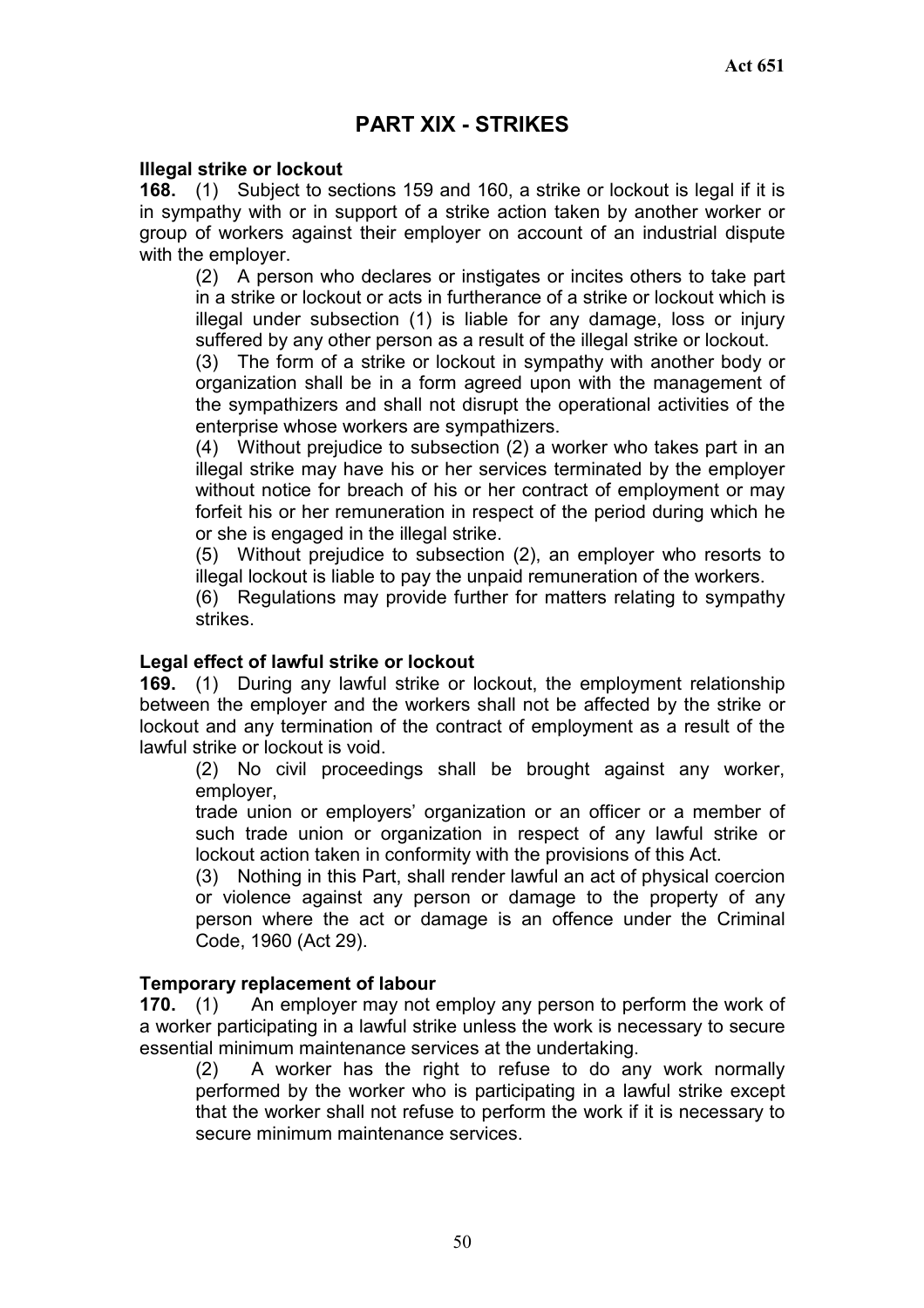## PART XIX - STRIKES

**Illegal strike or lockout**

**168.** (1) Subject to sections 159 and 160, a strike or lockout is legal if it is in sympathy with or in support of a strike action taken by another worker or group of workers against their employer on account of an industrial dispute with the employer.

(2) A person who declares or instigates or incites others to take part in a strike or lockout or acts in furtherance of a strike or lockout which is illegal under subsection (1) is liable for any damage, loss or injury suffered by any other person as a result of the illegal strike or lockout.

(3) The form of a strike or lockout in sympathy with another body or organization shall be in a form agreed upon with the management of the sympathizers and shall not disrupt the operational activities of the enterprise whose workers are sympathizers.

(4) Without prejudice to subsection (2) a worker who takes part in an illegal strike may have his or her services terminated by the employer without notice for breach of his or her contract of employment or may forfeit his or her remuneration in respect of the period during which he or she is engaged in the illegal strike.

(5) Without prejudice to subsection (2), an employer who resorts to illegal lockout is liable to pay the unpaid remuneration of the workers.

(6) Regulations may provide further for matters relating to sympathy strikes.

**Legal effect of lawful strike or lockout**

**169.** (1) During any lawful strike or lockout, the employment relationship between the employer and the workers shall not be affected by the strike or lockout and any termination of the contract of employment as a result of the lawful strike or lockout is void.

(2) No civil proceedings shall be brought against any worker, employer, trade union or employers' organization or an officer or a member of such trade union or organization in respect of any lawful strike or lockout action taken in conformity with the provisions of this Act.

(3) Nothing in this Part, shall render lawful an act of physical coercion or violence against any person or damage to the property of any person where the act or damage is an offence under the Criminal Code, 1960 (Act 29).

**Temporary replacement of labour**

**170.** (1) An employer may not employ any person to perform the work of a worker participating in a lawful strike unless the work is necessary to secure essential minimum maintenance services at the undertaking.

(2) A worker has the right to refuse to do any work normally performed by the worker who is participating in a lawful strike except that the worker shall not refuse to perform the work if it is necessary to secure minimum maintenance services.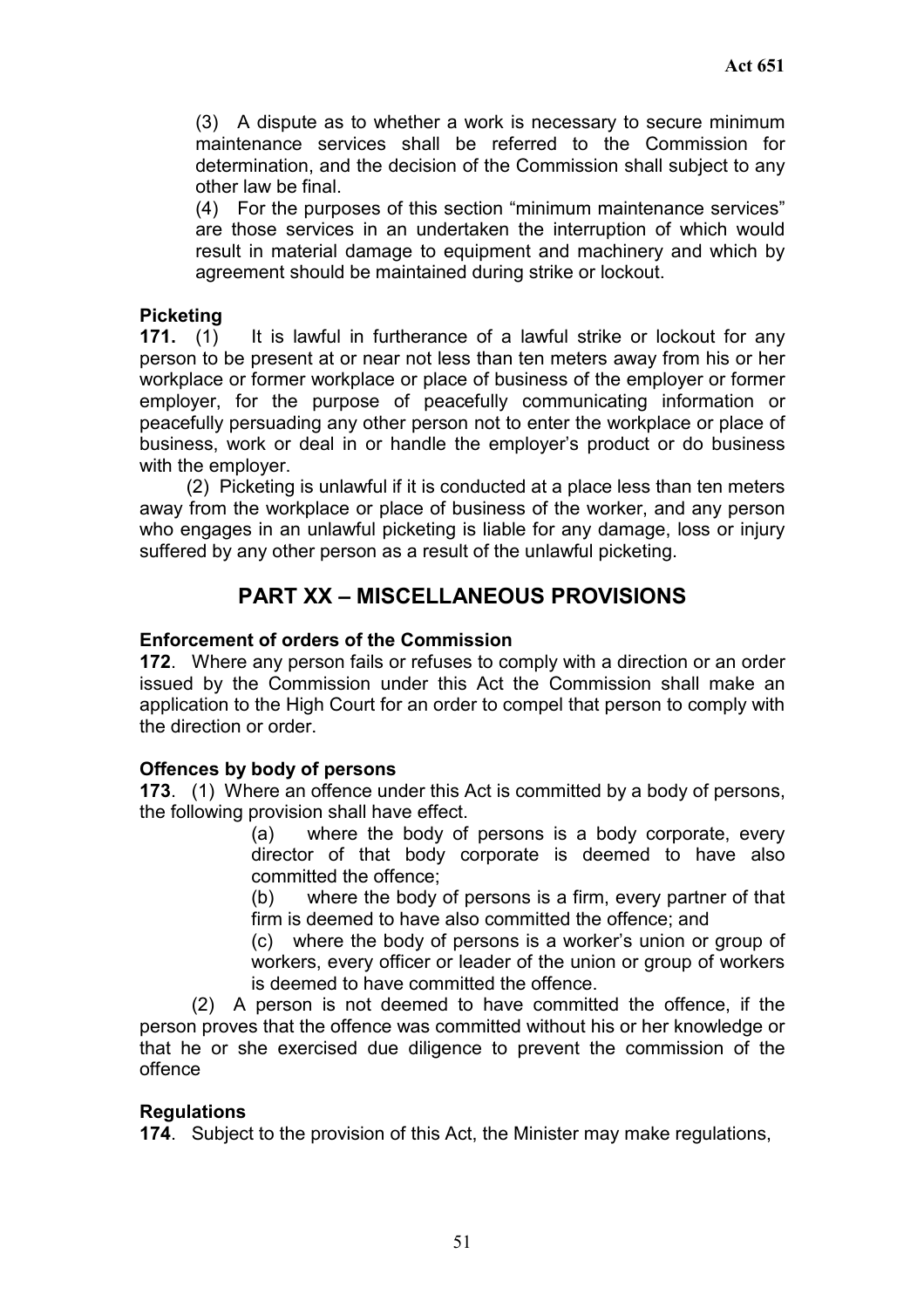(3) A dispute as to whether a work is necessary to secure minimum maintenance services shall be referred to the Commission for determination, and the decision of the Commission shall subject to any other law be final.

(4) For the purposes of this section "minimum maintenance services" are those services in an undertaken the interruption of which would result in material damage to equipment and machinery and which by agreement should be maintained during strike or lockout.

**Picketing**

**171.** (1) It is lawful in furtherance of a lawful strike or lockout for any person to be present at or near not less than ten meters away from his or her workplace or former workplace or place of business of the employer or former employer, for the purpose of peacefully communicating information or peacefully persuading any other person not to enter the workplace or place of business, work or deal in or handle the employer's product or do business with the employer.

(2) Picketing is unlawful if it is conducted at a place less than ten meters away from the workplace or place of business of the worker, and any person who engages in an unlawful picketing is liable for any damage, loss or injury suffered by any other person as a result of the unlawful picketing.

## PART XX – MISCELLANEOUS PROVISIONS

**Enforcement of orders of the Commission**

**172**. Where any person fails or refuses to comply with a direction or an order issued by the Commission under this Act the Commission shall make an application to the High Court for an order to compel that person to comply with the direction or order.

**Offences by body of persons**

**173**. (1) Where an offence under this Act is committed by a body of persons, the following provision shall have effect.

(a) where the body of persons is a body corporate, every director of that body corporate is deemed to have also committed the offence;

(b) where the body of persons is a firm, every partner of that firm is deemed to have also committed the offence; and

(c) where the body of persons is a worker's union or group of workers, every officer or leader of the union or group of workers is deemed to have committed the offence.

(2) A person is not deemed to have committed the offence, if the person proves that the offence was committed without his or her knowledge or that he or she exercised due diligence to prevent the commission of the offence

**Regulations**

**174**. Subject to the provision of this Act, the Minister may make regulations,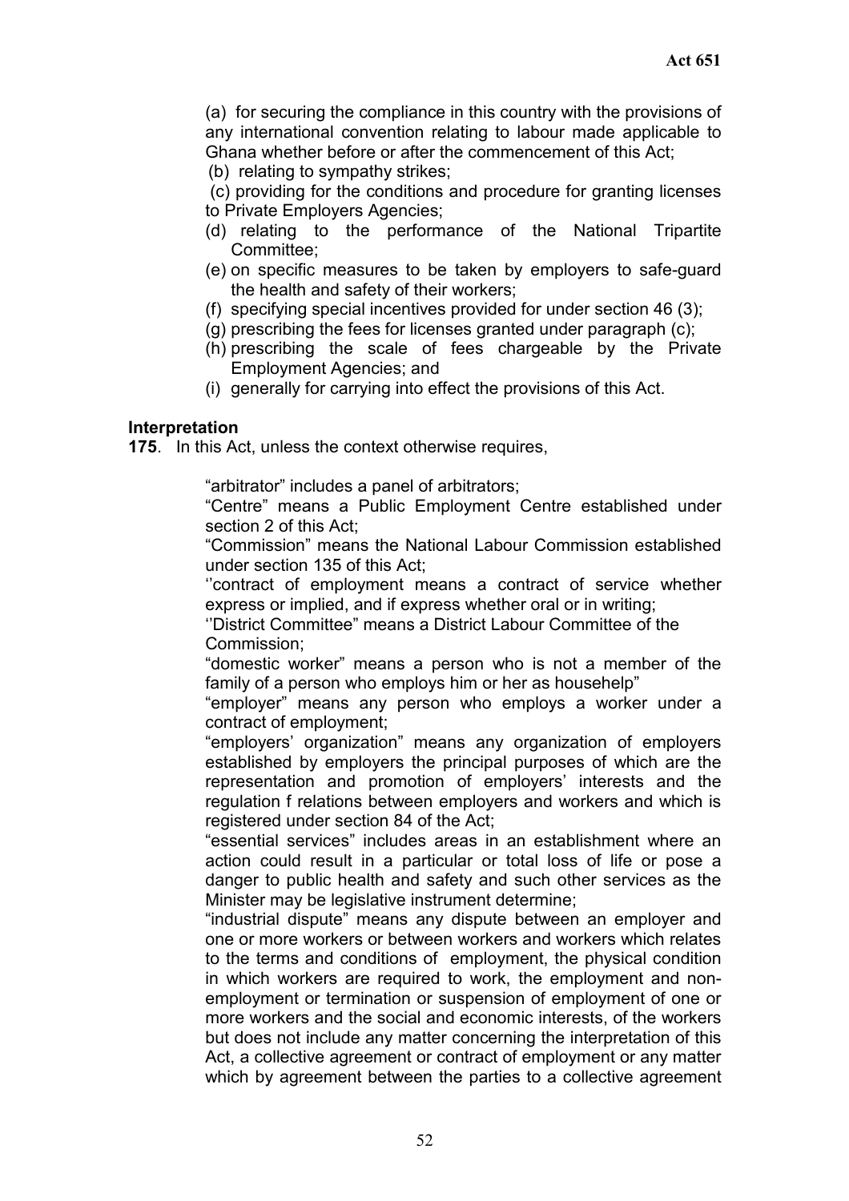(a) for securing the compliance in this country with the provisions of any international convention relating to labour made applicable to Ghana whether before or after the commencement of this Act;

(b) relating to sympathy strikes;

(c) providing for the conditions and procedure for granting licenses to Private Employers Agencies;

(d) relating to the performance of the National Tripartite Committee;

(e) on specific measures to be taken by employers to safe-guard the health and safety of their workers;

(f) specifying special incentives provided for under section 46 (3);

(g) prescribing the fees for licenses granted under paragraph (c);

(h) prescribing the scale of fees chargeable by the Private Employment Agencies; and

(i) generally for carrying into effect the provisions of this Act.

**Interpretation**

**175**. In this Act, unless the context otherwise requires,

"arbitrator" includes a panel of arbitrators;

"Centre" means a Public Employment Centre established under section 2 of this Act;

"Commission" means the National Labour Commission established under section 135 of this Act;

''contract of employment means a contract of service whether express or implied, and if express whether oral or in writing;

''District Committee" means a District Labour Committee of the Commission;

"domestic worker" means a person who is not a member of the family of a person who employs him or her as househelp"

"employer" means any person who employs a worker under a contract of employment;

"employers' organization" means any organization of employers established by employers the principal purposes of which are the representation and promotion of employers' interests and the regulation f relations between employers and workers and which is registered under section 84 of the Act;

"essential services" includes areas in an establishment where an action could result in a particular or total loss of life or pose a danger to public health and safety and such other services as the Minister may be legislative instrument determine;

"industrial dispute" means any dispute between an employer and one or more workers or between workers and workers which relates to the terms and conditions of employment, the physical condition in which workers are required to work, the employment and non-employment or termination or suspension of employment of one or more workers and the social and economic interests, of the workers but does not include any matter concerning the interpretation of this Act, a collective agreement or contract of employment or any matter which by agreement between the parties to a collective agreement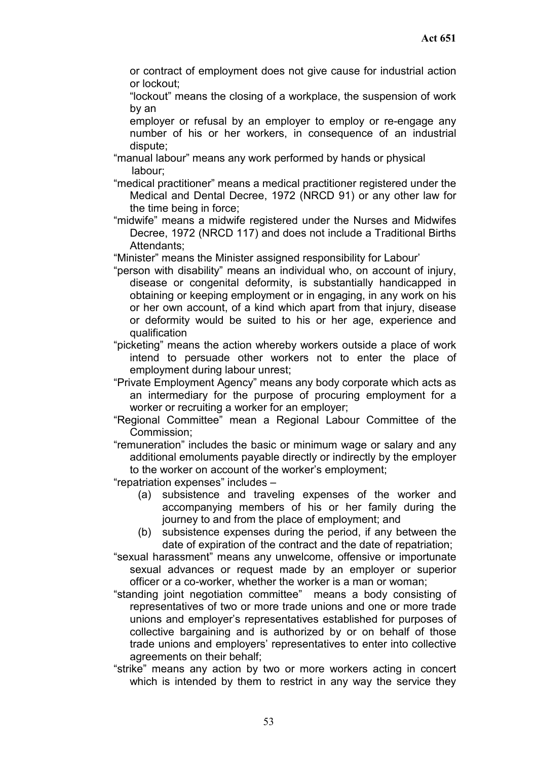or contract of employment does not give cause for industrial action or lockout;

"lockout" means the closing of a workplace, the suspension of work by an

employer or refusal by an employer to employ or re-engage any number of his or her workers, in consequence of an industrial dispute;

"manual labour" means any work performed by hands or physical labour;

"medical practitioner" means a medical practitioner registered under the Medical and Dental Decree, 1972 (NRCD 91) or any other law for the time being in force;

"midwife" means a midwife registered under the Nurses and Midwifes Decree, 1972 (NRCD 117) and does not include a Traditional Births Attendants;

"Minister" means the Minister assigned responsibility for Labour'

"person with disability" means an individual who, on account of injury, disease or congenital deformity, is substantially handicapped in obtaining or keeping employment or in engaging, in any work on his or her own account, of a kind which apart from that injury, disease or deformity would be suited to his or her age, experience and qualification

"picketing" means the action whereby workers outside a place of work intend to persuade other workers not to enter the place of employment during labour unrest;

"Private Employment Agency" means any body corporate which acts as an intermediary for the purpose of procuring employment for a worker or recruiting a worker for an employer;

"Regional Committee" mean a Regional Labour Committee of the Commission;

"remuneration" includes the basic or minimum wage or salary and any additional emoluments payable directly or indirectly by the employer to the worker on account of the worker's employment;

"repatriation expenses" includes –

(a) subsistence and traveling expenses of the worker and accompanying members of his or her family during the journey to and from the place of employment; and

(b) subsistence expenses during the period, if any between the date of expiration of the contract and the date of repatriation;

"sexual harassment" means any unwelcome, offensive or importunate sexual advances or request made by an employer or superior officer or a co-worker, whether the worker is a man or woman;

"standing joint negotiation committee" means a body consisting of representatives of two or more trade unions and one or more trade unions and employer's representatives established for purposes of collective bargaining and is authorized by or on behalf of those trade unions and employers' representatives to enter into collective agreements on their behalf;

"strike" means any action by two or more workers acting in concert which is intended by them to restrict in any way the service they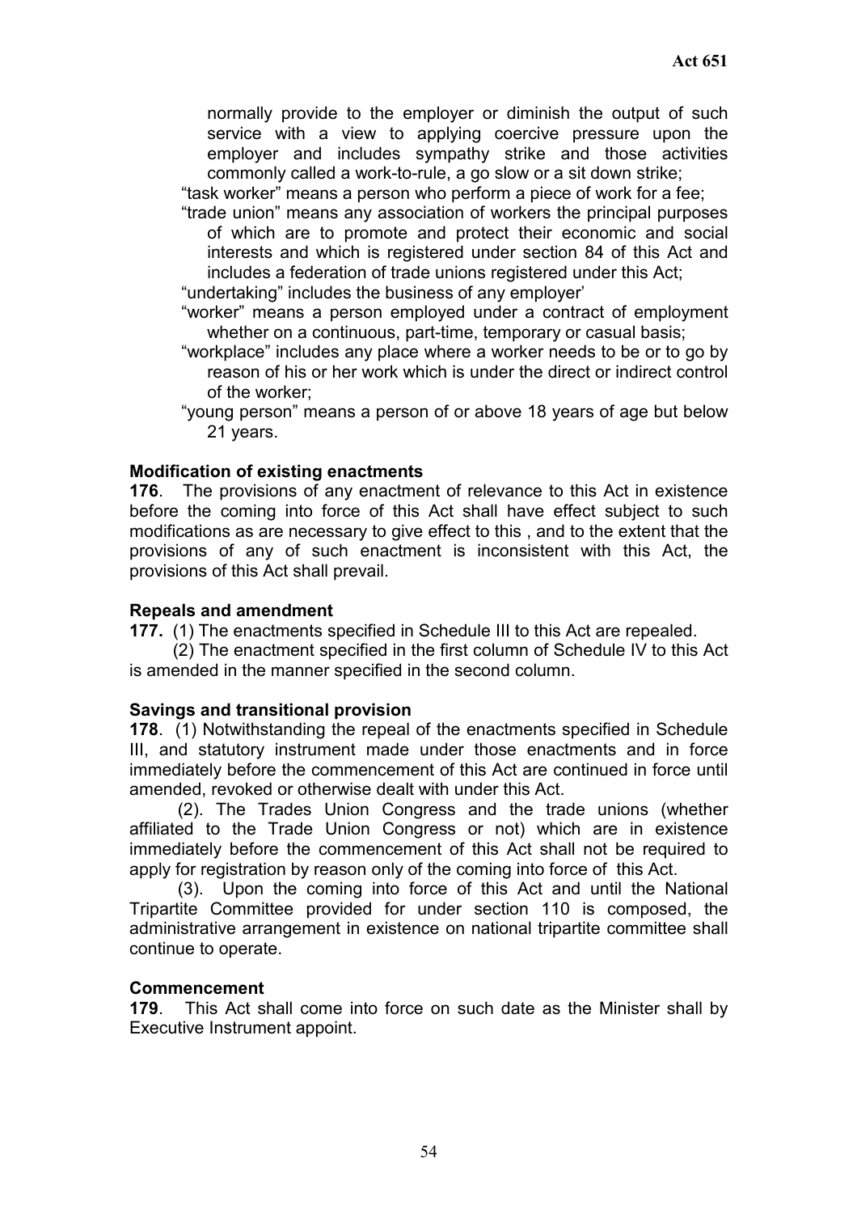normally provide to the employer or diminish the output of such service with a view to applying coercive pressure upon the employer and includes sympathy strike and those activities commonly called a work-to-rule, a go slow or a sit down strike;

"task worker" means a person who perform a piece of work for a fee;

"trade union" means any association of workers the principal purposes of which are to promote and protect their economic and social interests and which is registered under section 84 of this Act and includes a federation of trade unions registered under this Act;

"undertaking" includes the business of any employer'

"worker" means a person employed under a contract of employment whether on a continuous, part-time, temporary or casual basis;

"workplace" includes any place where a worker needs to be or to go by reason of his or her work which is under the direct or indirect control of the worker;

"young person" means a person of or above 18 years of age but below 21 years.

**Modification of existing enactments**

**176**. The provisions of any enactment of relevance to this Act in existence before the coming into force of this Act shall have effect subject to such modifications as are necessary to give effect to this , and to the extent that the provisions of any of such enactment is inconsistent with this Act, the provisions of this Act shall prevail.

**Repeals and amendment**

**177.** (1) The enactments specified in Schedule III to this Act are repealed.

(2) The enactment specified in the first column of Schedule IV to this Act is amended in the manner specified in the second column.

**Savings and transitional provision**

**178**. (1) Notwithstanding the repeal of the enactments specified in Schedule III, and statutory instrument made under those enactments and in force immediately before the commencement of this Act are continued in force until amended, revoked or otherwise dealt with under this Act.

(2). The Trades Union Congress and the trade unions (whether affiliated to the Trade Union Congress or not) which are in existence immediately before the commencement of this Act shall not be required to apply for registration by reason only of the coming into force of this Act.

(3). Upon the coming into force of this Act and until the National Tripartite Committee provided for under section 110 is composed, the administrative arrangement in existence on national tripartite committee shall continue to operate.

**Commencement**

**179**. This Act shall come into force on such date as the Minister shall by Executive Instrument appoint.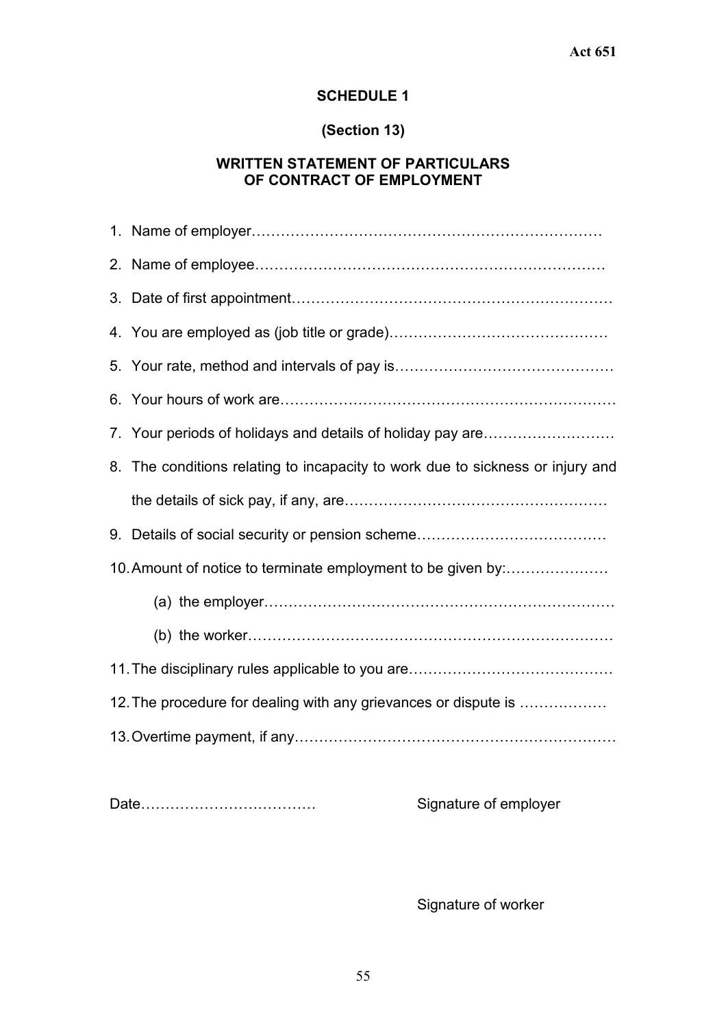## SCHEDULE 1

**(Section 13)**

**WRITTEN STATEMENT OF PARTICULARS OF CONTRACT OF EMPLOYMENT**

1. Name of employer………………………………………………………………
2. Name of employee………………………………………………………………
3. Date of first appointment…………………………………………………………
4. You are employed as (job title or grade)……………………………………
5. Your rate, method and intervals of pay is……………………………………
6. Your hours of work are……………………………………………………………
7. Your periods of holidays and details of holiday pay are………………………
8. The conditions relating to incapacity to work due to sickness or injury and the details of sick pay, if any, are……………………………………………
9. Details of social security or pension scheme…………………………………
10. Amount of notice to terminate employment to be given by:…………………
    (a) the employer………………………………………………………………
    (b) the worker…………………………………………………………………
11. The disciplinary rules applicable to you are……………………………………
12. The procedure for dealing with any grievances or dispute is ………………
13. Overtime payment, if any…………………………………………………………

Date………………………………   Signature of employer

Signature of worker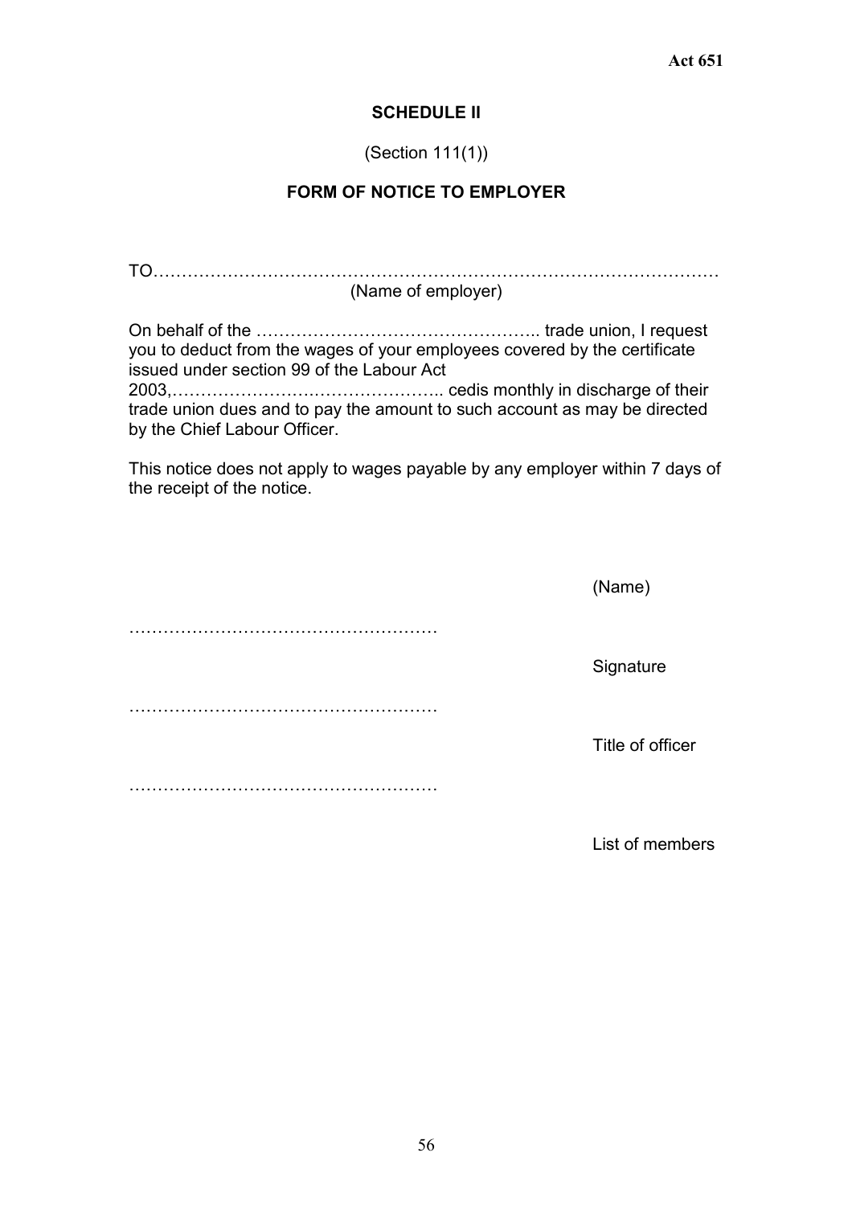## SCHEDULE II

(Section 111(1))

### FORM OF NOTICE TO EMPLOYER

TO…………………………………………………………………………………………
(Name of employer)

On behalf of the ………………………………………….. trade union, I request you to deduct from the wages of your employees covered by the certificate issued under section 99 of the Labour Act 2003,……………………….……………….. cedis monthly in discharge of their trade union dues and to pay the amount to such account as may be directed by the Chief Labour Officer.

This notice does not apply to wages payable by any employer within 7 days of the receipt of the notice.

(Name)

………………………………………………

Signature

………………………………………………

Title of officer

………………………………………………

List of members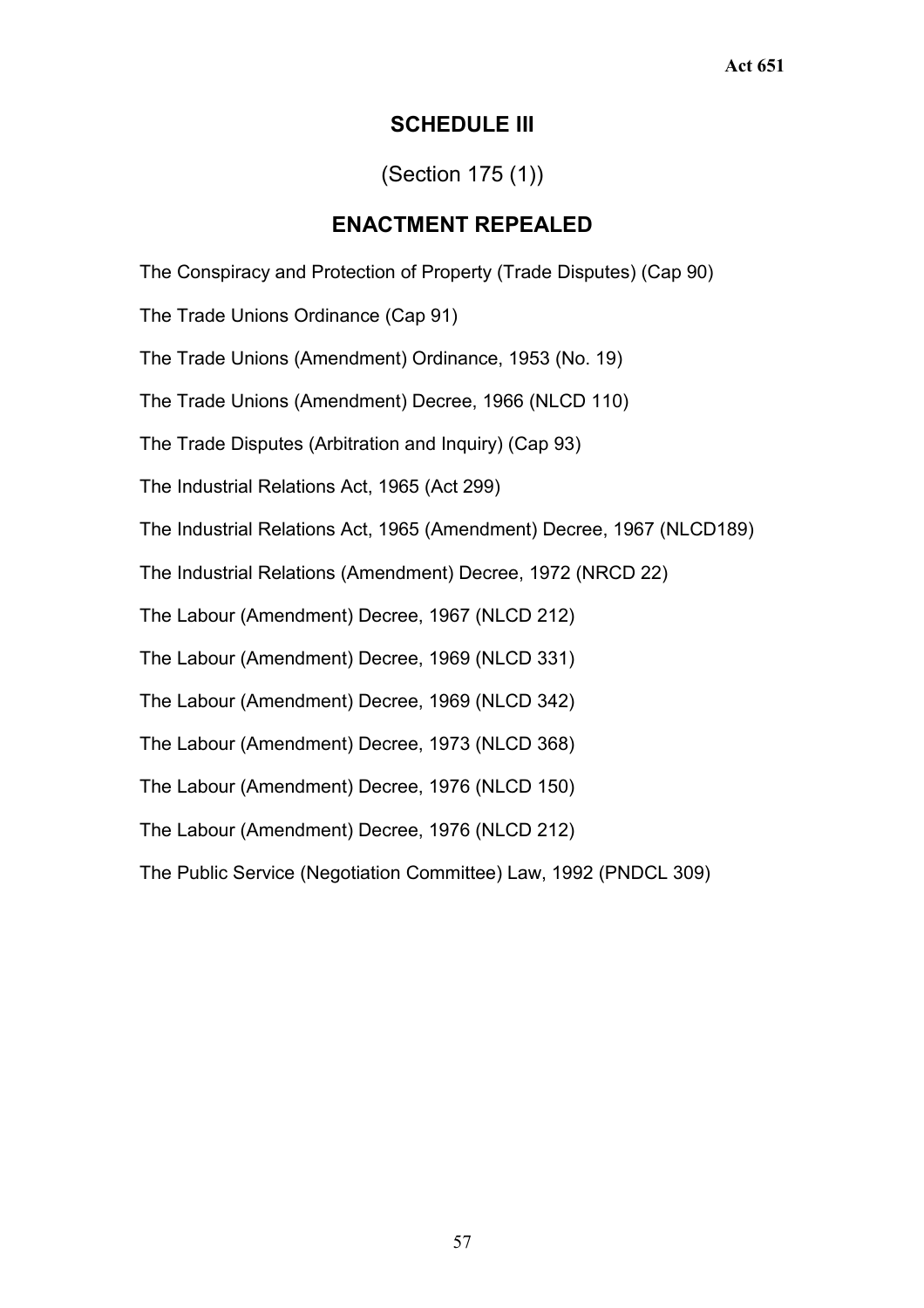## SCHEDULE III

(Section 175 (1))

## ENACTMENT REPEALED

The Conspiracy and Protection of Property (Trade Disputes) (Cap 90)

The Trade Unions Ordinance (Cap 91)

The Trade Unions (Amendment) Ordinance, 1953 (No. 19)

The Trade Unions (Amendment) Decree, 1966 (NLCD 110)

The Trade Disputes (Arbitration and Inquiry) (Cap 93)

The Industrial Relations Act, 1965 (Act 299)

The Industrial Relations Act, 1965 (Amendment) Decree, 1967 (NLCD189)

The Industrial Relations (Amendment) Decree, 1972 (NRCD 22)

The Labour (Amendment) Decree, 1967 (NLCD 212)

The Labour (Amendment) Decree, 1969 (NLCD 331)

The Labour (Amendment) Decree, 1969 (NLCD 342)

The Labour (Amendment) Decree, 1973 (NLCD 368)

The Labour (Amendment) Decree, 1976 (NLCD 150)

The Labour (Amendment) Decree, 1976 (NLCD 212)

The Public Service (Negotiation Committee) Law, 1992 (PNDCL 309)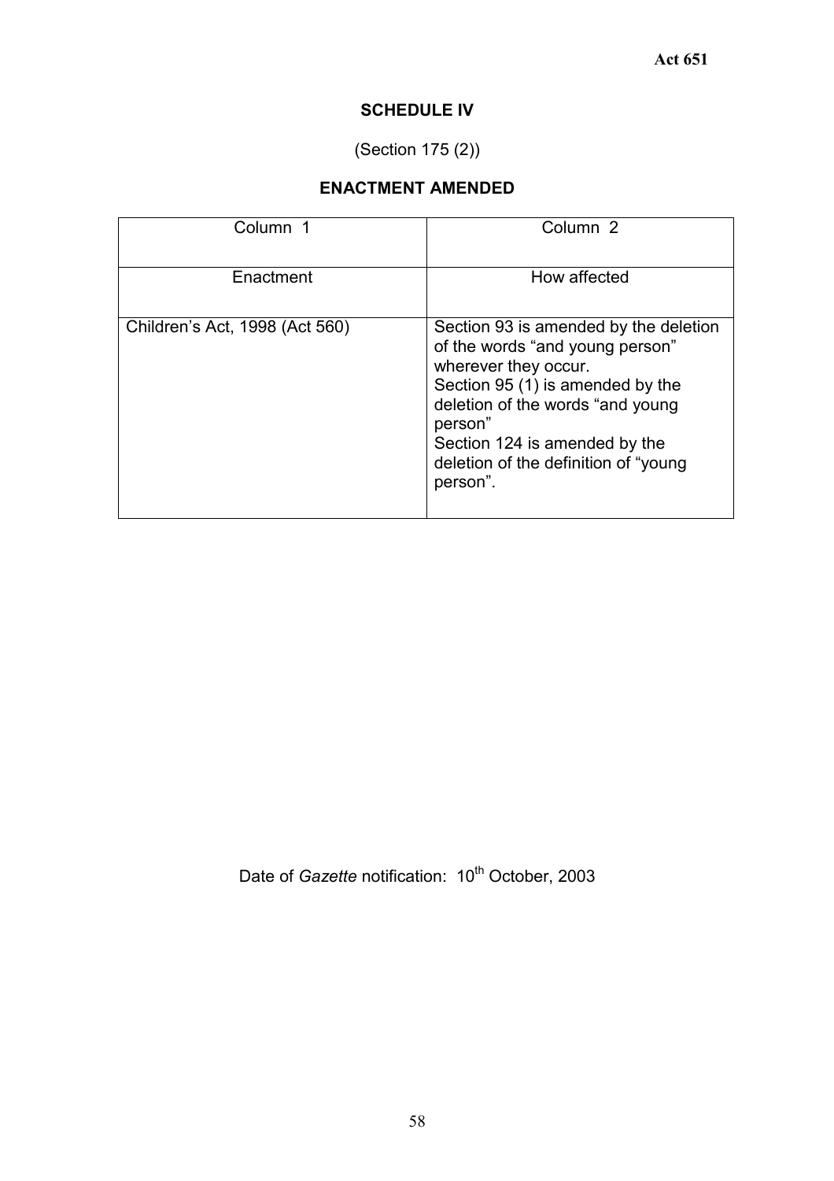## SCHEDULE IV

(Section 175 (2))

### ENACTMENT AMENDED

| Column 1 | Column 2 |
|---|---|
| Enactment | How affected |
| Children's Act, 1998 (Act 560) | Section 93 is amended by the deletion of the words "and young person" wherever they occur. Section 95 (1) is amended by the deletion of the words "and young person" Section 124 is amended by the deletion of the definition of "young person". |

Date of *Gazette* notification: 10th October, 2003